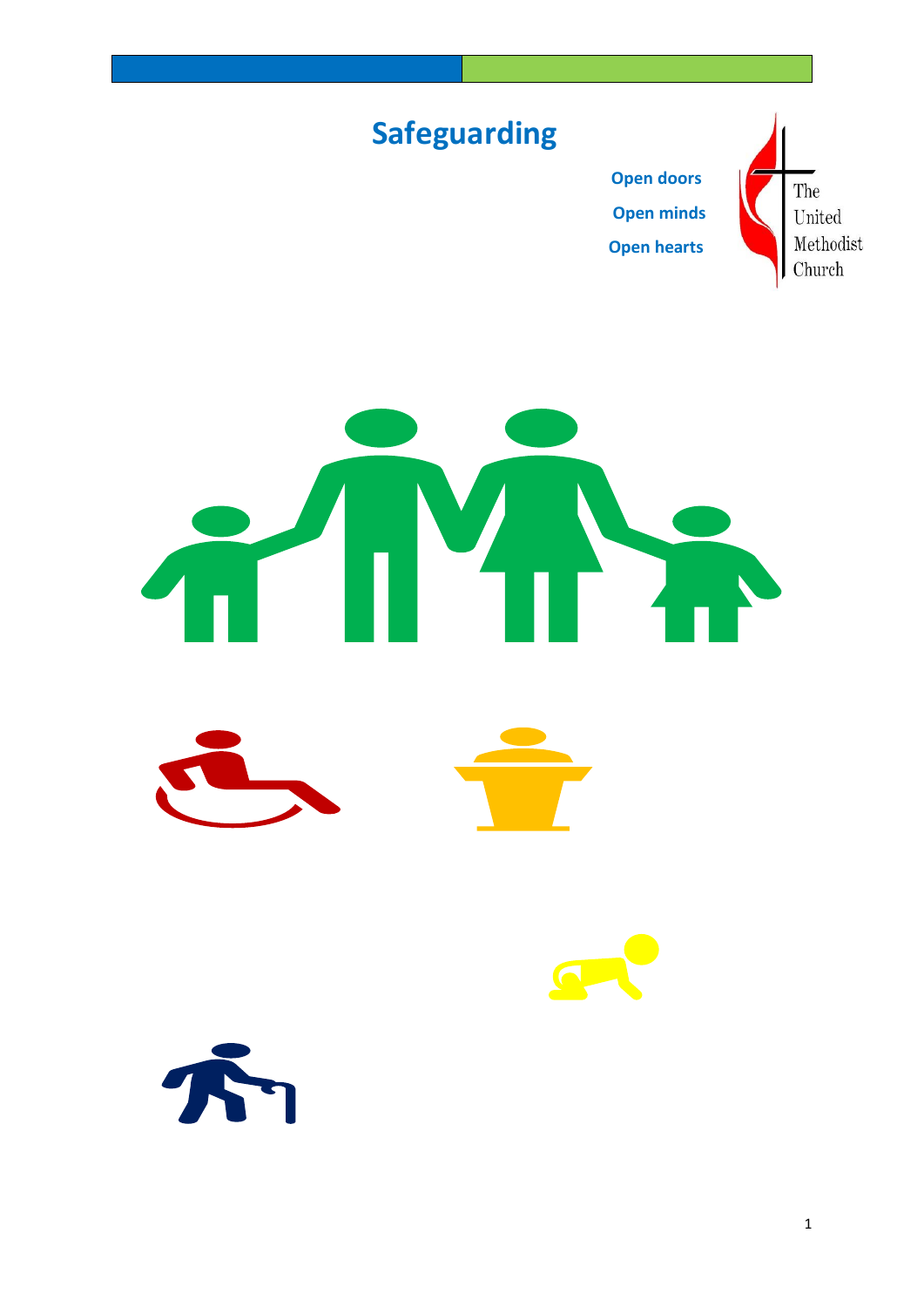# Safeguarding

**Open doors**

**Open minds**

**Open hearts**

The United Methodist Church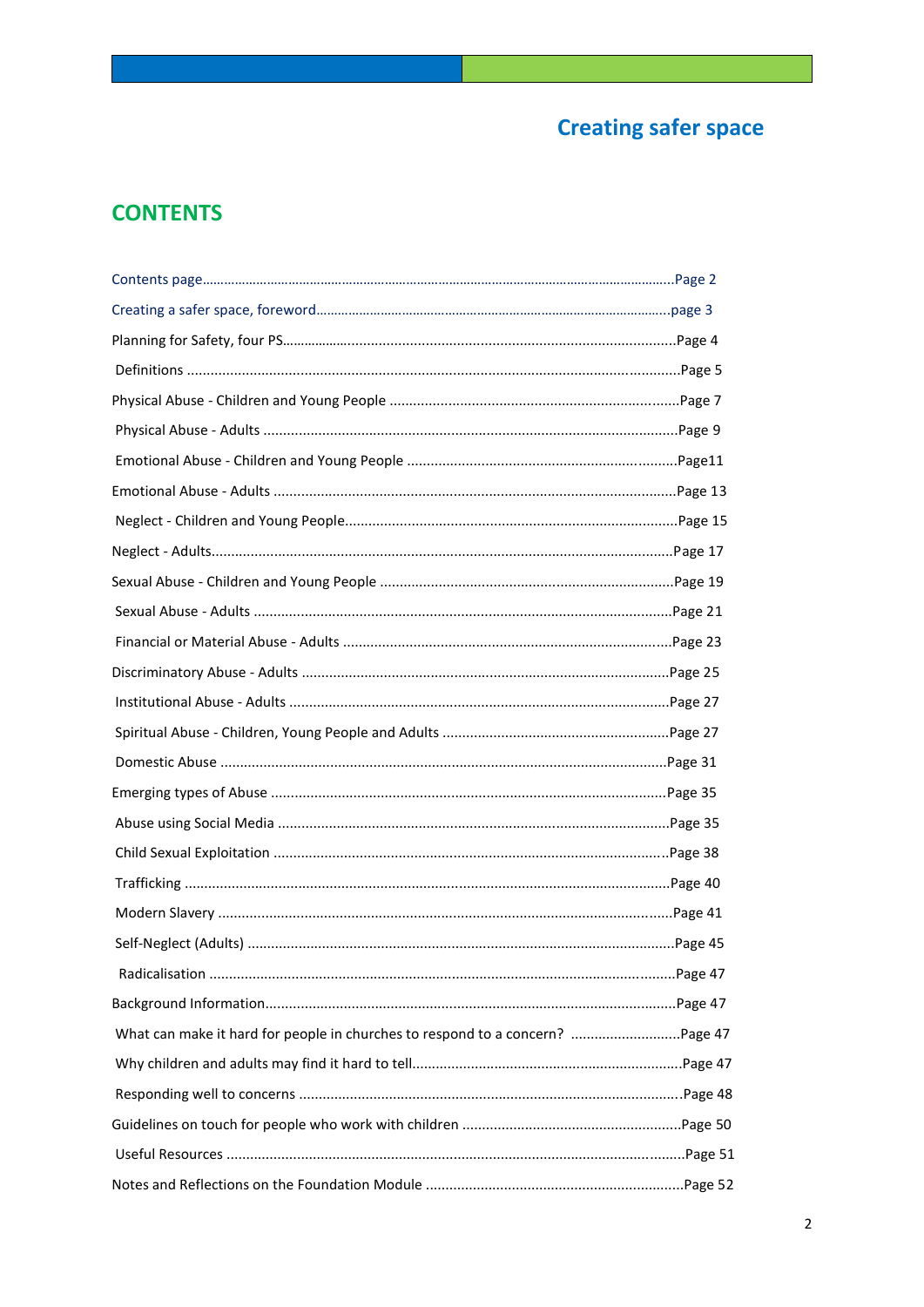## Creating safer space

# CONTENTS

Contents page....................................................................................................................................Page 2

Creating a safer space, foreword.................................................................................................page 3

Planning for Safety, four PS..............................................................................................................Page 4

Definitions ......................................................................................................................................Page 5

Physical Abuse - Children and Young People ..................................................................................Page 7

Physical Abuse - Adults ...................................................................................................................Page 9

Emotional Abuse - Children and Young People ..............................................................................Page11

Emotional Abuse - Adults ................................................................................................................Page 13

Neglect - Children and Young People..............................................................................................Page 15

Neglect - Adults................................................................................................................................Page 17

Sexual Abuse - Children and Young People ....................................................................................Page 19

Sexual Abuse - Adults ......................................................................................................................Page 21

Financial or Material Abuse - Adults ..............................................................................................Page 23

Discriminatory Abuse - Adults .........................................................................................................Page 25

Institutional Abuse - Adults ............................................................................................................Page 27

Spiritual Abuse - Children, Young People and Adults ......................................................................Page 27

Domestic Abuse ...............................................................................................................................Page 31

Emerging types of Abuse .................................................................................................................Page 35

Abuse using Social Media .................................................................................................................Page 35

Child Sexual Exploitation ..................................................................................................................Page 38

Trafficking ........................................................................................................................................Page 40

Modern Slavery ................................................................................................................................Page 41

Self-Neglect (Adults) .........................................................................................................................Page 45

Radicalisation ...................................................................................................................................Page 47

Background Information....................................................................................................................Page 47

What can make it hard for people in churches to respond to a concern? ............................Page 47

Why children and adults may find it hard to tell.................................................................Page 47

Responding well to concerns ............................................................................................................Page 48

Guidelines on touch for people who work with children ..................................................................Page 50

Useful Resources ..............................................................................................................................Page 51

Notes and Reflections on the Foundation Module ............................................................................Page 52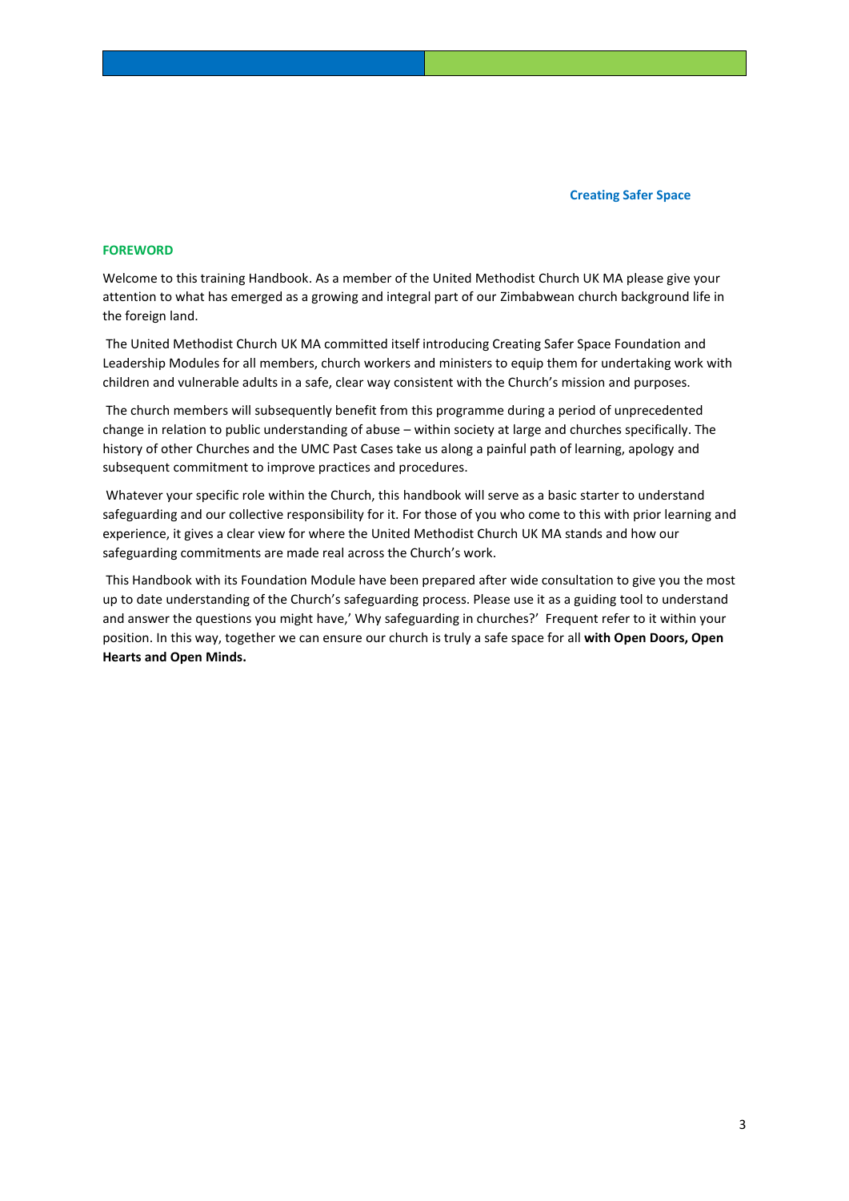**Creating Safer Space**

## FOREWORD

Welcome to this training Handbook. As a member of the United Methodist Church UK MA please give your attention to what has emerged as a growing and integral part of our Zimbabwean church background life in the foreign land.

The United Methodist Church UK MA committed itself introducing Creating Safer Space Foundation and Leadership Modules for all members, church workers and ministers to equip them for undertaking work with children and vulnerable adults in a safe, clear way consistent with the Church's mission and purposes.

The church members will subsequently benefit from this programme during a period of unprecedented change in relation to public understanding of abuse – within society at large and churches specifically. The history of other Churches and the UMC Past Cases take us along a painful path of learning, apology and subsequent commitment to improve practices and procedures.

Whatever your specific role within the Church, this handbook will serve as a basic starter to understand safeguarding and our collective responsibility for it. For those of you who come to this with prior learning and experience, it gives a clear view for where the United Methodist Church UK MA stands and how our safeguarding commitments are made real across the Church's work.

This Handbook with its Foundation Module have been prepared after wide consultation to give you the most up to date understanding of the Church's safeguarding process. Please use it as a guiding tool to understand and answer the questions you might have,' Why safeguarding in churches?' Frequent refer to it within your position. In this way, together we can ensure our church is truly a safe space for all **with Open Doors, Open Hearts and Open Minds.**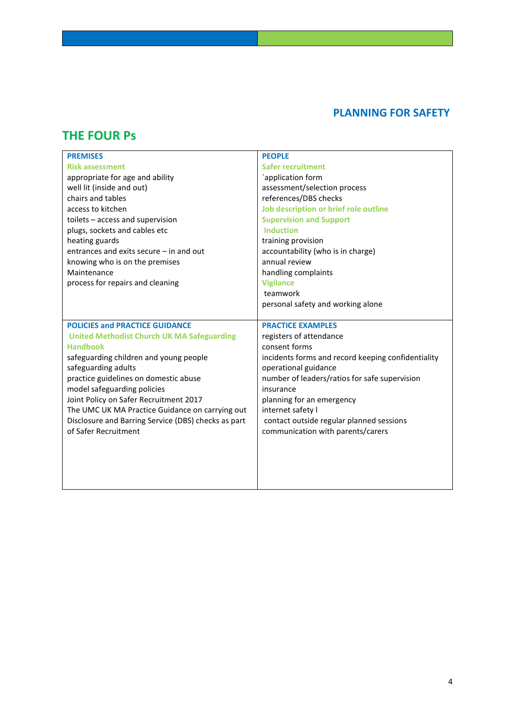## PLANNING FOR SAFETY

## THE FOUR Ps

| **PREMISES** | **PEOPLE** |
|---|---|
| **Risk assessment**<br>appropriate for age and ability<br>well lit (inside and out)<br>chairs and tables<br>access to kitchen<br>toilets – access and supervision<br>plugs, sockets and cables etc<br>heating guards<br>entrances and exits secure – in and out<br>knowing who is on the premises<br>Maintenance<br>process for repairs and cleaning | **Safer recruitment**<br>`application form<br>assessment/selection process<br>references/DBS checks<br>**Job description or brief role outline**<br>**Supervision and Support**<br>**Induction**<br>training provision<br>accountability (who is in charge)<br>annual review<br>handling complaints<br>**Vigilance**<br>teamwork<br>personal safety and working alone |
| **POLICIES and PRACTICE GUIDANCE** | **PRACTICE EXAMPLES** |
| **United Methodist Church UK MA Safeguarding Handbook**<br>safeguarding children and young people<br>safeguarding adults<br>practice guidelines on domestic abuse<br>model safeguarding policies<br>Joint Policy on Safer Recruitment 2017<br>The UMC UK MA Practice Guidance on carrying out Disclosure and Barring Service (DBS) checks as part of Safer Recruitment | registers of attendance<br>consent forms<br>incidents forms and record keeping confidentiality<br>operational guidance<br>number of leaders/ratios for safe supervision<br>insurance<br>planning for an emergency<br>internet safety l<br>contact outside regular planned sessions<br>communication with parents/carers |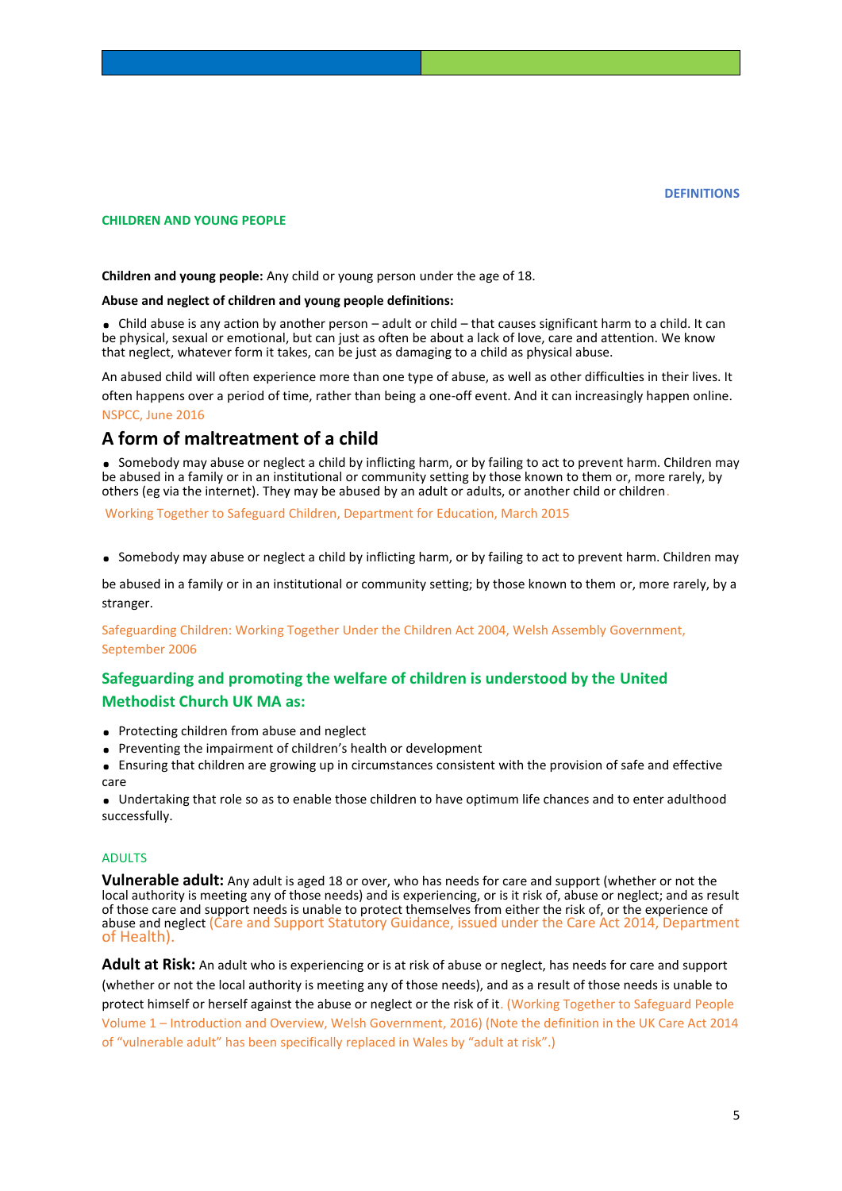DEFINITIONS

## CHILDREN AND YOUNG PEOPLE

**Children and young people:** Any child or young person under the age of 18.

**Abuse and neglect of children and young people definitions:**

- Child abuse is any action by another person – adult or child – that causes significant harm to a child. It can be physical, sexual or emotional, but can just as often be about a lack of love, care and attention. We know that neglect, whatever form it takes, can be just as damaging to a child as physical abuse.

An abused child will often experience more than one type of abuse, as well as other difficulties in their lives. It often happens over a period of time, rather than being a one-off event. And it can increasingly happen online. NSPCC, June 2016

## A form of maltreatment of a child

- Somebody may abuse or neglect a child by inflicting harm, or by failing to act to prevent harm. Children may be abused in a family or in an institutional or community setting by those known to them or, more rarely, by others (eg via the internet). They may be abused by an adult or adults, or another child or children.

Working Together to Safeguard Children, Department for Education, March 2015

- Somebody may abuse or neglect a child by inflicting harm, or by failing to act to prevent harm. Children may be abused in a family or in an institutional or community setting; by those known to them or, more rarely, by a stranger.

Safeguarding Children: Working Together Under the Children Act 2004, Welsh Assembly Government, September 2006

## Safeguarding and promoting the welfare of children is understood by the United Methodist Church UK MA as:

- Protecting children from abuse and neglect
- Preventing the impairment of children's health or development
- Ensuring that children are growing up in circumstances consistent with the provision of safe and effective care
- Undertaking that role so as to enable those children to have optimum life chances and to enter adulthood successfully.

## ADULTS

**Vulnerable adult:** Any adult is aged 18 or over, who has needs for care and support (whether or not the local authority is meeting any of those needs) and is experiencing, or is it risk of, abuse or neglect; and as result of those care and support needs is unable to protect themselves from either the risk of, or the experience of abuse and neglect (Care and Support Statutory Guidance, issued under the Care Act 2014, Department of Health).

**Adult at Risk:** An adult who is experiencing or is at risk of abuse or neglect, has needs for care and support (whether or not the local authority is meeting any of those needs), and as a result of those needs is unable to protect himself or herself against the abuse or neglect or the risk of it. (Working Together to Safeguard People Volume 1 – Introduction and Overview, Welsh Government, 2016) (Note the definition in the UK Care Act 2014 of "vulnerable adult" has been specifically replaced in Wales by "adult at risk".)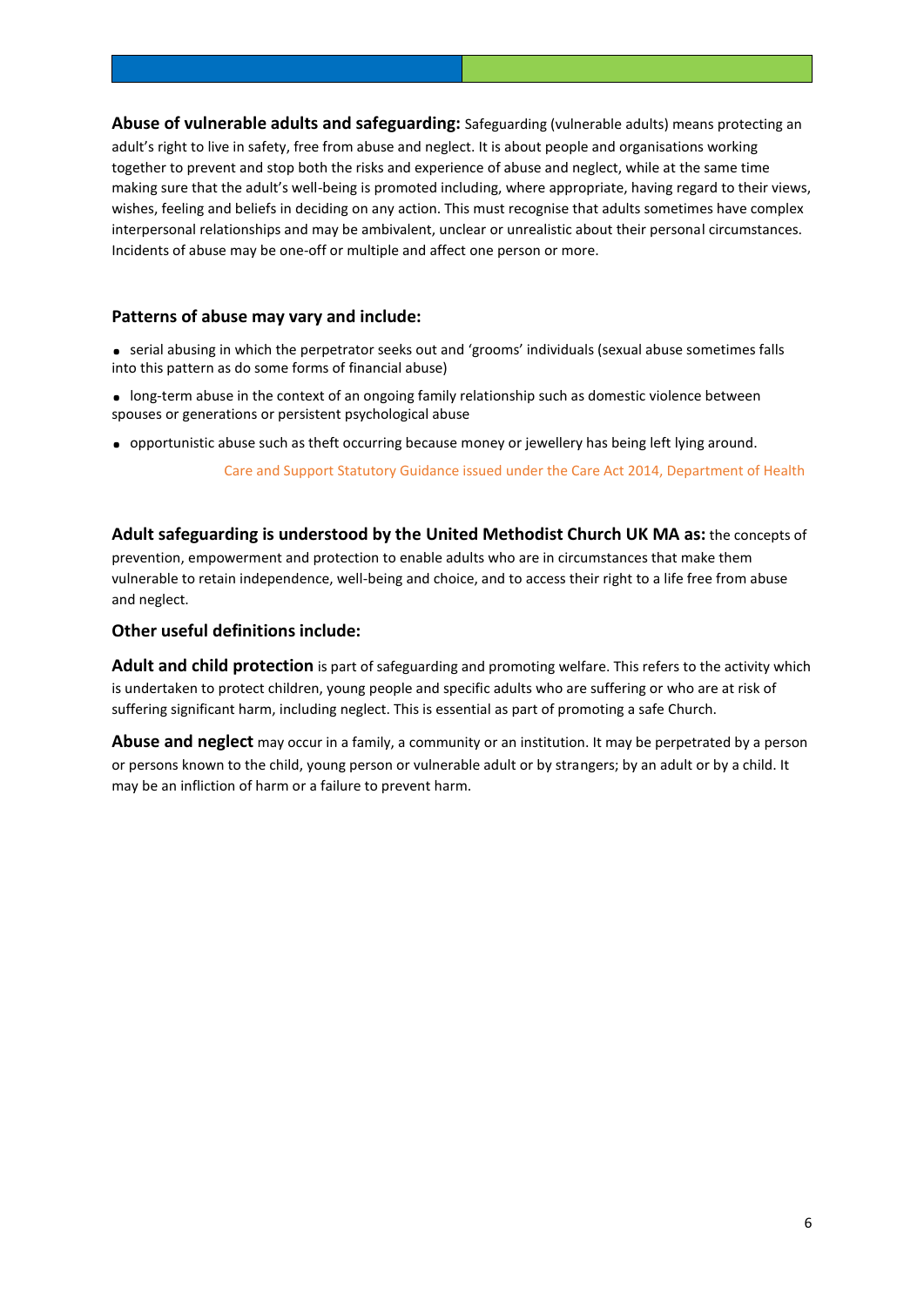**Abuse of vulnerable adults and safeguarding:** Safeguarding (vulnerable adults) means protecting an adult's right to live in safety, free from abuse and neglect. It is about people and organisations working together to prevent and stop both the risks and experience of abuse and neglect, while at the same time making sure that the adult's well-being is promoted including, where appropriate, having regard to their views, wishes, feeling and beliefs in deciding on any action. This must recognise that adults sometimes have complex interpersonal relationships and may be ambivalent, unclear or unrealistic about their personal circumstances. Incidents of abuse may be one-off or multiple and affect one person or more.

### Patterns of abuse may vary and include:

- serial abusing in which the perpetrator seeks out and 'grooms' individuals (sexual abuse sometimes falls into this pattern as do some forms of financial abuse)
- long-term abuse in the context of an ongoing family relationship such as domestic violence between spouses or generations or persistent psychological abuse
- opportunistic abuse such as theft occurring because money or jewellery has being left lying around.

Care and Support Statutory Guidance issued under the Care Act 2014, Department of Health

**Adult safeguarding is understood by the United Methodist Church UK MA as:** the concepts of prevention, empowerment and protection to enable adults who are in circumstances that make them vulnerable to retain independence, well-being and choice, and to access their right to a life free from abuse and neglect.

### Other useful definitions include:

**Adult and child protection** is part of safeguarding and promoting welfare. This refers to the activity which is undertaken to protect children, young people and specific adults who are suffering or who are at risk of suffering significant harm, including neglect. This is essential as part of promoting a safe Church.

**Abuse and neglect** may occur in a family, a community or an institution. It may be perpetrated by a person or persons known to the child, young person or vulnerable adult or by strangers; by an adult or by a child. It may be an infliction of harm or a failure to prevent harm.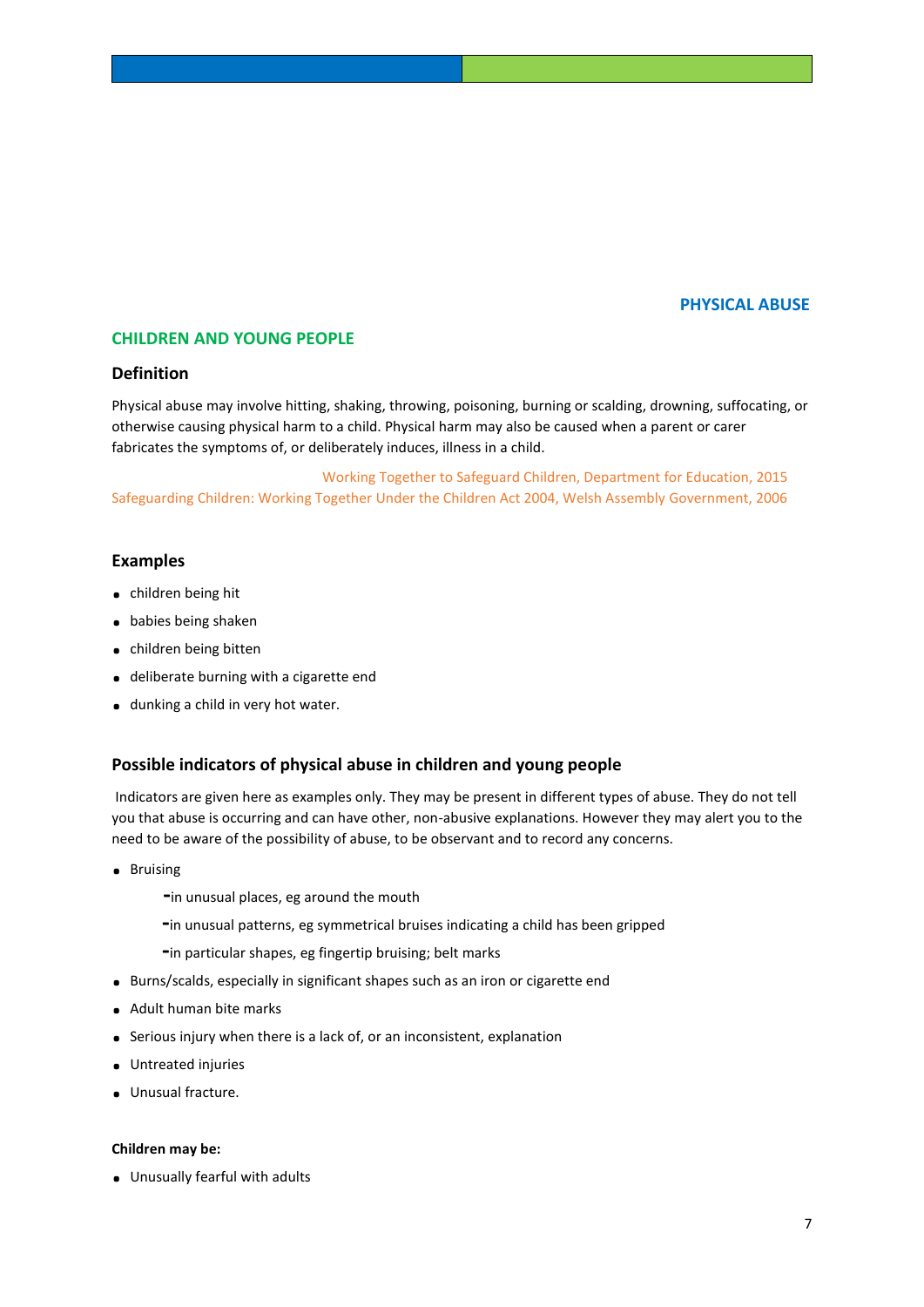## PHYSICAL ABUSE

## CHILDREN AND YOUNG PEOPLE

### Definition

Physical abuse may involve hitting, shaking, throwing, poisoning, burning or scalding, drowning, suffocating, or otherwise causing physical harm to a child. Physical harm may also be caused when a parent or carer fabricates the symptoms of, or deliberately induces, illness in a child.

Working Together to Safeguard Children, Department for Education, 2015
Safeguarding Children: Working Together Under the Children Act 2004, Welsh Assembly Government, 2006

### Examples

- children being hit
- babies being shaken
- children being bitten
- deliberate burning with a cigarette end
- dunking a child in very hot water.

### Possible indicators of physical abuse in children and young people

Indicators are given here as examples only. They may be present in different types of abuse. They do not tell you that abuse is occurring and can have other, non-abusive explanations. However they may alert you to the need to be aware of the possibility of abuse, to be observant and to record any concerns.

- Bruising
  - in unusual places, eg around the mouth
  - in unusual patterns, eg symmetrical bruises indicating a child has been gripped
  - in particular shapes, eg fingertip bruising; belt marks
- Burns/scalds, especially in significant shapes such as an iron or cigarette end
- Adult human bite marks
- Serious injury when there is a lack of, or an inconsistent, explanation
- Untreated injuries
- Unusual fracture.

**Children may be:**

- Unusually fearful with adults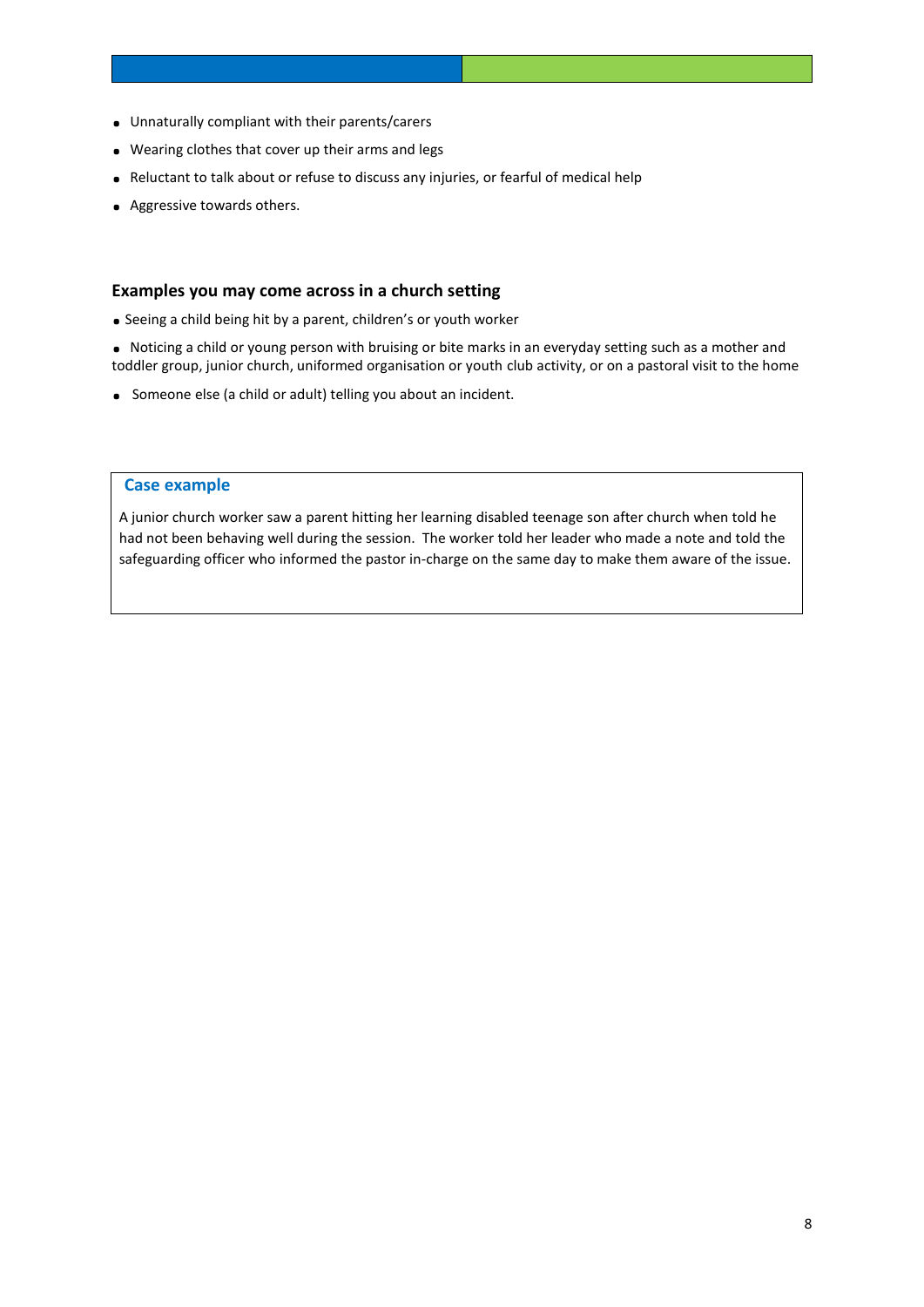- Unnaturally compliant with their parents/carers
- Wearing clothes that cover up their arms and legs
- Reluctant to talk about or refuse to discuss any injuries, or fearful of medical help
- Aggressive towards others.

### Examples you may come across in a church setting

- Seeing a child being hit by a parent, children's or youth worker
- Noticing a child or young person with bruising or bite marks in an everyday setting such as a mother and toddler group, junior church, uniformed organisation or youth club activity, or on a pastoral visit to the home
- Someone else (a child or adult) telling you about an incident.

#### Case example

A junior church worker saw a parent hitting her learning disabled teenage son after church when told he had not been behaving well during the session. The worker told her leader who made a note and told the safeguarding officer who informed the pastor in-charge on the same day to make them aware of the issue.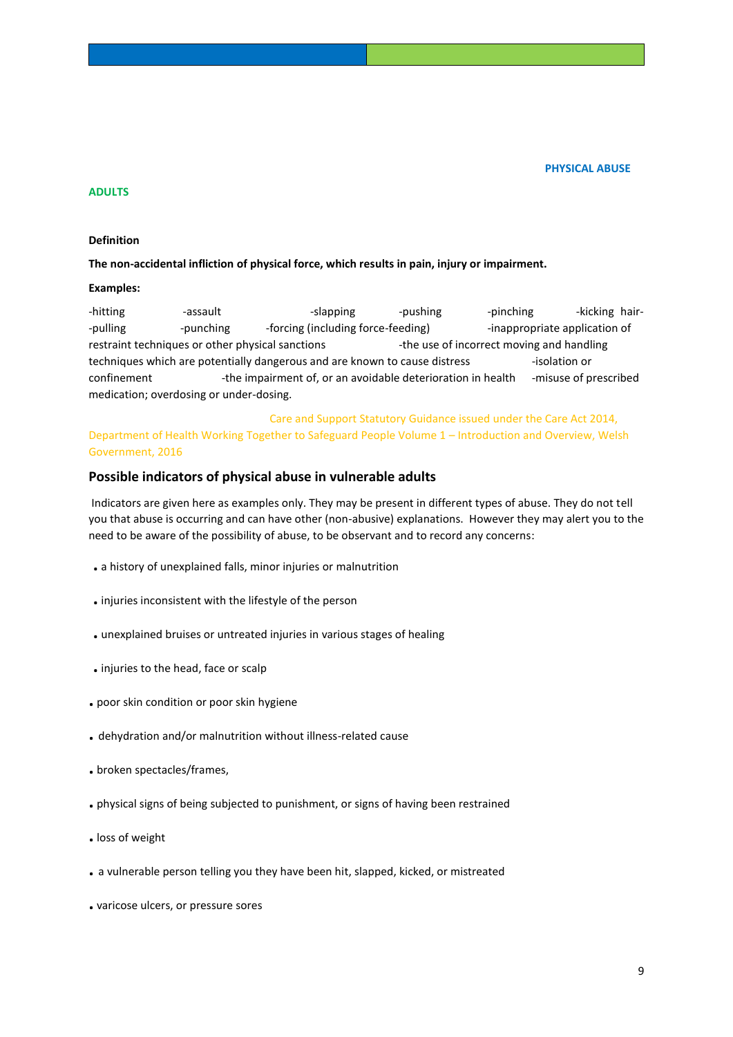**PHYSICAL ABUSE**

**ADULTS**

**Definition**

**The non-accidental infliction of physical force, which results in pain, injury or impairment.**

**Examples:**

-hitting -assault -slapping -pushing -pinching -kicking hair-pulling -punching -forcing (including force-feeding) -inappropriate application of restraint techniques or other physical sanctions -the use of incorrect moving and handling techniques which are potentially dangerous and are known to cause distress -isolation or confinement -the impairment of, or an avoidable deterioration in health -misuse of prescribed medication; overdosing or under-dosing.

Care and Support Statutory Guidance issued under the Care Act 2014, Department of Health Working Together to Safeguard People Volume 1 – Introduction and Overview, Welsh Government, 2016

## Possible indicators of physical abuse in vulnerable adults

Indicators are given here as examples only. They may be present in different types of abuse. They do not tell you that abuse is occurring and can have other (non-abusive) explanations. However they may alert you to the need to be aware of the possibility of abuse, to be observant and to record any concerns:

- a history of unexplained falls, minor injuries or malnutrition
- injuries inconsistent with the lifestyle of the person
- unexplained bruises or untreated injuries in various stages of healing
- injuries to the head, face or scalp
- poor skin condition or poor skin hygiene
- dehydration and/or malnutrition without illness-related cause
- broken spectacles/frames,
- physical signs of being subjected to punishment, or signs of having been restrained
- loss of weight
- a vulnerable person telling you they have been hit, slapped, kicked, or mistreated
- varicose ulcers, or pressure sores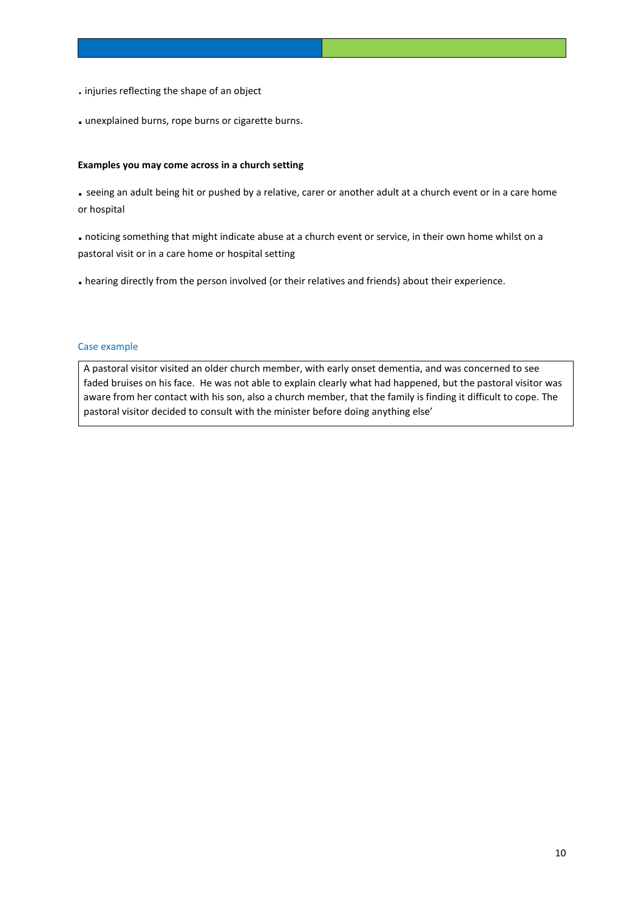- injuries reflecting the shape of an object
- unexplained burns, rope burns or cigarette burns.

**Examples you may come across in a church setting**

- seeing an adult being hit or pushed by a relative, carer or another adult at a church event or in a care home or hospital
- noticing something that might indicate abuse at a church event or service, in their own home whilst on a pastoral visit or in a care home or hospital setting
- hearing directly from the person involved (or their relatives and friends) about their experience.

Case example

> A pastoral visitor visited an older church member, with early onset dementia, and was concerned to see faded bruises on his face. He was not able to explain clearly what had happened, but the pastoral visitor was aware from her contact with his son, also a church member, that the family is finding it difficult to cope. The pastoral visitor decided to consult with the minister before doing anything else'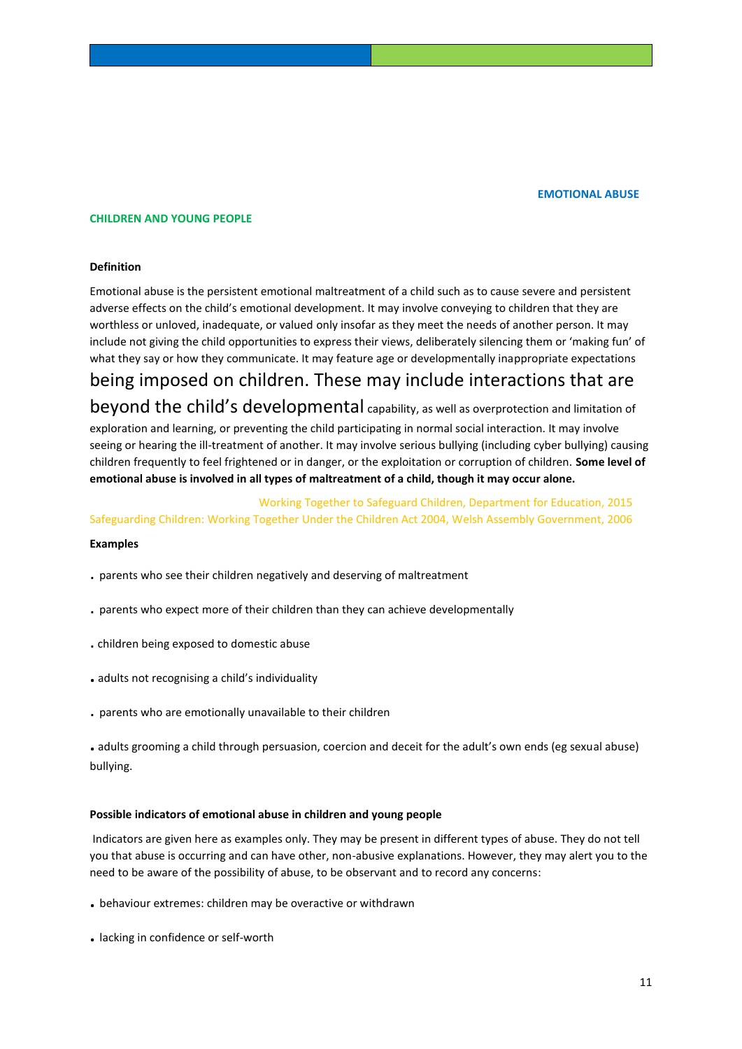**EMOTIONAL ABUSE**

## CHILDREN AND YOUNG PEOPLE

### Definition

Emotional abuse is the persistent emotional maltreatment of a child such as to cause severe and persistent adverse effects on the child's emotional development. It may involve conveying to children that they are worthless or unloved, inadequate, or valued only insofar as they meet the needs of another person. It may include not giving the child opportunities to express their views, deliberately silencing them or 'making fun' of what they say or how they communicate. It may feature age or developmentally inappropriate expectations being imposed on children. These may include interactions that are beyond the child's developmental capability, as well as overprotection and limitation of exploration and learning, or preventing the child participating in normal social interaction. It may involve seeing or hearing the ill-treatment of another. It may involve serious bullying (including cyber bullying) causing children frequently to feel frightened or in danger, or the exploitation or corruption of children. **Some level of emotional abuse is involved in all types of maltreatment of a child, though it may occur alone.**

Working Together to Safeguard Children, Department for Education, 2015
Safeguarding Children: Working Together Under the Children Act 2004, Welsh Assembly Government, 2006

### Examples

- parents who see their children negatively and deserving of maltreatment
- parents who expect more of their children than they can achieve developmentally
- children being exposed to domestic abuse
- adults not recognising a child's individuality
- parents who are emotionally unavailable to their children
- adults grooming a child through persuasion, coercion and deceit for the adult's own ends (eg sexual abuse) bullying.

### Possible indicators of emotional abuse in children and young people

Indicators are given here as examples only. They may be present in different types of abuse. They do not tell you that abuse is occurring and can have other, non-abusive explanations. However, they may alert you to the need to be aware of the possibility of abuse, to be observant and to record any concerns:

- behaviour extremes: children may be overactive or withdrawn
- lacking in confidence or self-worth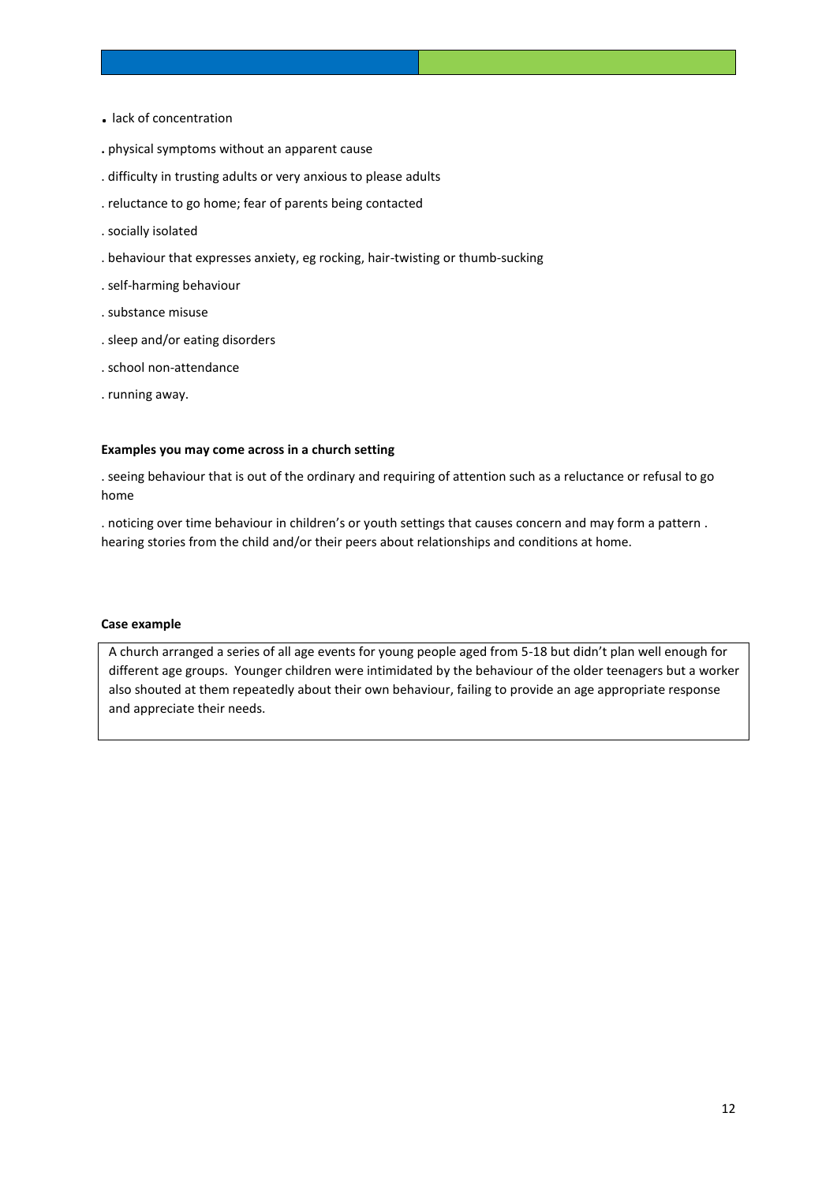- lack of concentration
- physical symptoms without an apparent cause
- difficulty in trusting adults or very anxious to please adults
- reluctance to go home; fear of parents being contacted
- socially isolated
- behaviour that expresses anxiety, eg rocking, hair-twisting or thumb-sucking
- self-harming behaviour
- substance misuse
- sleep and/or eating disorders
- school non-attendance
- running away.

**Examples you may come across in a church setting**

- seeing behaviour that is out of the ordinary and requiring of attention such as a reluctance or refusal to go home
- noticing over time behaviour in children's or youth settings that causes concern and may form a pattern .
hearing stories from the child and/or their peers about relationships and conditions at home.

**Case example**

A church arranged a series of all age events for young people aged from 5-18 but didn't plan well enough for different age groups. Younger children were intimidated by the behaviour of the older teenagers but a worker also shouted at them repeatedly about their own behaviour, failing to provide an age appropriate response and appreciate their needs.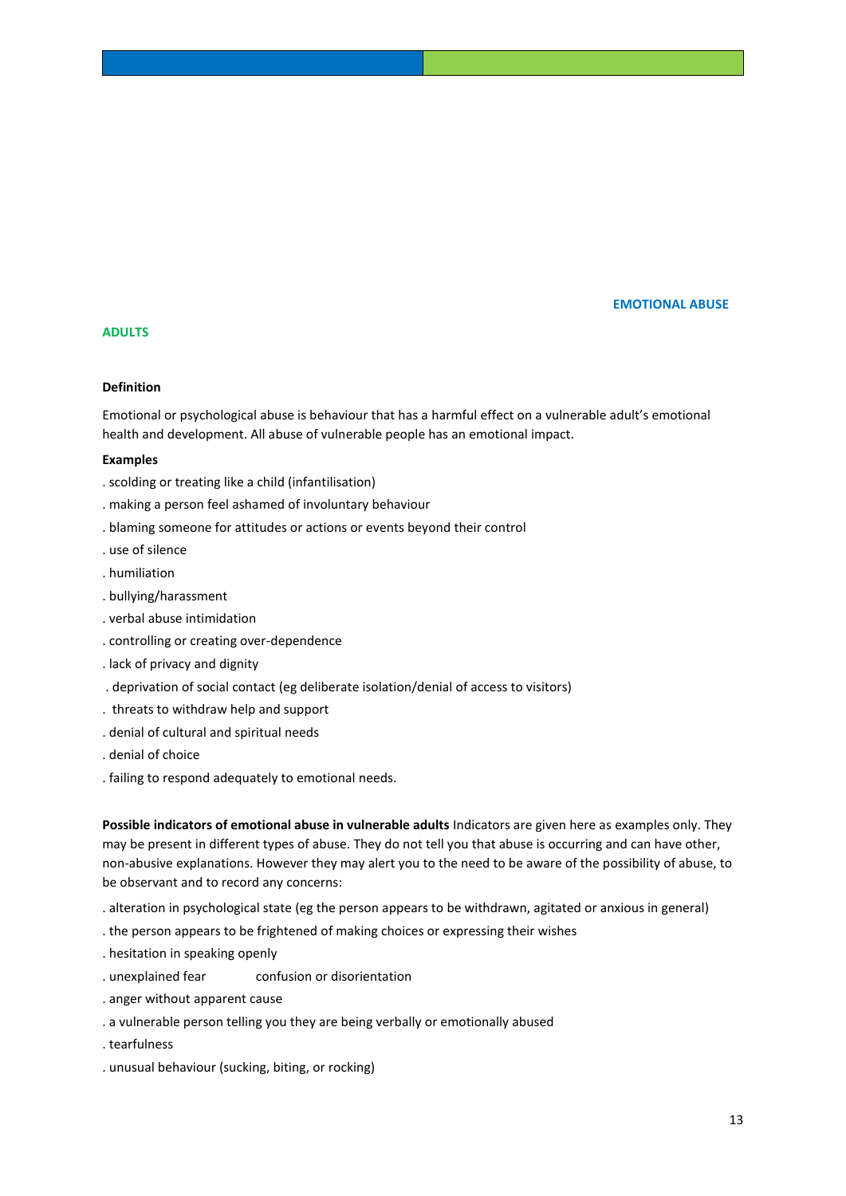## EMOTIONAL ABUSE

### ADULTS

**Definition**

Emotional or psychological abuse is behaviour that has a harmful effect on a vulnerable adult's emotional health and development. All abuse of vulnerable people has an emotional impact.

**Examples**

. scolding or treating like a child (infantilisation)

. making a person feel ashamed of involuntary behaviour

. blaming someone for attitudes or actions or events beyond their control

. use of silence

. humiliation

. bullying/harassment

. verbal abuse intimidation

. controlling or creating over-dependence

. lack of privacy and dignity

. deprivation of social contact (eg deliberate isolation/denial of access to visitors)

. threats to withdraw help and support

. denial of cultural and spiritual needs

. denial of choice

. failing to respond adequately to emotional needs.

**Possible indicators of emotional abuse in vulnerable adults** Indicators are given here as examples only. They may be present in different types of abuse. They do not tell you that abuse is occurring and can have other, non-abusive explanations. However they may alert you to the need to be aware of the possibility of abuse, to be observant and to record any concerns:

. alteration in psychological state (eg the person appears to be withdrawn, agitated or anxious in general)

. the person appears to be frightened of making choices or expressing their wishes

. hesitation in speaking openly

. unexplained fear confusion or disorientation

. anger without apparent cause

. a vulnerable person telling you they are being verbally or emotionally abused

. tearfulness

. unusual behaviour (sucking, biting, or rocking)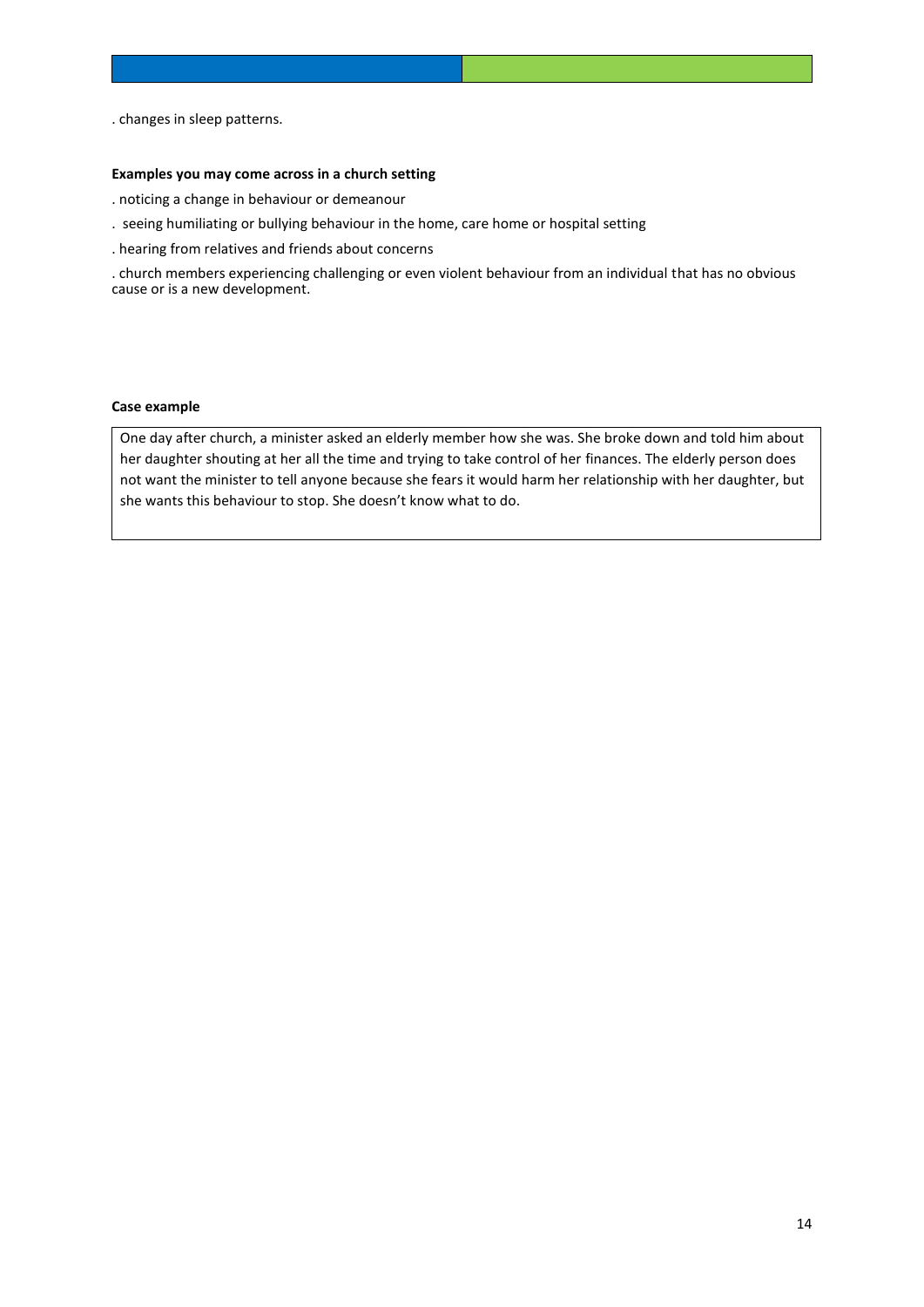. changes in sleep patterns.

**Examples you may come across in a church setting**

. noticing a change in behaviour or demeanour

. seeing humiliating or bullying behaviour in the home, care home or hospital setting

. hearing from relatives and friends about concerns

. church members experiencing challenging or even violent behaviour from an individual that has no obvious cause or is a new development.

**Case example**

One day after church, a minister asked an elderly member how she was. She broke down and told him about her daughter shouting at her all the time and trying to take control of her finances. The elderly person does not want the minister to tell anyone because she fears it would harm her relationship with her daughter, but she wants this behaviour to stop. She doesn't know what to do.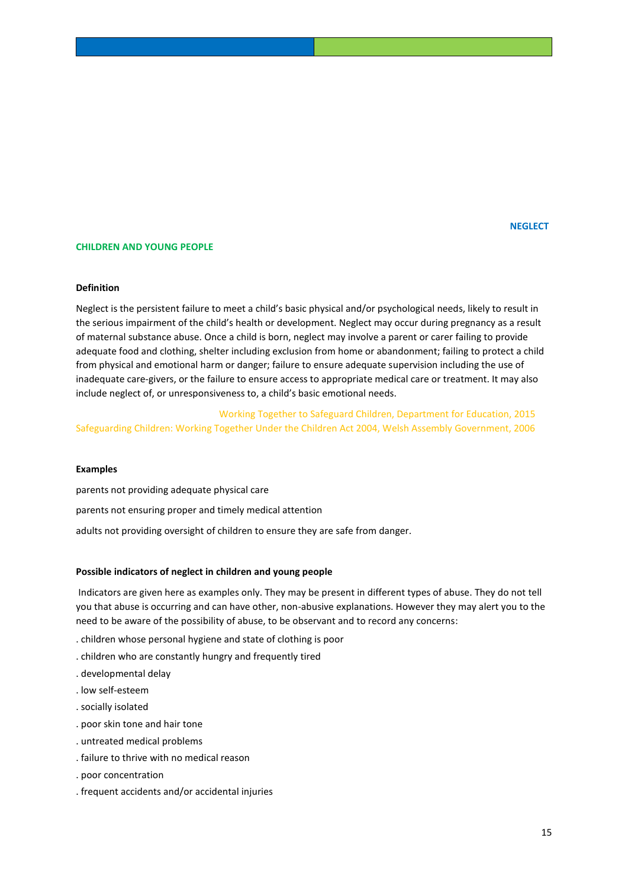NEGLECT

## CHILDREN AND YOUNG PEOPLE

### Definition

Neglect is the persistent failure to meet a child's basic physical and/or psychological needs, likely to result in the serious impairment of the child's health or development. Neglect may occur during pregnancy as a result of maternal substance abuse. Once a child is born, neglect may involve a parent or carer failing to provide adequate food and clothing, shelter including exclusion from home or abandonment; failing to protect a child from physical and emotional harm or danger; failure to ensure adequate supervision including the use of inadequate care-givers, or the failure to ensure access to appropriate medical care or treatment. It may also include neglect of, or unresponsiveness to, a child's basic emotional needs.

Working Together to Safeguard Children, Department for Education, 2015
Safeguarding Children: Working Together Under the Children Act 2004, Welsh Assembly Government, 2006

### Examples

parents not providing adequate physical care

parents not ensuring proper and timely medical attention

adults not providing oversight of children to ensure they are safe from danger.

### Possible indicators of neglect in children and young people

Indicators are given here as examples only. They may be present in different types of abuse. They do not tell you that abuse is occurring and can have other, non-abusive explanations. However they may alert you to the need to be aware of the possibility of abuse, to be observant and to record any concerns:

- children whose personal hygiene and state of clothing is poor
- children who are constantly hungry and frequently tired
- developmental delay
- low self-esteem
- socially isolated
- poor skin tone and hair tone
- untreated medical problems
- failure to thrive with no medical reason
- poor concentration
- frequent accidents and/or accidental injuries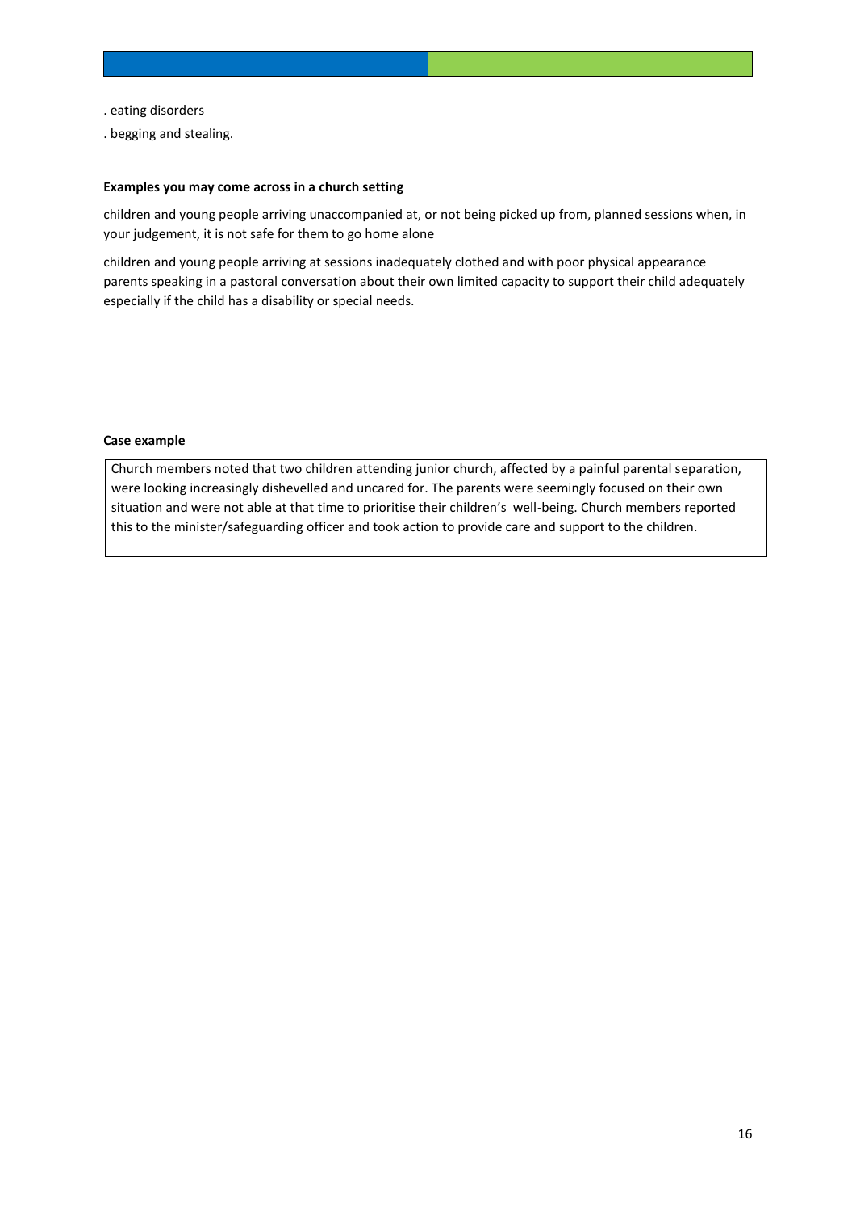. eating disorders

. begging and stealing.

**Examples you may come across in a church setting**

children and young people arriving unaccompanied at, or not being picked up from, planned sessions when, in your judgement, it is not safe for them to go home alone

children and young people arriving at sessions inadequately clothed and with poor physical appearance parents speaking in a pastoral conversation about their own limited capacity to support their child adequately especially if the child has a disability or special needs.

**Case example**

> Church members noted that two children attending junior church, affected by a painful parental separation, were looking increasingly dishevelled and uncared for. The parents were seemingly focused on their own situation and were not able at that time to prioritise their children's well-being. Church members reported this to the minister/safeguarding officer and took action to provide care and support to the children.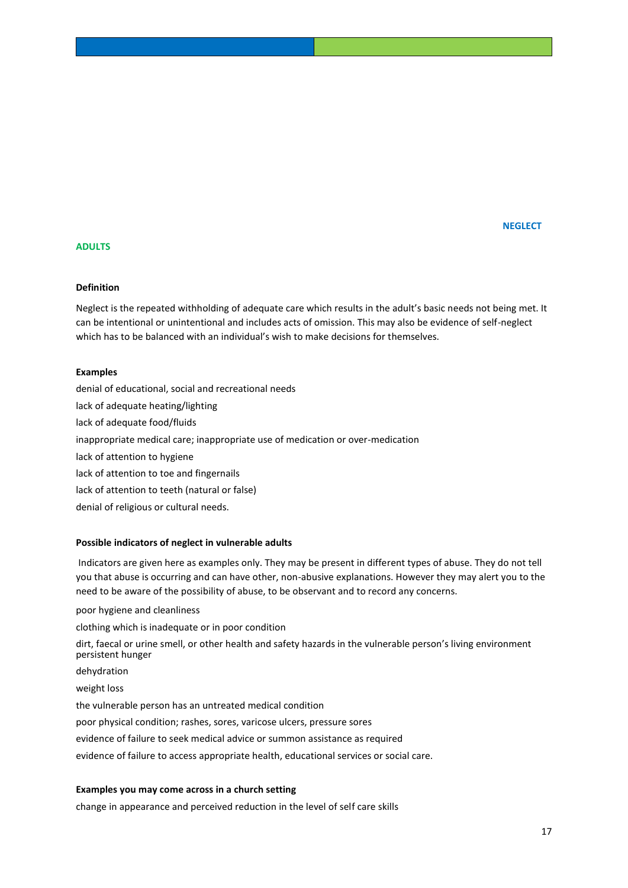## NEGLECT

## ADULTS

**Definition**

Neglect is the repeated withholding of adequate care which results in the adult's basic needs not being met. It can be intentional or unintentional and includes acts of omission. This may also be evidence of self-neglect which has to be balanced with an individual's wish to make decisions for themselves.

**Examples**

denial of educational, social and recreational needs

lack of adequate heating/lighting

lack of adequate food/fluids

inappropriate medical care; inappropriate use of medication or over-medication

lack of attention to hygiene

lack of attention to toe and fingernails

lack of attention to teeth (natural or false)

denial of religious or cultural needs.

**Possible indicators of neglect in vulnerable adults**

Indicators are given here as examples only. They may be present in different types of abuse. They do not tell you that abuse is occurring and can have other, non-abusive explanations. However they may alert you to the need to be aware of the possibility of abuse, to be observant and to record any concerns.

poor hygiene and cleanliness

clothing which is inadequate or in poor condition

dirt, faecal or urine smell, or other health and safety hazards in the vulnerable person's living environment

persistent hunger

dehydration

weight loss

the vulnerable person has an untreated medical condition

poor physical condition; rashes, sores, varicose ulcers, pressure sores

evidence of failure to seek medical advice or summon assistance as required

evidence of failure to access appropriate health, educational services or social care.

**Examples you may come across in a church setting**

change in appearance and perceived reduction in the level of self care skills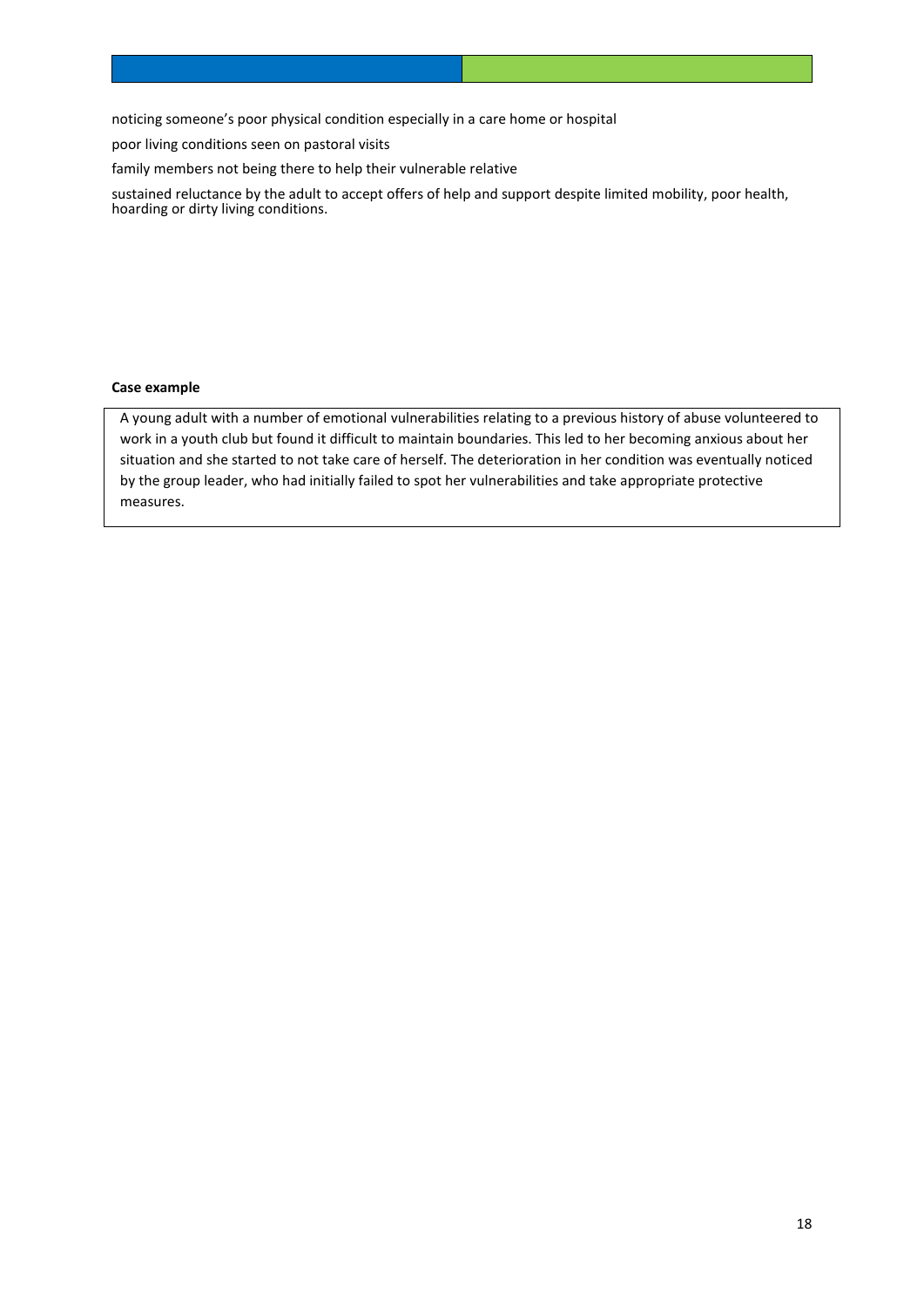noticing someone's poor physical condition especially in a care home or hospital

poor living conditions seen on pastoral visits

family members not being there to help their vulnerable relative

sustained reluctance by the adult to accept offers of help and support despite limited mobility, poor health, hoarding or dirty living conditions.

**Case example**

A young adult with a number of emotional vulnerabilities relating to a previous history of abuse volunteered to work in a youth club but found it difficult to maintain boundaries. This led to her becoming anxious about her situation and she started to not take care of herself. The deterioration in her condition was eventually noticed by the group leader, who had initially failed to spot her vulnerabilities and take appropriate protective measures.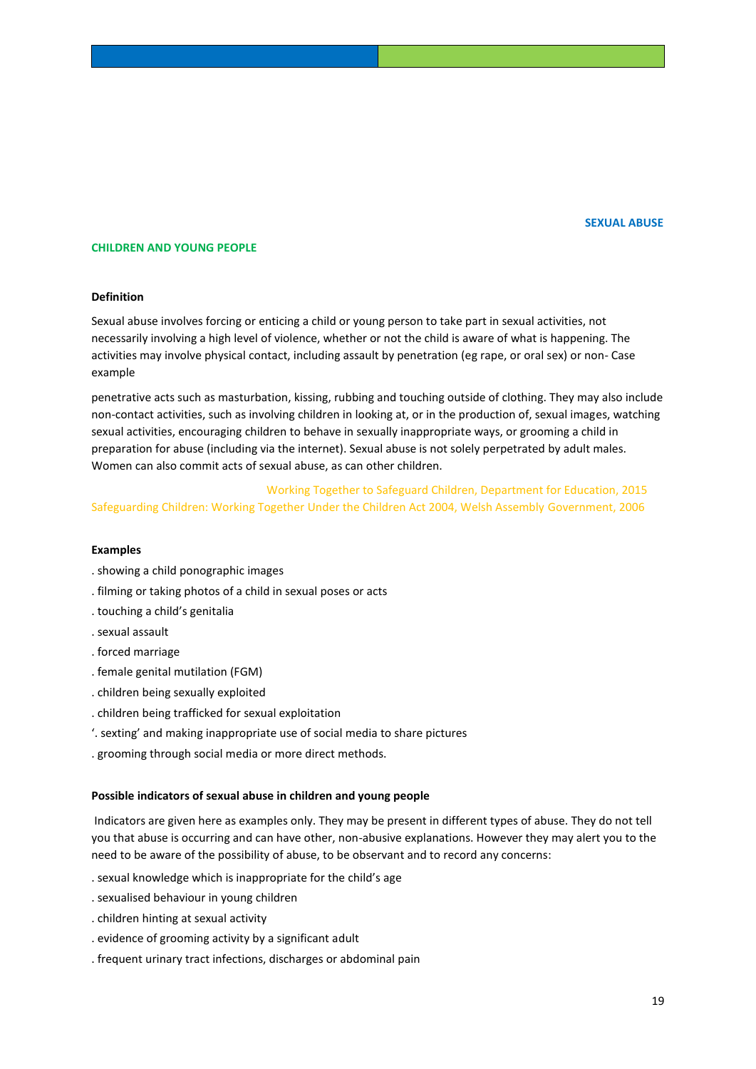SEXUAL ABUSE

## CHILDREN AND YOUNG PEOPLE

### Definition

Sexual abuse involves forcing or enticing a child or young person to take part in sexual activities, not necessarily involving a high level of violence, whether or not the child is aware of what is happening. The activities may involve physical contact, including assault by penetration (eg rape, or oral sex) or non- Case example

penetrative acts such as masturbation, kissing, rubbing and touching outside of clothing. They may also include non-contact activities, such as involving children in looking at, or in the production of, sexual images, watching sexual activities, encouraging children to behave in sexually inappropriate ways, or grooming a child in preparation for abuse (including via the internet). Sexual abuse is not solely perpetrated by adult males. Women can also commit acts of sexual abuse, as can other children.

Working Together to Safeguard Children, Department for Education, 2015
Safeguarding Children: Working Together Under the Children Act 2004, Welsh Assembly Government, 2006

### Examples

. showing a child ponographic images

. filming or taking photos of a child in sexual poses or acts

. touching a child's genitalia

. sexual assault

. forced marriage

. female genital mutilation (FGM)

. children being sexually exploited

. children being trafficked for sexual exploitation

'. sexting' and making inappropriate use of social media to share pictures

. grooming through social media or more direct methods.

### Possible indicators of sexual abuse in children and young people

Indicators are given here as examples only. They may be present in different types of abuse. They do not tell you that abuse is occurring and can have other, non-abusive explanations. However they may alert you to the need to be aware of the possibility of abuse, to be observant and to record any concerns:

. sexual knowledge which is inappropriate for the child's age

. sexualised behaviour in young children

. children hinting at sexual activity

. evidence of grooming activity by a significant adult

. frequent urinary tract infections, discharges or abdominal pain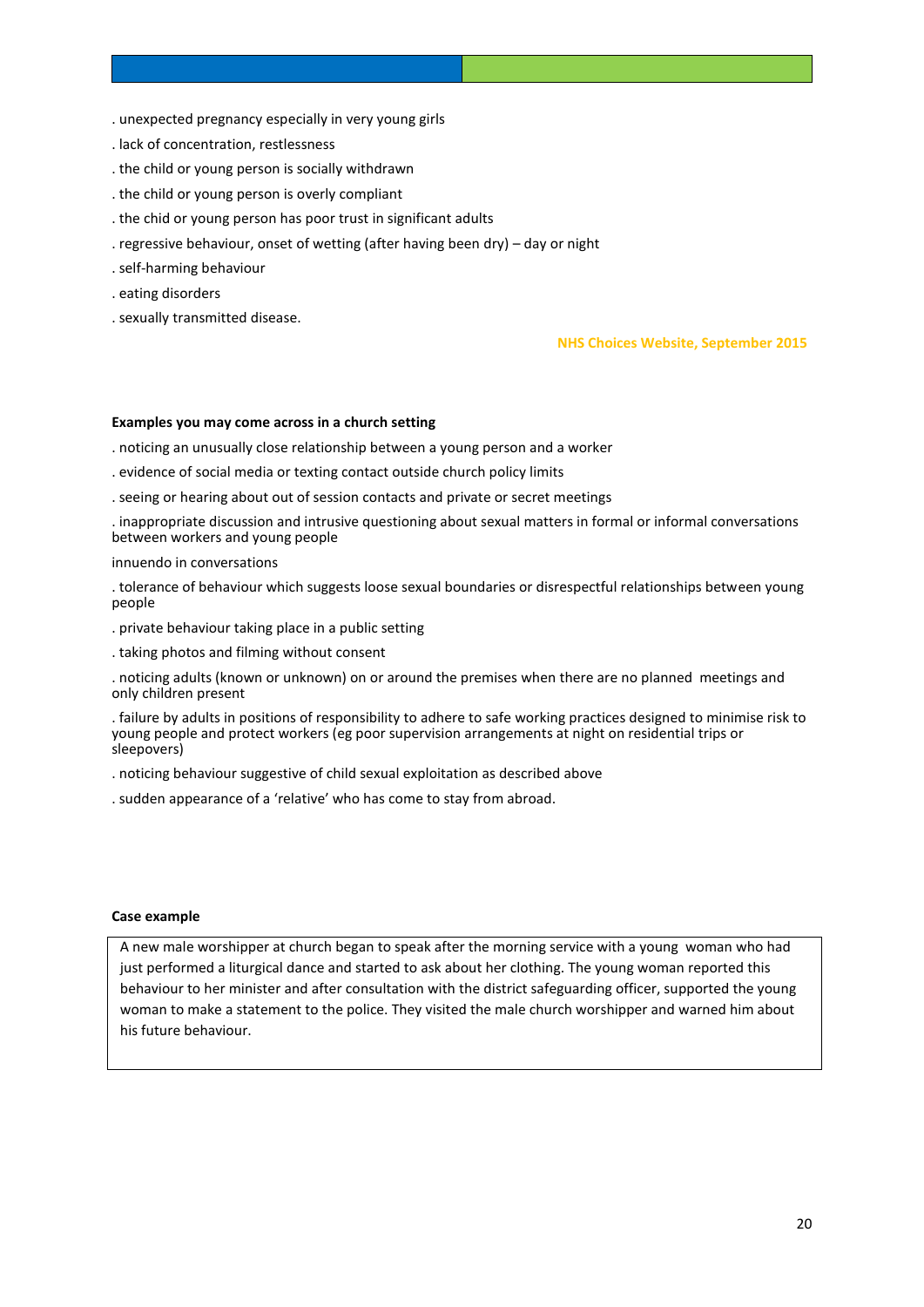. unexpected pregnancy especially in very young girls

. lack of concentration, restlessness

. the child or young person is socially withdrawn

. the child or young person is overly compliant

. the chid or young person has poor trust in significant adults

. regressive behaviour, onset of wetting (after having been dry) – day or night

. self-harming behaviour

. eating disorders

. sexually transmitted disease.

**NHS Choices Website, September 2015**

**Examples you may come across in a church setting**

. noticing an unusually close relationship between a young person and a worker

. evidence of social media or texting contact outside church policy limits

. seeing or hearing about out of session contacts and private or secret meetings

. inappropriate discussion and intrusive questioning about sexual matters in formal or informal conversations between workers and young people

innuendo in conversations

. tolerance of behaviour which suggests loose sexual boundaries or disrespectful relationships between young people

. private behaviour taking place in a public setting

. taking photos and filming without consent

. noticing adults (known or unknown) on or around the premises when there are no planned meetings and only children present

. failure by adults in positions of responsibility to adhere to safe working practices designed to minimise risk to young people and protect workers (eg poor supervision arrangements at night on residential trips or sleepovers)

. noticing behaviour suggestive of child sexual exploitation as described above

. sudden appearance of a 'relative' who has come to stay from abroad.

**Case example**

A new male worshipper at church began to speak after the morning service with a young woman who had just performed a liturgical dance and started to ask about her clothing. The young woman reported this behaviour to her minister and after consultation with the district safeguarding officer, supported the young woman to make a statement to the police. They visited the male church worshipper and warned him about his future behaviour.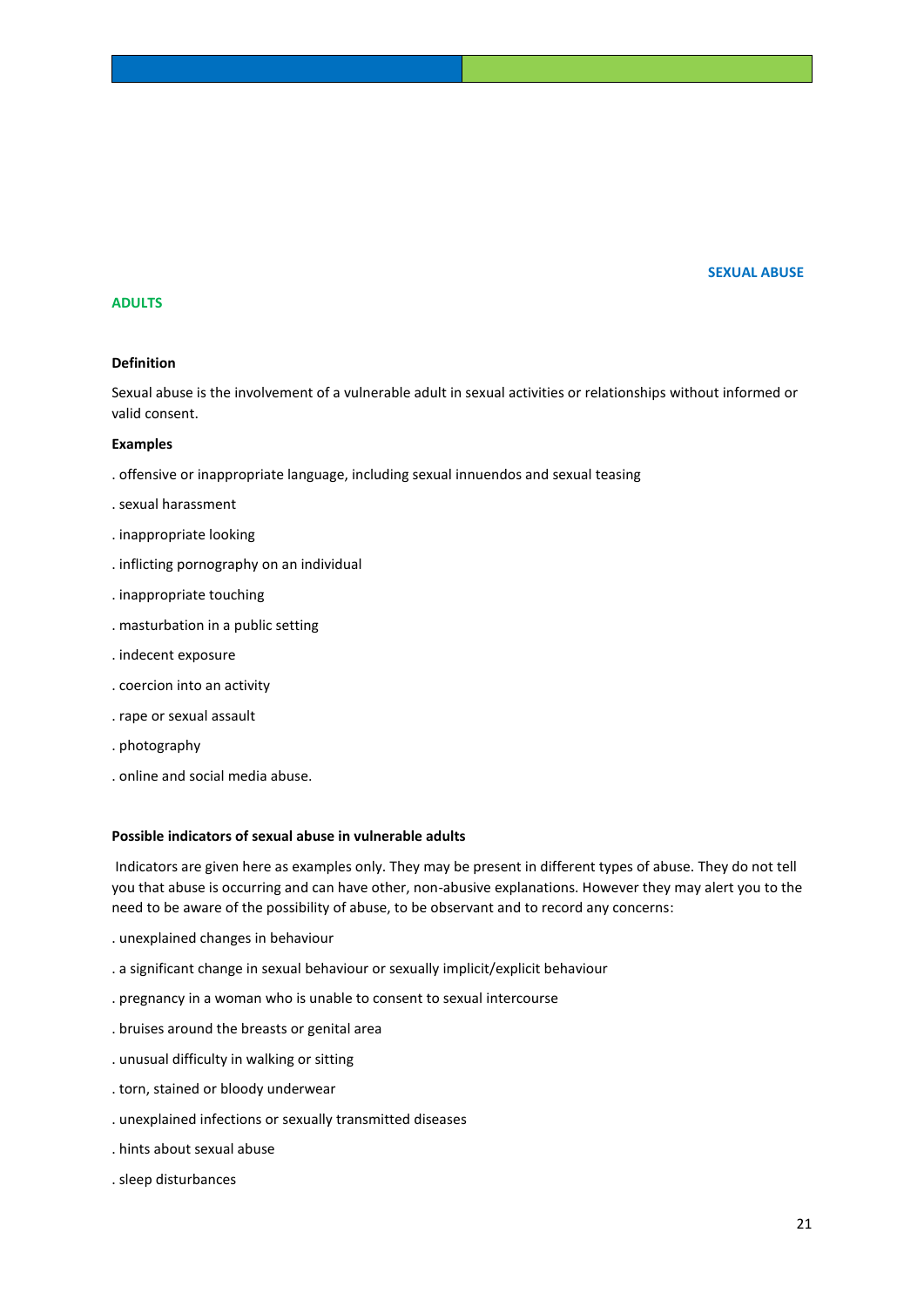## SEXUAL ABUSE

## ADULTS

**Definition**

Sexual abuse is the involvement of a vulnerable adult in sexual activities or relationships without informed or valid consent.

**Examples**

. offensive or inappropriate language, including sexual innuendos and sexual teasing

. sexual harassment

. inappropriate looking

. inflicting pornography on an individual

. inappropriate touching

. masturbation in a public setting

. indecent exposure

. coercion into an activity

. rape or sexual assault

. photography

. online and social media abuse.

**Possible indicators of sexual abuse in vulnerable adults**

Indicators are given here as examples only. They may be present in different types of abuse. They do not tell you that abuse is occurring and can have other, non-abusive explanations. However they may alert you to the need to be aware of the possibility of abuse, to be observant and to record any concerns:

. unexplained changes in behaviour

. a significant change in sexual behaviour or sexually implicit/explicit behaviour

. pregnancy in a woman who is unable to consent to sexual intercourse

. bruises around the breasts or genital area

. unusual difficulty in walking or sitting

. torn, stained or bloody underwear

. unexplained infections or sexually transmitted diseases

. hints about sexual abuse

. sleep disturbances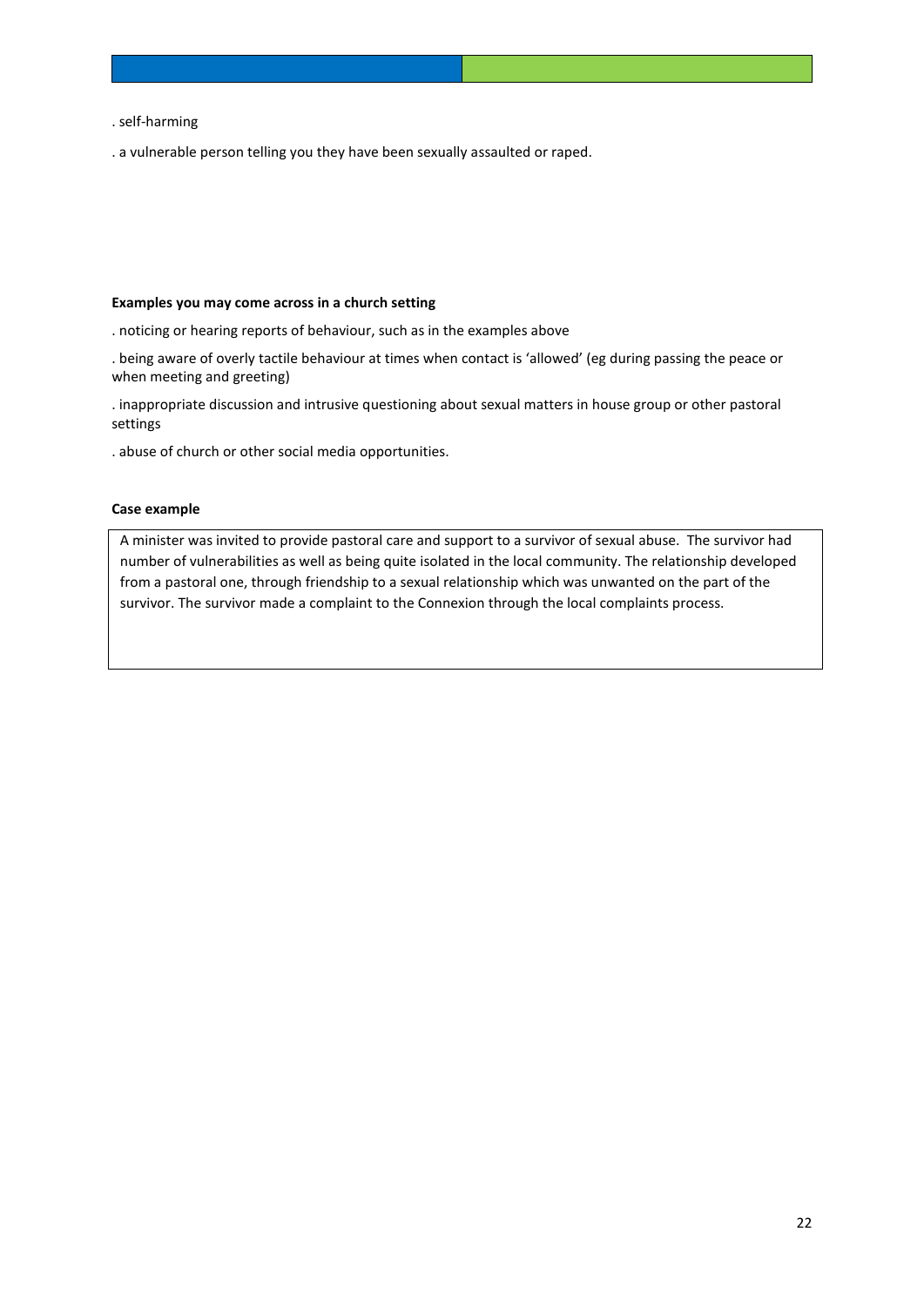. self-harming

. a vulnerable person telling you they have been sexually assaulted or raped.

**Examples you may come across in a church setting**

. noticing or hearing reports of behaviour, such as in the examples above

. being aware of overly tactile behaviour at times when contact is 'allowed' (eg during passing the peace or when meeting and greeting)

. inappropriate discussion and intrusive questioning about sexual matters in house group or other pastoral settings

. abuse of church or other social media opportunities.

**Case example**

> A minister was invited to provide pastoral care and support to a survivor of sexual abuse. The survivor had number of vulnerabilities as well as being quite isolated in the local community. The relationship developed from a pastoral one, through friendship to a sexual relationship which was unwanted on the part of the survivor. The survivor made a complaint to the Connexion through the local complaints process.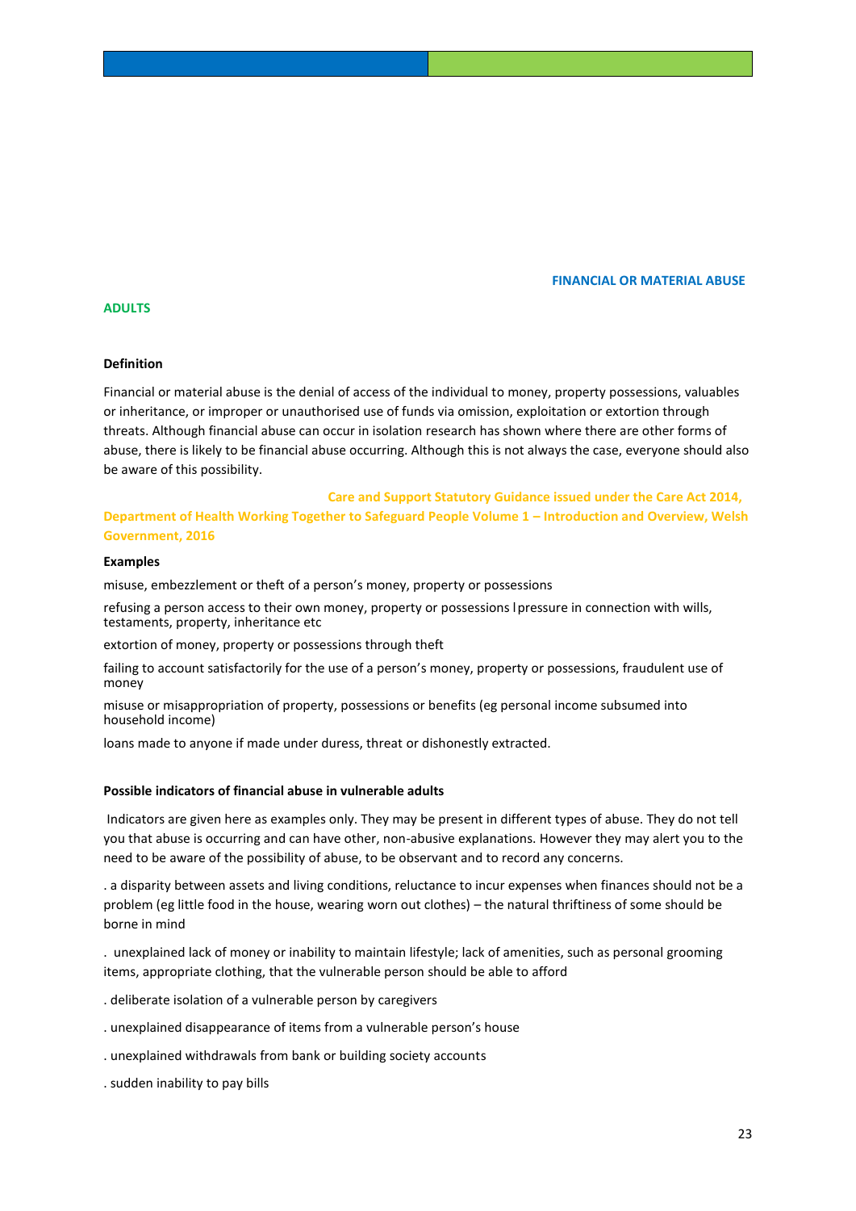## FINANCIAL OR MATERIAL ABUSE

### ADULTS

**Definition**

Financial or material abuse is the denial of access of the individual to money, property possessions, valuables or inheritance, or improper or unauthorised use of funds via omission, exploitation or extortion through threats. Although financial abuse can occur in isolation research has shown where there are other forms of abuse, there is likely to be financial abuse occurring. Although this is not always the case, everyone should also be aware of this possibility.

**Care and Support Statutory Guidance issued under the Care Act 2014, Department of Health Working Together to Safeguard People Volume 1 – Introduction and Overview, Welsh Government, 2016**

**Examples**

misuse, embezzlement or theft of a person's money, property or possessions

refusing a person access to their own money, property or possessions l pressure in connection with wills, testaments, property, inheritance etc

extortion of money, property or possessions through theft

failing to account satisfactorily for the use of a person's money, property or possessions, fraudulent use of money

misuse or misappropriation of property, possessions or benefits (eg personal income subsumed into household income)

loans made to anyone if made under duress, threat or dishonestly extracted.

**Possible indicators of financial abuse in vulnerable adults**

Indicators are given here as examples only. They may be present in different types of abuse. They do not tell you that abuse is occurring and can have other, non-abusive explanations. However they may alert you to the need to be aware of the possibility of abuse, to be observant and to record any concerns.

. a disparity between assets and living conditions, reluctance to incur expenses when finances should not be a problem (eg little food in the house, wearing worn out clothes) – the natural thriftiness of some should be borne in mind

. unexplained lack of money or inability to maintain lifestyle; lack of amenities, such as personal grooming items, appropriate clothing, that the vulnerable person should be able to afford

. deliberate isolation of a vulnerable person by caregivers

. unexplained disappearance of items from a vulnerable person's house

. unexplained withdrawals from bank or building society accounts

. sudden inability to pay bills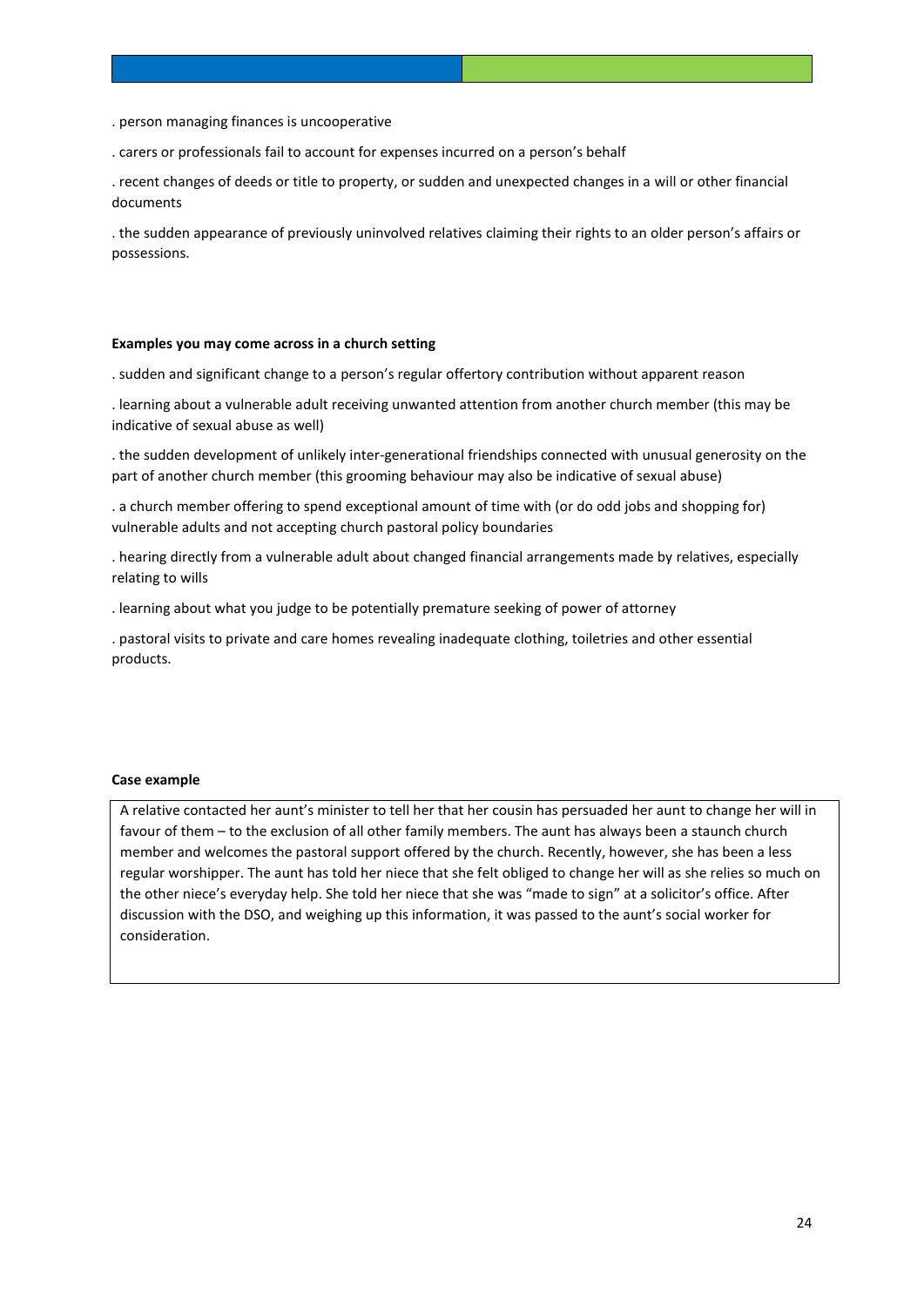. person managing finances is uncooperative

. carers or professionals fail to account for expenses incurred on a person's behalf

. recent changes of deeds or title to property, or sudden and unexpected changes in a will or other financial documents

. the sudden appearance of previously uninvolved relatives claiming their rights to an older person's affairs or possessions.

**Examples you may come across in a church setting**

. sudden and significant change to a person's regular offertory contribution without apparent reason

. learning about a vulnerable adult receiving unwanted attention from another church member (this may be indicative of sexual abuse as well)

. the sudden development of unlikely inter-generational friendships connected with unusual generosity on the part of another church member (this grooming behaviour may also be indicative of sexual abuse)

. a church member offering to spend exceptional amount of time with (or do odd jobs and shopping for) vulnerable adults and not accepting church pastoral policy boundaries

. hearing directly from a vulnerable adult about changed financial arrangements made by relatives, especially relating to wills

. learning about what you judge to be potentially premature seeking of power of attorney

. pastoral visits to private and care homes revealing inadequate clothing, toiletries and other essential products.

**Case example**

A relative contacted her aunt's minister to tell her that her cousin has persuaded her aunt to change her will in favour of them – to the exclusion of all other family members. The aunt has always been a staunch church member and welcomes the pastoral support offered by the church. Recently, however, she has been a less regular worshipper. The aunt has told her niece that she felt obliged to change her will as she relies so much on the other niece's everyday help. She told her niece that she was "made to sign" at a solicitor's office. After discussion with the DSO, and weighing up this information, it was passed to the aunt's social worker for consideration.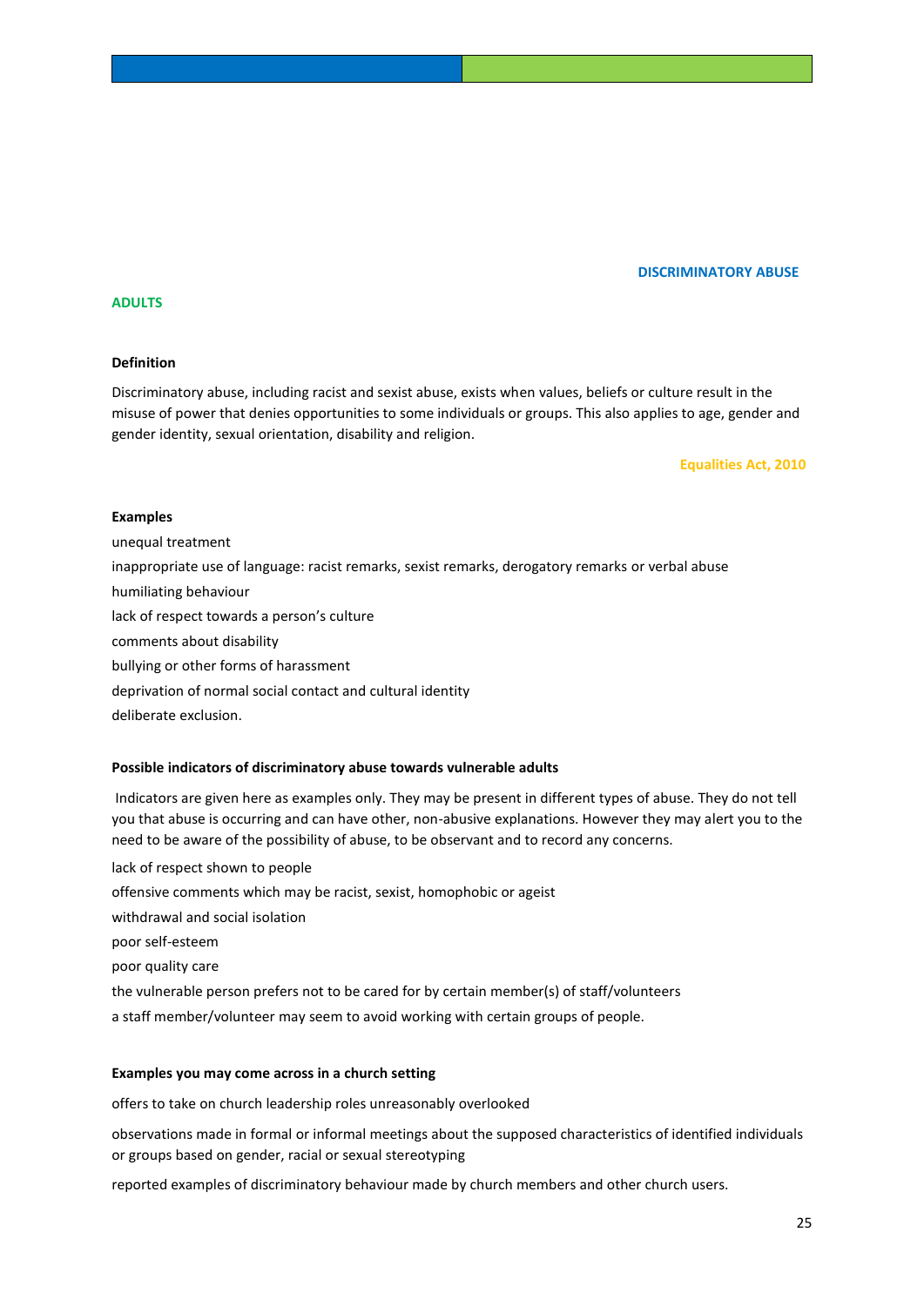## DISCRIMINATORY ABUSE

### ADULTS

**Definition**

Discriminatory abuse, including racist and sexist abuse, exists when values, beliefs or culture result in the misuse of power that denies opportunities to some individuals or groups. This also applies to age, gender and gender identity, sexual orientation, disability and religion.

**Equalities Act, 2010**

**Examples**

unequal treatment

inappropriate use of language: racist remarks, sexist remarks, derogatory remarks or verbal abuse

humiliating behaviour

lack of respect towards a person's culture

comments about disability

bullying or other forms of harassment

deprivation of normal social contact and cultural identity

deliberate exclusion.

**Possible indicators of discriminatory abuse towards vulnerable adults**

Indicators are given here as examples only. They may be present in different types of abuse. They do not tell you that abuse is occurring and can have other, non-abusive explanations. However they may alert you to the need to be aware of the possibility of abuse, to be observant and to record any concerns.

lack of respect shown to people

offensive comments which may be racist, sexist, homophobic or ageist

withdrawal and social isolation

poor self-esteem

poor quality care

the vulnerable person prefers not to be cared for by certain member(s) of staff/volunteers

a staff member/volunteer may seem to avoid working with certain groups of people.

**Examples you may come across in a church setting**

offers to take on church leadership roles unreasonably overlooked

observations made in formal or informal meetings about the supposed characteristics of identified individuals or groups based on gender, racial or sexual stereotyping

reported examples of discriminatory behaviour made by church members and other church users.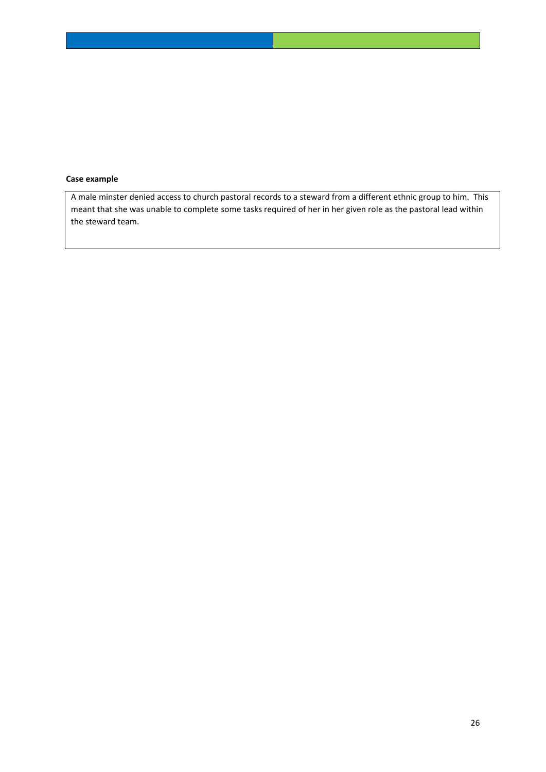**Case example**

A male minster denied access to church pastoral records to a steward from a different ethnic group to him. This meant that she was unable to complete some tasks required of her in her given role as the pastoral lead within the steward team.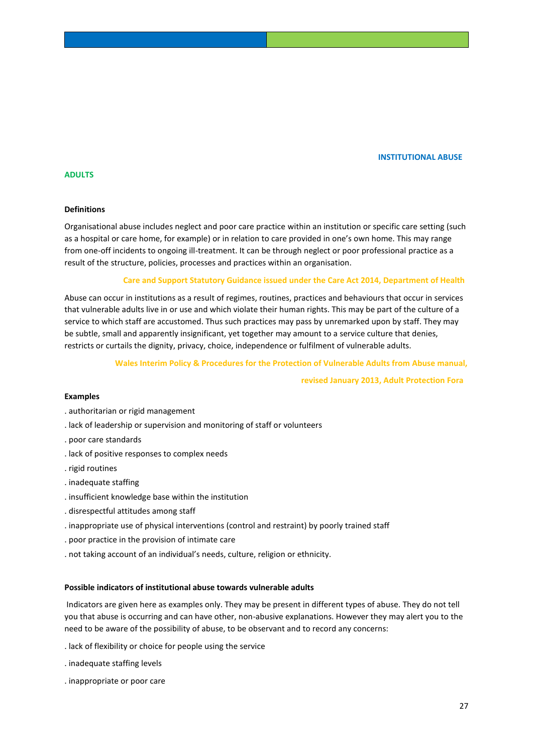## INSTITUTIONAL ABUSE

### ADULTS

**Definitions**

Organisational abuse includes neglect and poor care practice within an institution or specific care setting (such as a hospital or care home, for example) or in relation to care provided in one's own home. This may range from one-off incidents to ongoing ill-treatment. It can be through neglect or poor professional practice as a result of the structure, policies, processes and practices within an organisation.

**Care and Support Statutory Guidance issued under the Care Act 2014, Department of Health**

Abuse can occur in institutions as a result of regimes, routines, practices and behaviours that occur in services that vulnerable adults live in or use and which violate their human rights. This may be part of the culture of a service to which staff are accustomed. Thus such practices may pass by unremarked upon by staff. They may be subtle, small and apparently insignificant, yet together may amount to a service culture that denies, restricts or curtails the dignity, privacy, choice, independence or fulfilment of vulnerable adults.

**Wales Interim Policy & Procedures for the Protection of Vulnerable Adults from Abuse manual, revised January 2013, Adult Protection Fora**

**Examples**

- authoritarian or rigid management
- lack of leadership or supervision and monitoring of staff or volunteers
- poor care standards
- lack of positive responses to complex needs
- rigid routines
- inadequate staffing
- insufficient knowledge base within the institution
- disrespectful attitudes among staff
- inappropriate use of physical interventions (control and restraint) by poorly trained staff
- poor practice in the provision of intimate care
- not taking account of an individual's needs, culture, religion or ethnicity.

**Possible indicators of institutional abuse towards vulnerable adults**

Indicators are given here as examples only. They may be present in different types of abuse. They do not tell you that abuse is occurring and can have other, non-abusive explanations. However they may alert you to the need to be aware of the possibility of abuse, to be observant and to record any concerns:

- lack of flexibility or choice for people using the service
- inadequate staffing levels
- inappropriate or poor care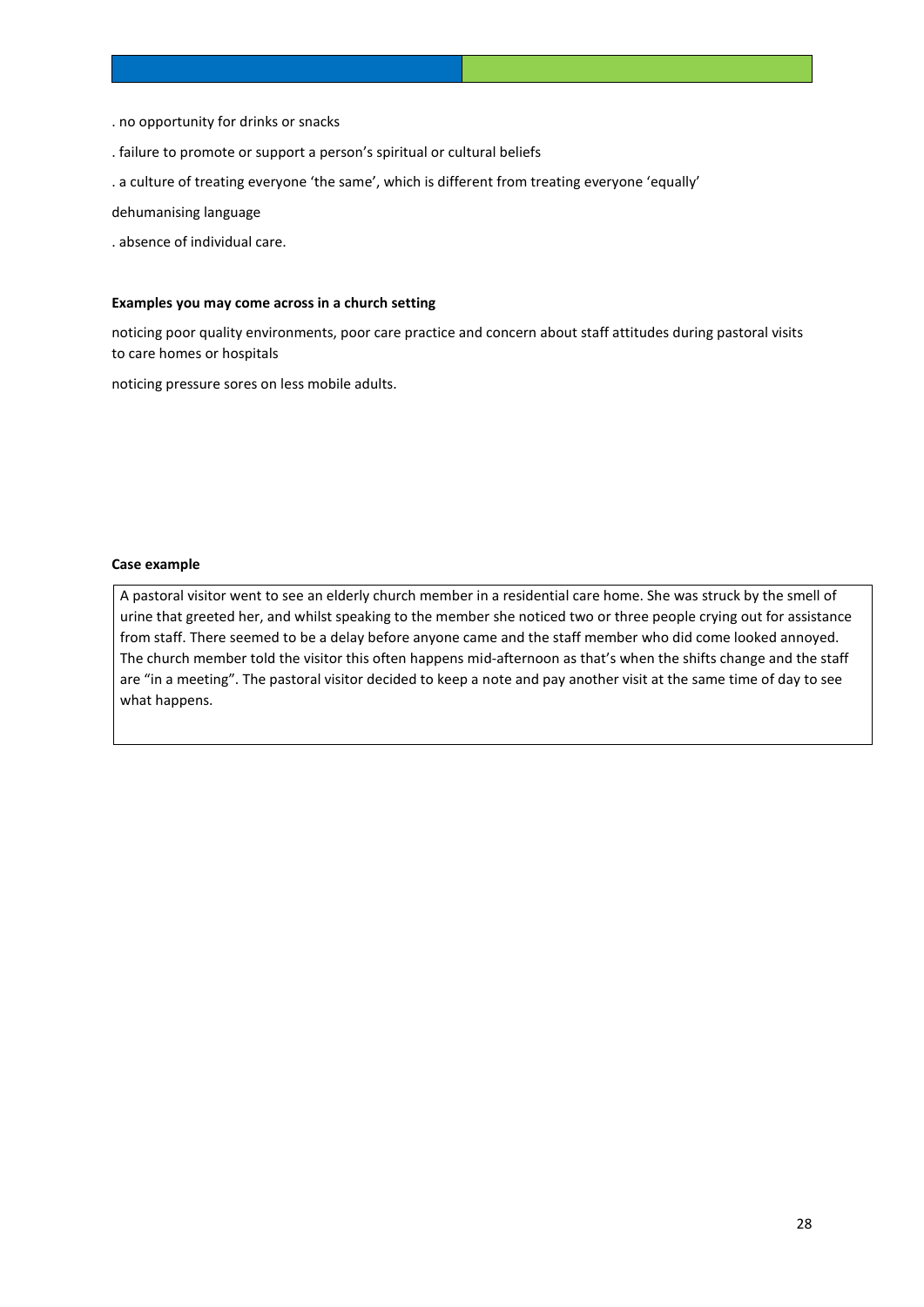. no opportunity for drinks or snacks

. failure to promote or support a person's spiritual or cultural beliefs

. a culture of treating everyone 'the same', which is different from treating everyone 'equally'

dehumanising language

. absence of individual care.

**Examples you may come across in a church setting**

noticing poor quality environments, poor care practice and concern about staff attitudes during pastoral visits to care homes or hospitals

noticing pressure sores on less mobile adults.

**Case example**

A pastoral visitor went to see an elderly church member in a residential care home. She was struck by the smell of urine that greeted her, and whilst speaking to the member she noticed two or three people crying out for assistance from staff. There seemed to be a delay before anyone came and the staff member who did come looked annoyed. The church member told the visitor this often happens mid-afternoon as that's when the shifts change and the staff are "in a meeting". The pastoral visitor decided to keep a note and pay another visit at the same time of day to see what happens.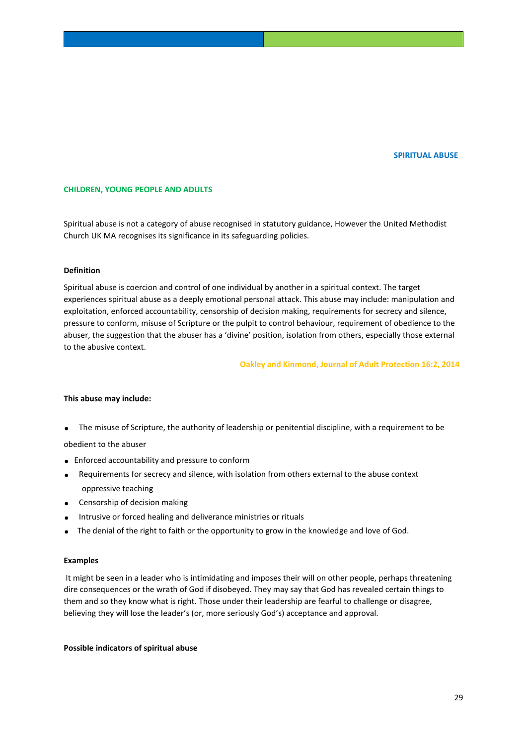## SPIRITUAL ABUSE

### CHILDREN, YOUNG PEOPLE AND ADULTS

Spiritual abuse is not a category of abuse recognised in statutory guidance, However the United Methodist Church UK MA recognises its significance in its safeguarding policies.

**Definition**

Spiritual abuse is coercion and control of one individual by another in a spiritual context. The target experiences spiritual abuse as a deeply emotional personal attack. This abuse may include: manipulation and exploitation, enforced accountability, censorship of decision making, requirements for secrecy and silence, pressure to conform, misuse of Scripture or the pulpit to control behaviour, requirement of obedience to the abuser, the suggestion that the abuser has a 'divine' position, isolation from others, especially those external to the abusive context.

**Oakley and Kinmond, Journal of Adult Protection 16:2, 2014**

**This abuse may include:**

- The misuse of Scripture, the authority of leadership or penitential discipline, with a requirement to be obedient to the abuser
- Enforced accountability and pressure to conform
- Requirements for secrecy and silence, with isolation from others external to the abuse context oppressive teaching
- Censorship of decision making
- Intrusive or forced healing and deliverance ministries or rituals
- The denial of the right to faith or the opportunity to grow in the knowledge and love of God.

**Examples**

It might be seen in a leader who is intimidating and imposes their will on other people, perhaps threatening dire consequences or the wrath of God if disobeyed. They may say that God has revealed certain things to them and so they know what is right. Those under their leadership are fearful to challenge or disagree, believing they will lose the leader's (or, more seriously God's) acceptance and approval.

**Possible indicators of spiritual abuse**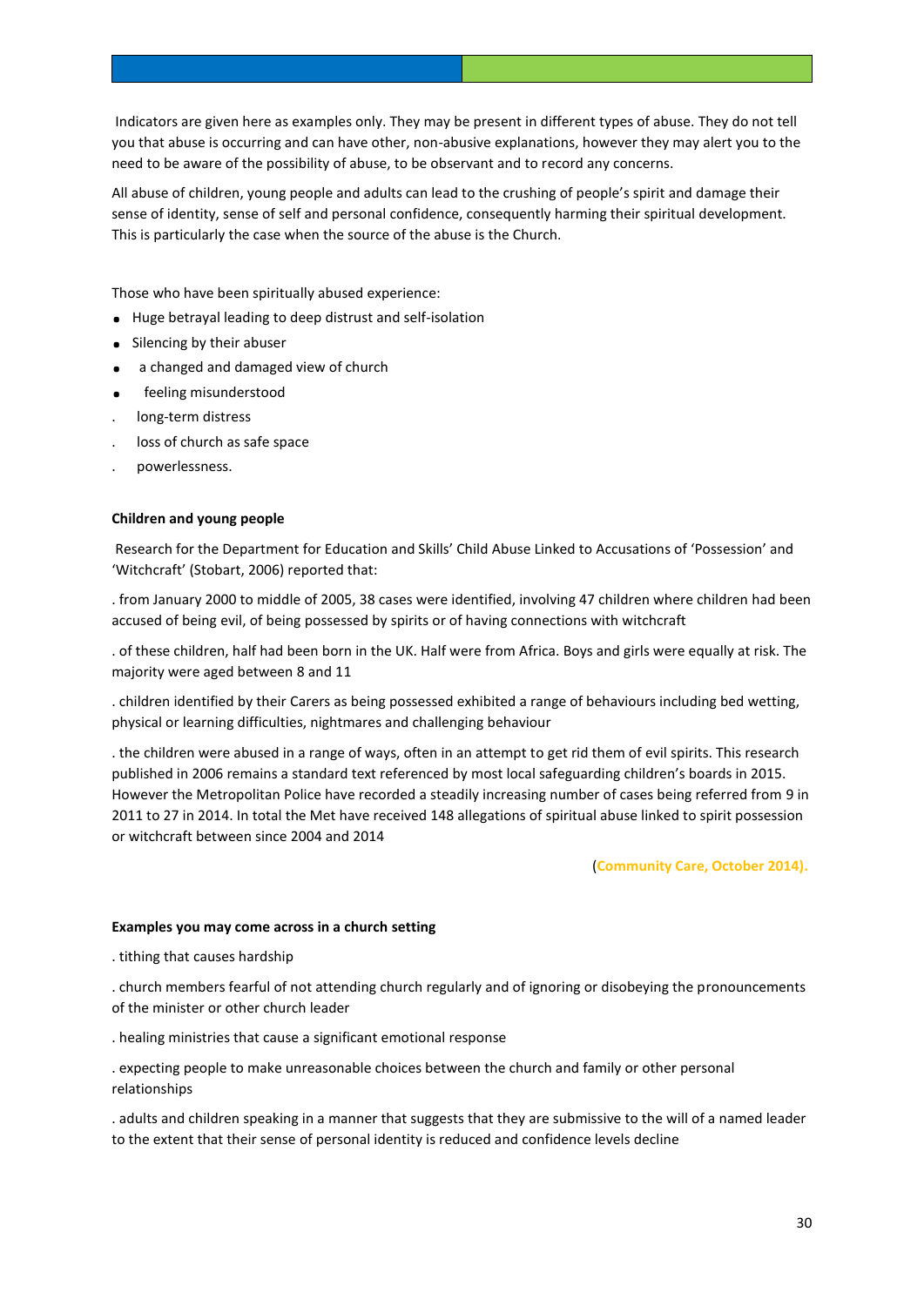Indicators are given here as examples only. They may be present in different types of abuse. They do not tell you that abuse is occurring and can have other, non-abusive explanations, however they may alert you to the need to be aware of the possibility of abuse, to be observant and to record any concerns.

All abuse of children, young people and adults can lead to the crushing of people's spirit and damage their sense of identity, sense of self and personal confidence, consequently harming their spiritual development. This is particularly the case when the source of the abuse is the Church.

Those who have been spiritually abused experience:

- Huge betrayal leading to deep distrust and self-isolation
- Silencing by their abuser
- a changed and damaged view of church
- feeling misunderstood
- long-term distress
- loss of church as safe space
- powerlessness.

**Children and young people**

Research for the Department for Education and Skills' Child Abuse Linked to Accusations of 'Possession' and 'Witchcraft' (Stobart, 2006) reported that:

- from January 2000 to middle of 2005, 38 cases were identified, involving 47 children where children had been accused of being evil, of being possessed by spirits or of having connections with witchcraft
- of these children, half had been born in the UK. Half were from Africa. Boys and girls were equally at risk. The majority were aged between 8 and 11
- children identified by their Carers as being possessed exhibited a range of behaviours including bed wetting, physical or learning difficulties, nightmares and challenging behaviour
- the children were abused in a range of ways, often in an attempt to get rid them of evil spirits. This research published in 2006 remains a standard text referenced by most local safeguarding children's boards in 2015. However the Metropolitan Police have recorded a steadily increasing number of cases being referred from 9 in 2011 to 27 in 2014. In total the Met have received 148 allegations of spiritual abuse linked to spirit possession or witchcraft between since 2004 and 2014

(**Community Care, October 2014).**

**Examples you may come across in a church setting**

- tithing that causes hardship
- church members fearful of not attending church regularly and of ignoring or disobeying the pronouncements of the minister or other church leader
- healing ministries that cause a significant emotional response
- expecting people to make unreasonable choices between the church and family or other personal relationships
- adults and children speaking in a manner that suggests that they are submissive to the will of a named leader to the extent that their sense of personal identity is reduced and confidence levels decline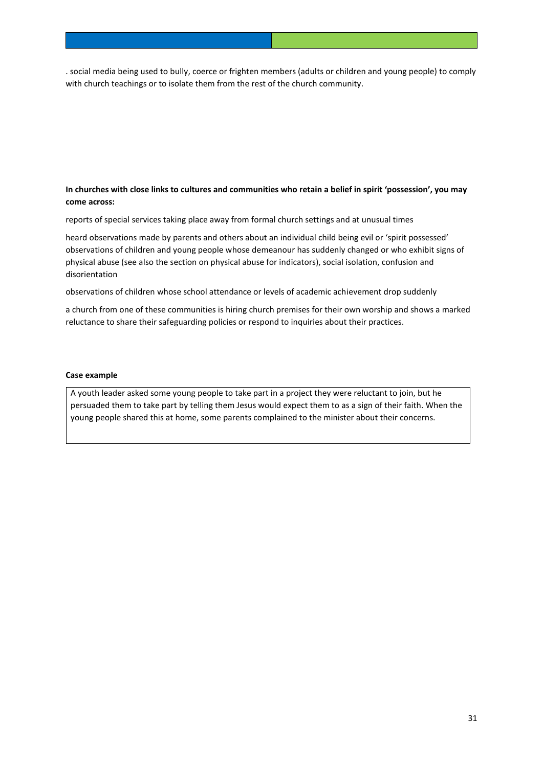. social media being used to bully, coerce or frighten members (adults or children and young people) to comply with church teachings or to isolate them from the rest of the church community.

**In churches with close links to cultures and communities who retain a belief in spirit 'possession', you may come across:**

reports of special services taking place away from formal church settings and at unusual times

heard observations made by parents and others about an individual child being evil or 'spirit possessed' observations of children and young people whose demeanour has suddenly changed or who exhibit signs of physical abuse (see also the section on physical abuse for indicators), social isolation, confusion and disorientation

observations of children whose school attendance or levels of academic achievement drop suddenly

a church from one of these communities is hiring church premises for their own worship and shows a marked reluctance to share their safeguarding policies or respond to inquiries about their practices.

**Case example**

A youth leader asked some young people to take part in a project they were reluctant to join, but he persuaded them to take part by telling them Jesus would expect them to as a sign of their faith. When the young people shared this at home, some parents complained to the minister about their concerns.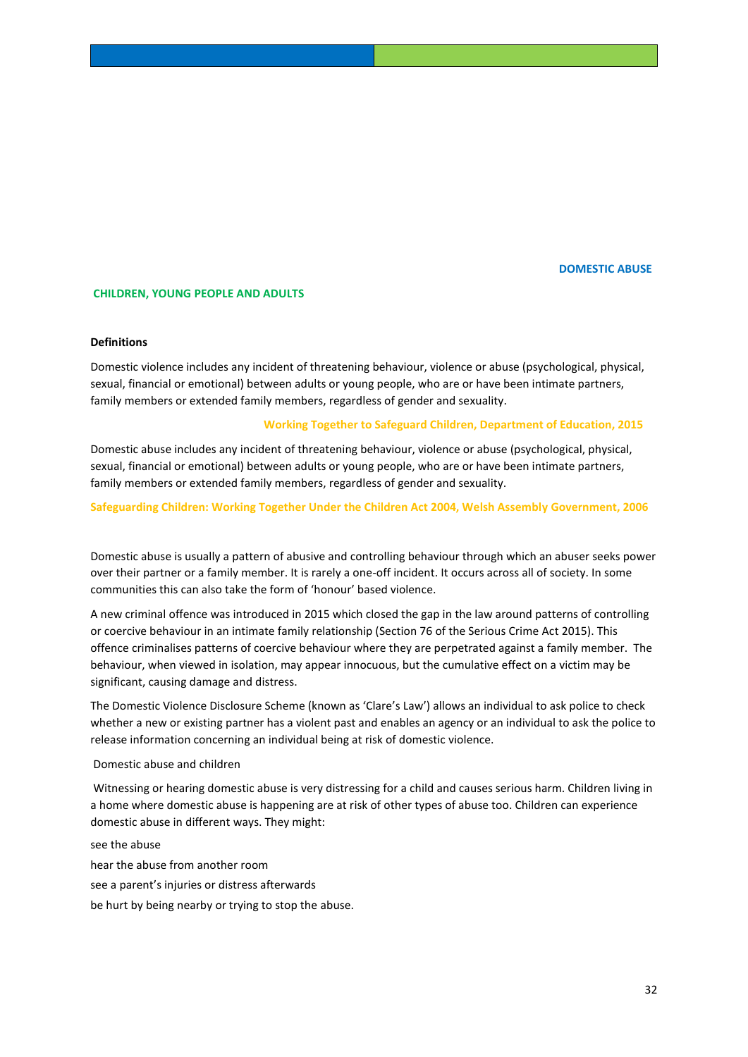## DOMESTIC ABUSE

### CHILDREN, YOUNG PEOPLE AND ADULTS

**Definitions**

Domestic violence includes any incident of threatening behaviour, violence or abuse (psychological, physical, sexual, financial or emotional) between adults or young people, who are or have been intimate partners, family members or extended family members, regardless of gender and sexuality.

**Working Together to Safeguard Children, Department of Education, 2015**

Domestic abuse includes any incident of threatening behaviour, violence or abuse (psychological, physical, sexual, financial or emotional) between adults or young people, who are or have been intimate partners, family members or extended family members, regardless of gender and sexuality.

**Safeguarding Children: Working Together Under the Children Act 2004, Welsh Assembly Government, 2006**

Domestic abuse is usually a pattern of abusive and controlling behaviour through which an abuser seeks power over their partner or a family member. It is rarely a one-off incident. It occurs across all of society. In some communities this can also take the form of 'honour' based violence.

A new criminal offence was introduced in 2015 which closed the gap in the law around patterns of controlling or coercive behaviour in an intimate family relationship (Section 76 of the Serious Crime Act 2015). This offence criminalises patterns of coercive behaviour where they are perpetrated against a family member. The behaviour, when viewed in isolation, may appear innocuous, but the cumulative effect on a victim may be significant, causing damage and distress.

The Domestic Violence Disclosure Scheme (known as 'Clare's Law') allows an individual to ask police to check whether a new or existing partner has a violent past and enables an agency or an individual to ask the police to release information concerning an individual being at risk of domestic violence.

Domestic abuse and children

Witnessing or hearing domestic abuse is very distressing for a child and causes serious harm. Children living in a home where domestic abuse is happening are at risk of other types of abuse too. Children can experience domestic abuse in different ways. They might:

see the abuse

hear the abuse from another room

see a parent's injuries or distress afterwards

be hurt by being nearby or trying to stop the abuse.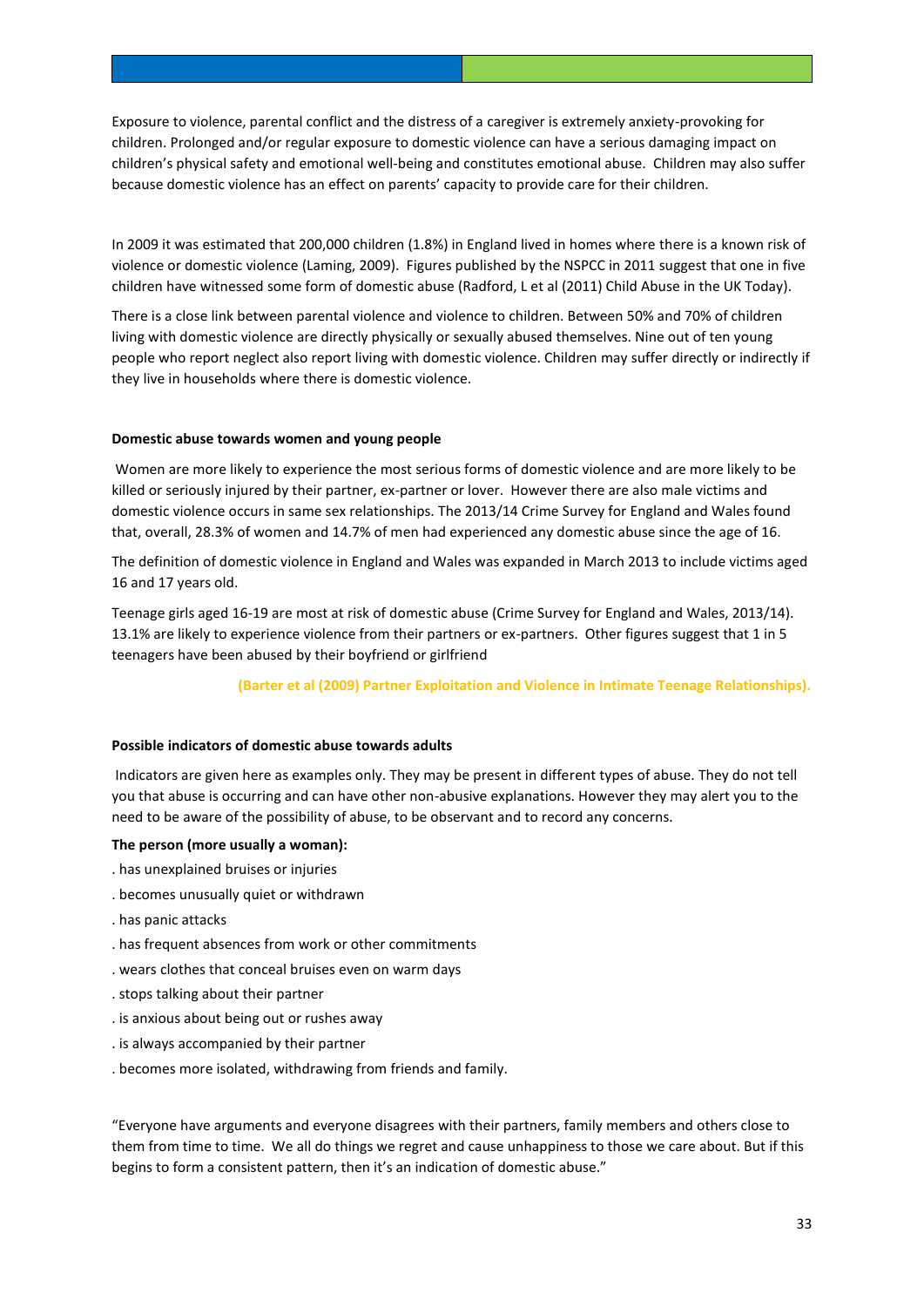Exposure to violence, parental conflict and the distress of a caregiver is extremely anxiety-provoking for children. Prolonged and/or regular exposure to domestic violence can have a serious damaging impact on children's physical safety and emotional well-being and constitutes emotional abuse. Children may also suffer because domestic violence has an effect on parents' capacity to provide care for their children.

In 2009 it was estimated that 200,000 children (1.8%) in England lived in homes where there is a known risk of violence or domestic violence (Laming, 2009). Figures published by the NSPCC in 2011 suggest that one in five children have witnessed some form of domestic abuse (Radford, L et al (2011) Child Abuse in the UK Today).

There is a close link between parental violence and violence to children. Between 50% and 70% of children living with domestic violence are directly physically or sexually abused themselves. Nine out of ten young people who report neglect also report living with domestic violence. Children may suffer directly or indirectly if they live in households where there is domestic violence.

**Domestic abuse towards women and young people**

Women are more likely to experience the most serious forms of domestic violence and are more likely to be killed or seriously injured by their partner, ex-partner or lover. However there are also male victims and domestic violence occurs in same sex relationships. The 2013/14 Crime Survey for England and Wales found that, overall, 28.3% of women and 14.7% of men had experienced any domestic abuse since the age of 16.

The definition of domestic violence in England and Wales was expanded in March 2013 to include victims aged 16 and 17 years old.

Teenage girls aged 16-19 are most at risk of domestic abuse (Crime Survey for England and Wales, 2013/14). 13.1% are likely to experience violence from their partners or ex-partners. Other figures suggest that 1 in 5 teenagers have been abused by their boyfriend or girlfriend

**(Barter et al (2009) Partner Exploitation and Violence in Intimate Teenage Relationships).**

**Possible indicators of domestic abuse towards adults**

Indicators are given here as examples only. They may be present in different types of abuse. They do not tell you that abuse is occurring and can have other non-abusive explanations. However they may alert you to the need to be aware of the possibility of abuse, to be observant and to record any concerns.

**The person (more usually a woman):**

- has unexplained bruises or injuries
- becomes unusually quiet or withdrawn
- has panic attacks
- has frequent absences from work or other commitments
- wears clothes that conceal bruises even on warm days
- stops talking about their partner
- is anxious about being out or rushes away
- is always accompanied by their partner
- becomes more isolated, withdrawing from friends and family.

"Everyone have arguments and everyone disagrees with their partners, family members and others close to them from time to time. We all do things we regret and cause unhappiness to those we care about. But if this begins to form a consistent pattern, then it's an indication of domestic abuse."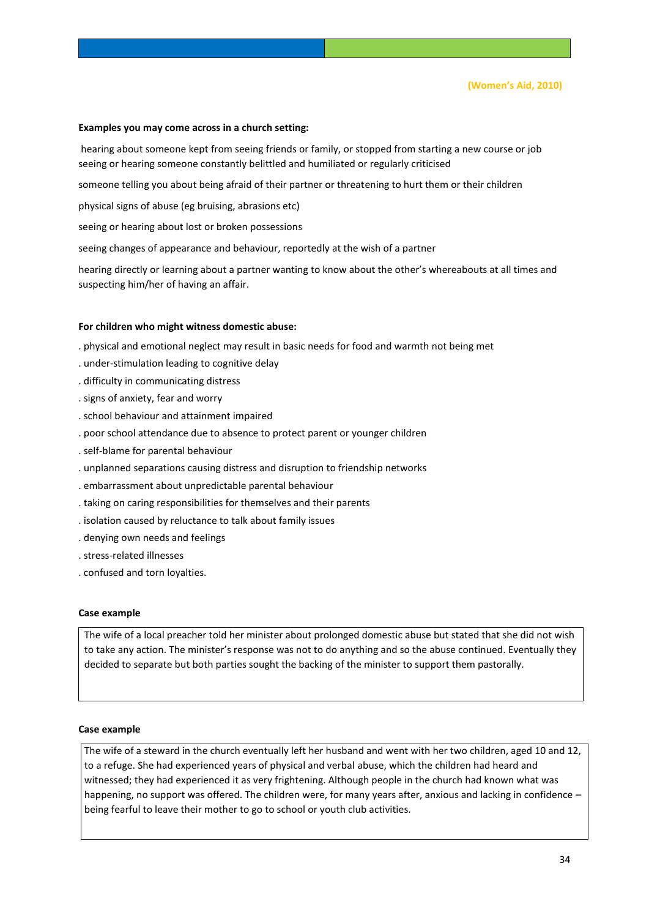(Women's Aid, 2010)

**Examples you may come across in a church setting:**

hearing about someone kept from seeing friends or family, or stopped from starting a new course or job seeing or hearing someone constantly belittled and humiliated or regularly criticised

someone telling you about being afraid of their partner or threatening to hurt them or their children

physical signs of abuse (eg bruising, abrasions etc)

seeing or hearing about lost or broken possessions

seeing changes of appearance and behaviour, reportedly at the wish of a partner

hearing directly or learning about a partner wanting to know about the other's whereabouts at all times and suspecting him/her of having an affair.

**For children who might witness domestic abuse:**

- physical and emotional neglect may result in basic needs for food and warmth not being met
- under-stimulation leading to cognitive delay
- difficulty in communicating distress
- signs of anxiety, fear and worry
- school behaviour and attainment impaired
- poor school attendance due to absence to protect parent or younger children
- self-blame for parental behaviour
- unplanned separations causing distress and disruption to friendship networks
- embarrassment about unpredictable parental behaviour
- taking on caring responsibilities for themselves and their parents
- isolation caused by reluctance to talk about family issues
- denying own needs and feelings
- stress-related illnesses
- confused and torn loyalties.

**Case example**

> The wife of a local preacher told her minister about prolonged domestic abuse but stated that she did not wish to take any action. The minister's response was not to do anything and so the abuse continued. Eventually they decided to separate but both parties sought the backing of the minister to support them pastorally.

**Case example**

> The wife of a steward in the church eventually left her husband and went with her two children, aged 10 and 12, to a refuge. She had experienced years of physical and verbal abuse, which the children had heard and witnessed; they had experienced it as very frightening. Although people in the church had known what was happening, no support was offered. The children were, for many years after, anxious and lacking in confidence – being fearful to leave their mother to go to school or youth club activities.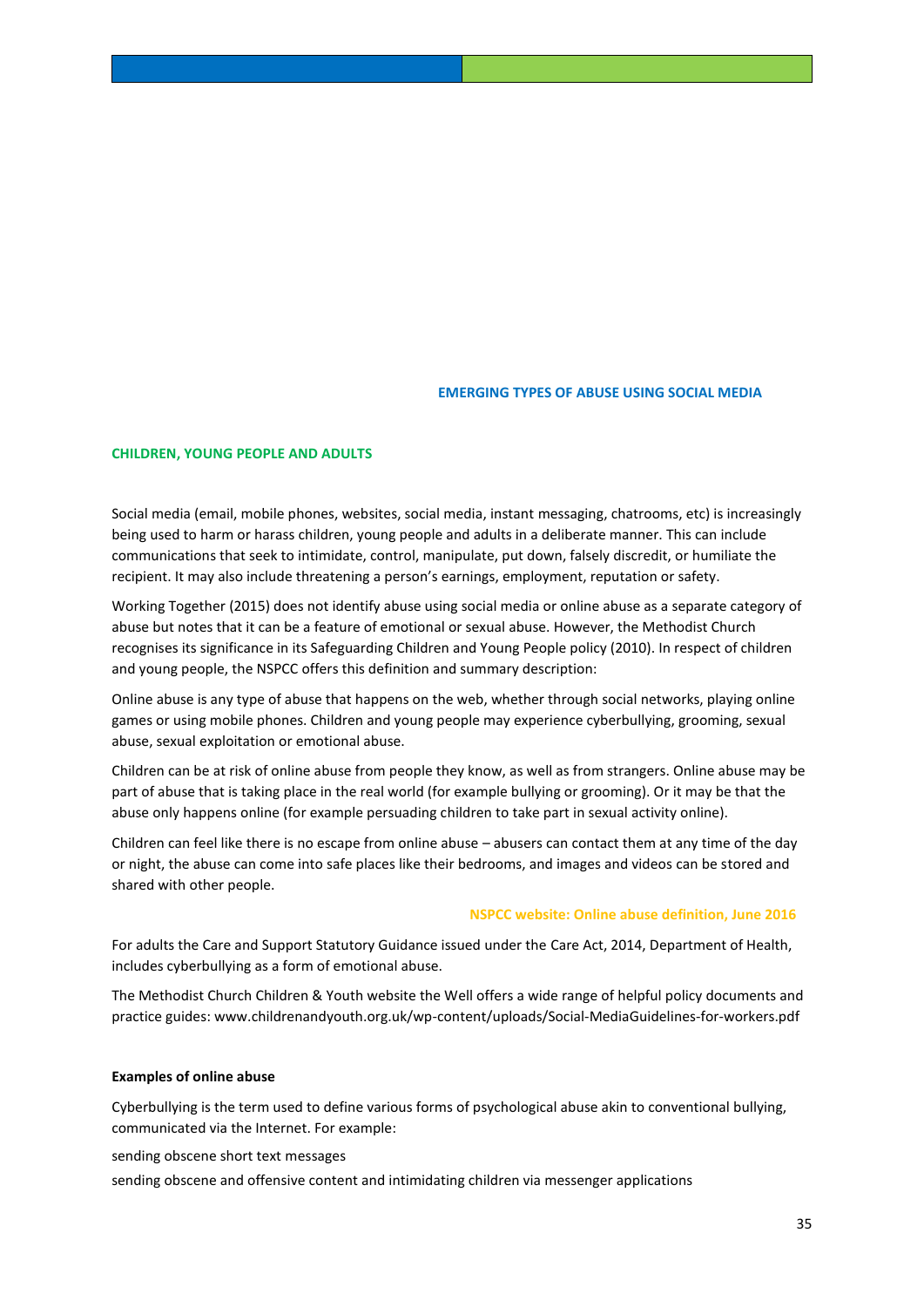## EMERGING TYPES OF ABUSE USING SOCIAL MEDIA

### CHILDREN, YOUNG PEOPLE AND ADULTS

Social media (email, mobile phones, websites, social media, instant messaging, chatrooms, etc) is increasingly being used to harm or harass children, young people and adults in a deliberate manner. This can include communications that seek to intimidate, control, manipulate, put down, falsely discredit, or humiliate the recipient. It may also include threatening a person's earnings, employment, reputation or safety.

Working Together (2015) does not identify abuse using social media or online abuse as a separate category of abuse but notes that it can be a feature of emotional or sexual abuse. However, the Methodist Church recognises its significance in its Safeguarding Children and Young People policy (2010). In respect of children and young people, the NSPCC offers this definition and summary description:

Online abuse is any type of abuse that happens on the web, whether through social networks, playing online games or using mobile phones. Children and young people may experience cyberbullying, grooming, sexual abuse, sexual exploitation or emotional abuse.

Children can be at risk of online abuse from people they know, as well as from strangers. Online abuse may be part of abuse that is taking place in the real world (for example bullying or grooming). Or it may be that the abuse only happens online (for example persuading children to take part in sexual activity online).

Children can feel like there is no escape from online abuse – abusers can contact them at any time of the day or night, the abuse can come into safe places like their bedrooms, and images and videos can be stored and shared with other people.

**NSPCC website: Online abuse definition, June 2016**

For adults the Care and Support Statutory Guidance issued under the Care Act, 2014, Department of Health, includes cyberbullying as a form of emotional abuse.

The Methodist Church Children & Youth website the Well offers a wide range of helpful policy documents and practice guides: www.childrenandyouth.org.uk/wp-content/uploads/Social-MediaGuidelines-for-workers.pdf

**Examples of online abuse**

Cyberbullying is the term used to define various forms of psychological abuse akin to conventional bullying, communicated via the Internet. For example:

sending obscene short text messages

sending obscene and offensive content and intimidating children via messenger applications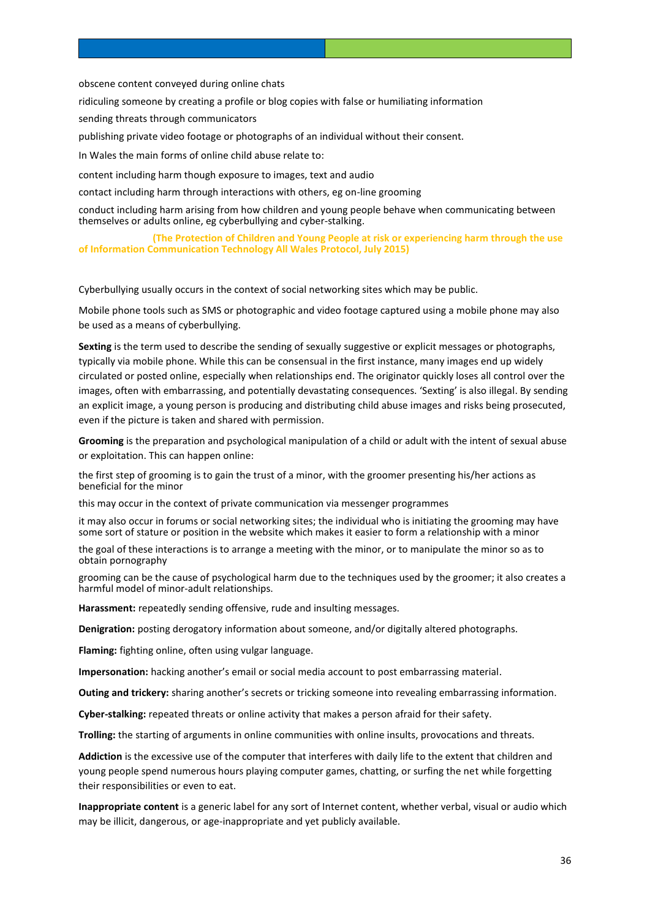obscene content conveyed during online chats

ridiculing someone by creating a profile or blog copies with false or humiliating information

sending threats through communicators

publishing private video footage or photographs of an individual without their consent.

In Wales the main forms of online child abuse relate to:

content including harm though exposure to images, text and audio

contact including harm through interactions with others, eg on-line grooming

conduct including harm arising from how children and young people behave when communicating between themselves or adults online, eg cyberbullying and cyber-stalking.

**(The Protection of Children and Young People at risk or experiencing harm through the use of Information Communication Technology All Wales Protocol, July 2015)**

Cyberbullying usually occurs in the context of social networking sites which may be public.

Mobile phone tools such as SMS or photographic and video footage captured using a mobile phone may also be used as a means of cyberbullying.

**Sexting** is the term used to describe the sending of sexually suggestive or explicit messages or photographs, typically via mobile phone. While this can be consensual in the first instance, many images end up widely circulated or posted online, especially when relationships end. The originator quickly loses all control over the images, often with embarrassing, and potentially devastating consequences. 'Sexting' is also illegal. By sending an explicit image, a young person is producing and distributing child abuse images and risks being prosecuted, even if the picture is taken and shared with permission.

**Grooming** is the preparation and psychological manipulation of a child or adult with the intent of sexual abuse or exploitation. This can happen online:

the first step of grooming is to gain the trust of a minor, with the groomer presenting his/her actions as beneficial for the minor

this may occur in the context of private communication via messenger programmes

it may also occur in forums or social networking sites; the individual who is initiating the grooming may have some sort of stature or position in the website which makes it easier to form a relationship with a minor

the goal of these interactions is to arrange a meeting with the minor, or to manipulate the minor so as to obtain pornography

grooming can be the cause of psychological harm due to the techniques used by the groomer; it also creates a harmful model of minor-adult relationships.

**Harassment:** repeatedly sending offensive, rude and insulting messages.

**Denigration:** posting derogatory information about someone, and/or digitally altered photographs.

**Flaming:** fighting online, often using vulgar language.

**Impersonation:** hacking another's email or social media account to post embarrassing material.

**Outing and trickery:** sharing another's secrets or tricking someone into revealing embarrassing information.

**Cyber-stalking:** repeated threats or online activity that makes a person afraid for their safety.

**Trolling:** the starting of arguments in online communities with online insults, provocations and threats.

**Addiction** is the excessive use of the computer that interferes with daily life to the extent that children and young people spend numerous hours playing computer games, chatting, or surfing the net while forgetting their responsibilities or even to eat.

**Inappropriate content** is a generic label for any sort of Internet content, whether verbal, visual or audio which may be illicit, dangerous, or age-inappropriate and yet publicly available.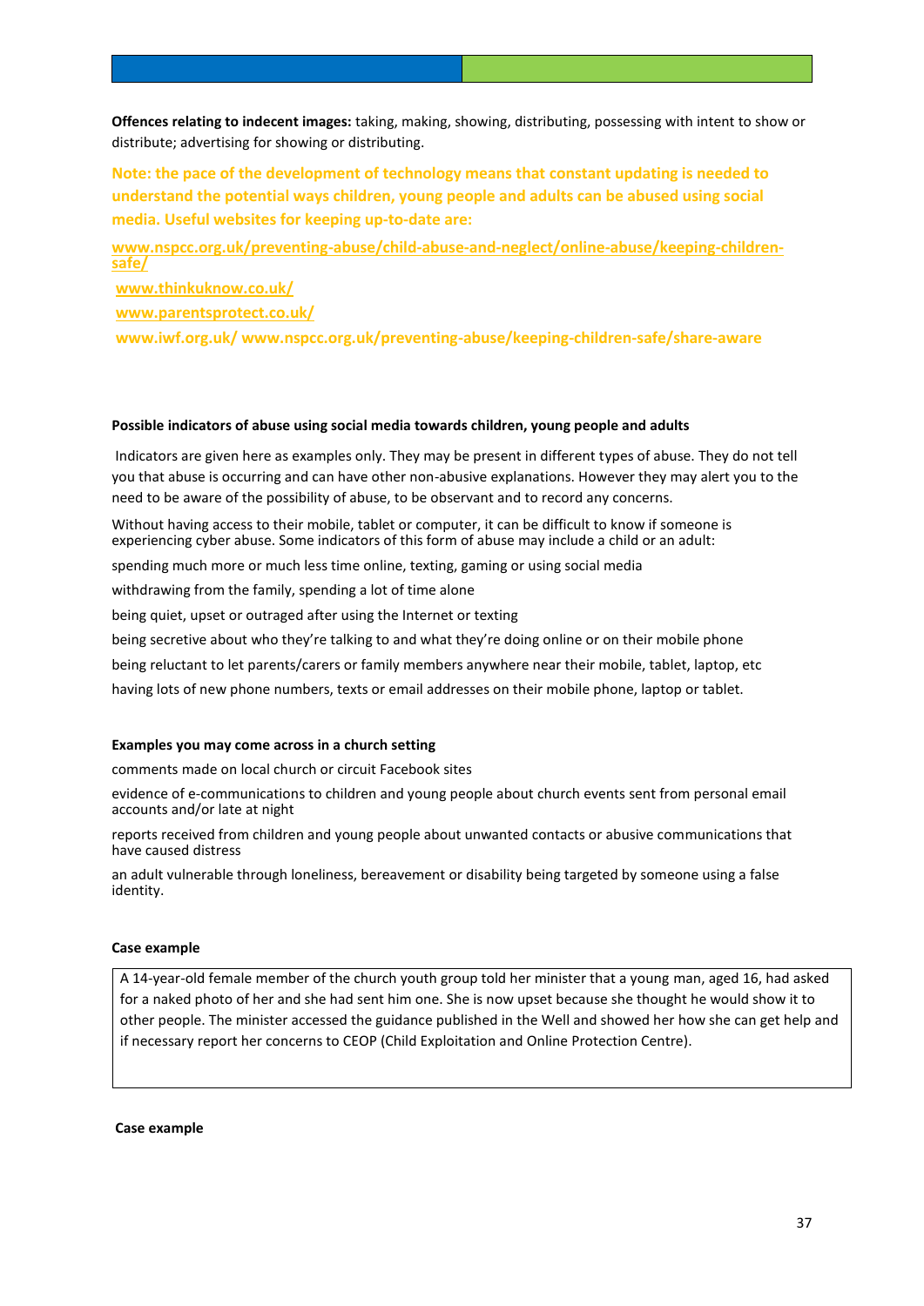**Offences relating to indecent images:** taking, making, showing, distributing, possessing with intent to show or distribute; advertising for showing or distributing.

**Note: the pace of the development of technology means that constant updating is needed to understand the potential ways children, young people and adults can be abused using social media. Useful websites for keeping up-to-date are:**

**www.nspcc.org.uk/preventing-abuse/child-abuse-and-neglect/online-abuse/keeping-children-safe/**

**www.thinkuknow.co.uk/**

**www.parentsprotect.co.uk/**

**www.iwf.org.uk/ www.nspcc.org.uk/preventing-abuse/keeping-children-safe/share-aware**

#### Possible indicators of abuse using social media towards children, young people and adults

Indicators are given here as examples only. They may be present in different types of abuse. They do not tell you that abuse is occurring and can have other non-abusive explanations. However they may alert you to the need to be aware of the possibility of abuse, to be observant and to record any concerns.

Without having access to their mobile, tablet or computer, it can be difficult to know if someone is experiencing cyber abuse. Some indicators of this form of abuse may include a child or an adult:

spending much more or much less time online, texting, gaming or using social media

withdrawing from the family, spending a lot of time alone

being quiet, upset or outraged after using the Internet or texting

being secretive about who they're talking to and what they're doing online or on their mobile phone

being reluctant to let parents/carers or family members anywhere near their mobile, tablet, laptop, etc

having lots of new phone numbers, texts or email addresses on their mobile phone, laptop or tablet.

#### Examples you may come across in a church setting

comments made on local church or circuit Facebook sites

evidence of e-communications to children and young people about church events sent from personal email accounts and/or late at night

reports received from children and young people about unwanted contacts or abusive communications that have caused distress

an adult vulnerable through loneliness, bereavement or disability being targeted by someone using a false identity.

#### Case example

A 14-year-old female member of the church youth group told her minister that a young man, aged 16, had asked for a naked photo of her and she had sent him one. She is now upset because she thought he would show it to other people. The minister accessed the guidance published in the Well and showed her how she can get help and if necessary report her concerns to CEOP (Child Exploitation and Online Protection Centre).

#### Case example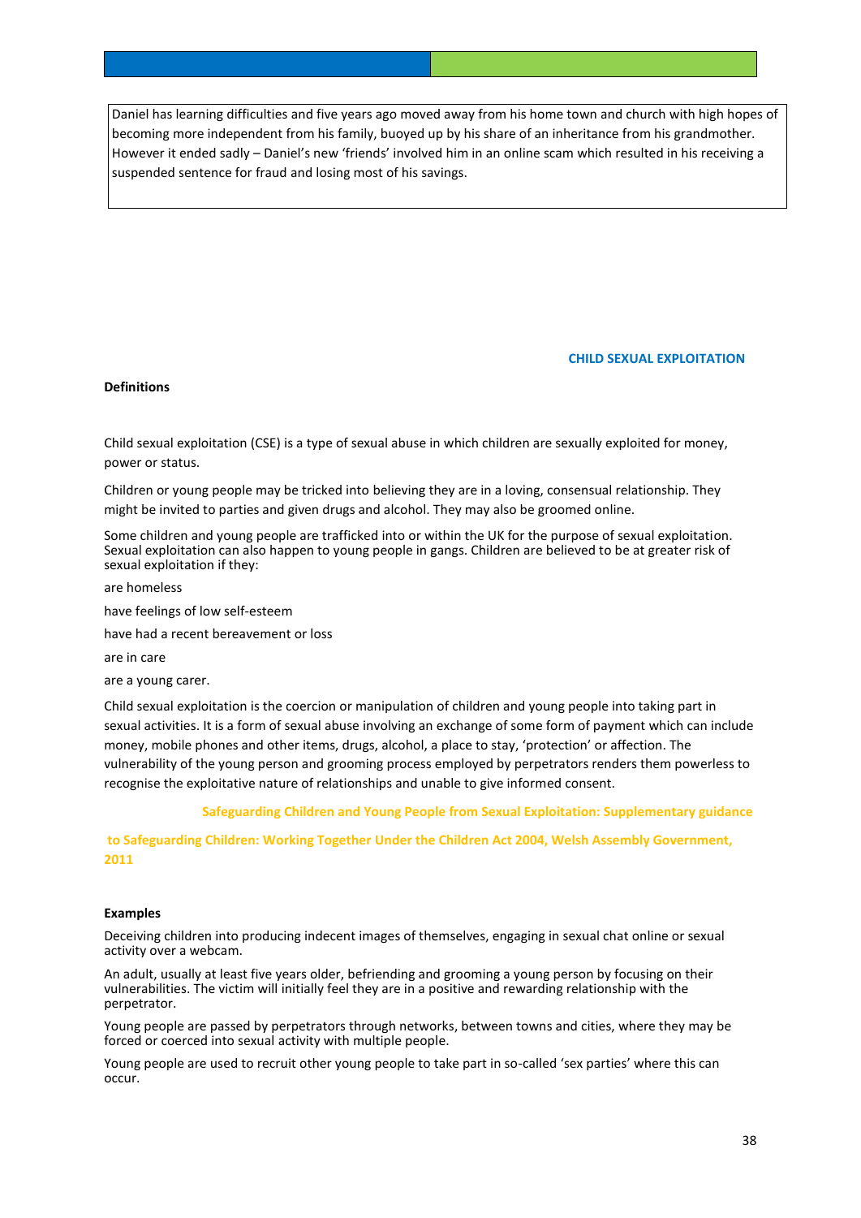Daniel has learning difficulties and five years ago moved away from his home town and church with high hopes of becoming more independent from his family, buoyed up by his share of an inheritance from his grandmother. However it ended sadly – Daniel's new 'friends' involved him in an online scam which resulted in his receiving a suspended sentence for fraud and losing most of his savings.

## CHILD SEXUAL EXPLOITATION

**Definitions**

Child sexual exploitation (CSE) is a type of sexual abuse in which children are sexually exploited for money, power or status.

Children or young people may be tricked into believing they are in a loving, consensual relationship. They might be invited to parties and given drugs and alcohol. They may also be groomed online.

Some children and young people are trafficked into or within the UK for the purpose of sexual exploitation. Sexual exploitation can also happen to young people in gangs. Children are believed to be at greater risk of sexual exploitation if they:

- are homeless
- have feelings of low self-esteem
- have had a recent bereavement or loss
- are in care
- are a young carer.

Child sexual exploitation is the coercion or manipulation of children and young people into taking part in sexual activities. It is a form of sexual abuse involving an exchange of some form of payment which can include money, mobile phones and other items, drugs, alcohol, a place to stay, 'protection' or affection. The vulnerability of the young person and grooming process employed by perpetrators renders them powerless to recognise the exploitative nature of relationships and unable to give informed consent.

**Safeguarding Children and Young People from Sexual Exploitation: Supplementary guidance to Safeguarding Children: Working Together Under the Children Act 2004, Welsh Assembly Government, 2011**

**Examples**

Deceiving children into producing indecent images of themselves, engaging in sexual chat online or sexual activity over a webcam.

An adult, usually at least five years older, befriending and grooming a young person by focusing on their vulnerabilities. The victim will initially feel they are in a positive and rewarding relationship with the perpetrator.

Young people are passed by perpetrators through networks, between towns and cities, where they may be forced or coerced into sexual activity with multiple people.

Young people are used to recruit other young people to take part in so-called 'sex parties' where this can occur.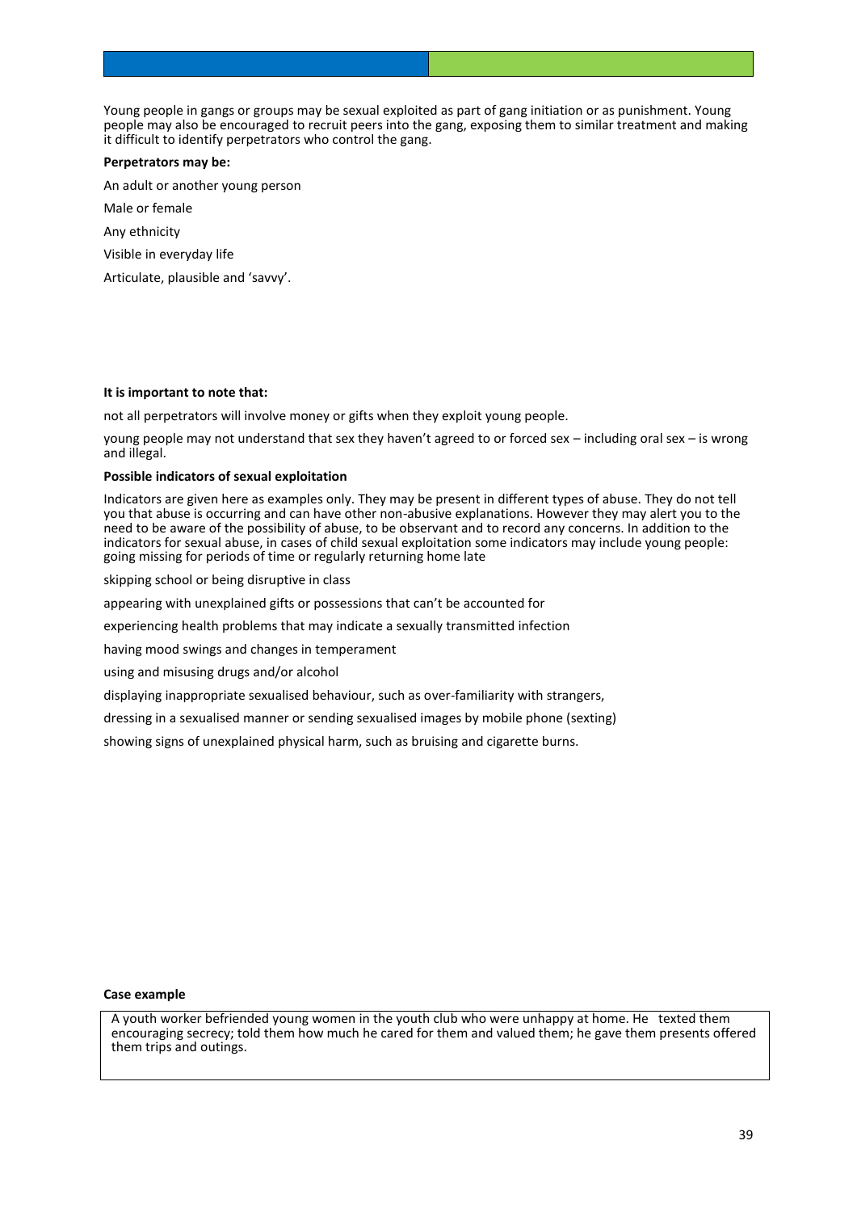Young people in gangs or groups may be sexual exploited as part of gang initiation or as punishment. Young people may also be encouraged to recruit peers into the gang, exposing them to similar treatment and making it difficult to identify perpetrators who control the gang.

**Perpetrators may be:**

An adult or another young person

Male or female

Any ethnicity

Visible in everyday life

Articulate, plausible and 'savvy'.

**It is important to note that:**

not all perpetrators will involve money or gifts when they exploit young people.

young people may not understand that sex they haven't agreed to or forced sex – including oral sex – is wrong and illegal.

**Possible indicators of sexual exploitation**

Indicators are given here as examples only. They may be present in different types of abuse. They do not tell you that abuse is occurring and can have other non-abusive explanations. However they may alert you to the need to be aware of the possibility of abuse, to be observant and to record any concerns. In addition to the indicators for sexual abuse, in cases of child sexual exploitation some indicators may include young people: going missing for periods of time or regularly returning home late

skipping school or being disruptive in class

appearing with unexplained gifts or possessions that can't be accounted for

experiencing health problems that may indicate a sexually transmitted infection

having mood swings and changes in temperament

using and misusing drugs and/or alcohol

displaying inappropriate sexualised behaviour, such as over-familiarity with strangers,

dressing in a sexualised manner or sending sexualised images by mobile phone (sexting)

showing signs of unexplained physical harm, such as bruising and cigarette burns.

**Case example**

A youth worker befriended young women in the youth club who were unhappy at home. He texted them encouraging secrecy; told them how much he cared for them and valued them; he gave them presents offered them trips and outings.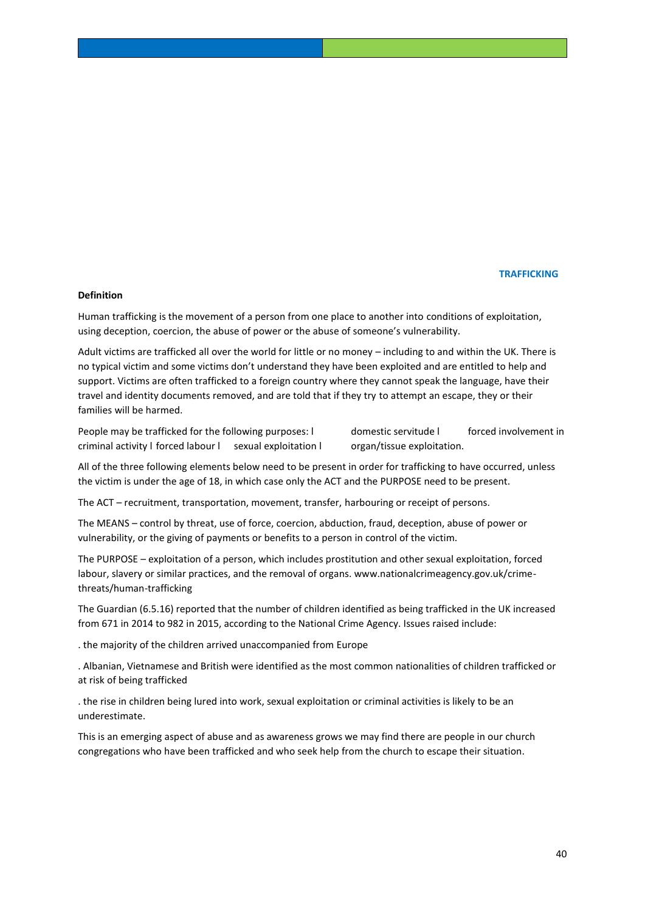## TRAFFICKING

**Definition**

Human trafficking is the movement of a person from one place to another into conditions of exploitation, using deception, coercion, the abuse of power or the abuse of someone's vulnerability.

Adult victims are trafficked all over the world for little or no money – including to and within the UK. There is no typical victim and some victims don't understand they have been exploited and are entitled to help and support. Victims are often trafficked to a foreign country where they cannot speak the language, have their travel and identity documents removed, and are told that if they try to attempt an escape, they or their families will be harmed.

People may be trafficked for the following purposes: l domestic servitude l forced involvement in criminal activity l forced labour l sexual exploitation l organ/tissue exploitation.

All of the three following elements below need to be present in order for trafficking to have occurred, unless the victim is under the age of 18, in which case only the ACT and the PURPOSE need to be present.

The ACT – recruitment, transportation, movement, transfer, harbouring or receipt of persons.

The MEANS – control by threat, use of force, coercion, abduction, fraud, deception, abuse of power or vulnerability, or the giving of payments or benefits to a person in control of the victim.

The PURPOSE – exploitation of a person, which includes prostitution and other sexual exploitation, forced labour, slavery or similar practices, and the removal of organs. www.nationalcrimeagency.gov.uk/crime-threats/human-trafficking

The Guardian (6.5.16) reported that the number of children identified as being trafficked in the UK increased from 671 in 2014 to 982 in 2015, according to the National Crime Agency. Issues raised include:

. the majority of the children arrived unaccompanied from Europe

. Albanian, Vietnamese and British were identified as the most common nationalities of children trafficked or at risk of being trafficked

. the rise in children being lured into work, sexual exploitation or criminal activities is likely to be an underestimate.

This is an emerging aspect of abuse and as awareness grows we may find there are people in our church congregations who have been trafficked and who seek help from the church to escape their situation.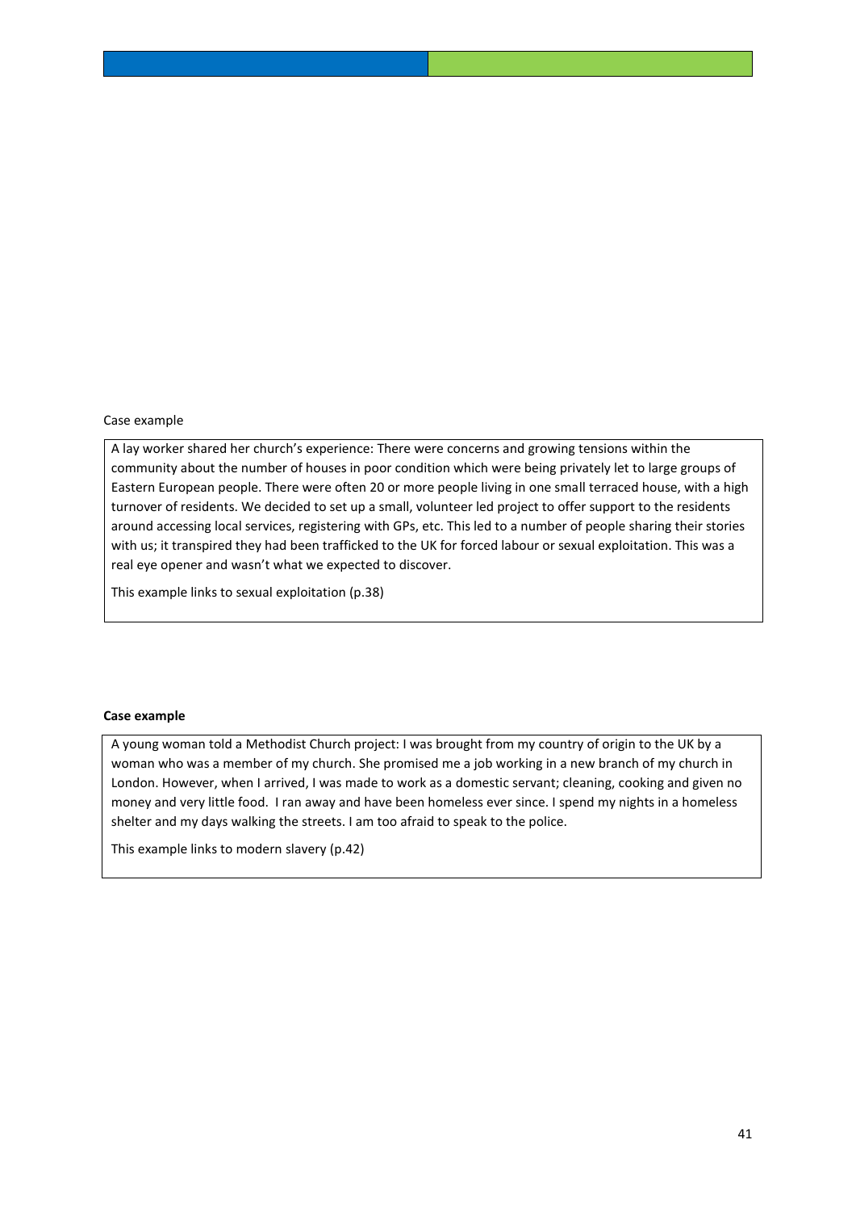Case example

A lay worker shared her church's experience: There were concerns and growing tensions within the community about the number of houses in poor condition which were being privately let to large groups of Eastern European people. There were often 20 or more people living in one small terraced house, with a high turnover of residents. We decided to set up a small, volunteer led project to offer support to the residents around accessing local services, registering with GPs, etc. This led to a number of people sharing their stories with us; it transpired they had been trafficked to the UK for forced labour or sexual exploitation. This was a real eye opener and wasn't what we expected to discover.

This example links to sexual exploitation (p.38)

**Case example**

A young woman told a Methodist Church project: I was brought from my country of origin to the UK by a woman who was a member of my church. She promised me a job working in a new branch of my church in London. However, when I arrived, I was made to work as a domestic servant; cleaning, cooking and given no money and very little food. I ran away and have been homeless ever since. I spend my nights in a homeless shelter and my days walking the streets. I am too afraid to speak to the police.

This example links to modern slavery (p.42)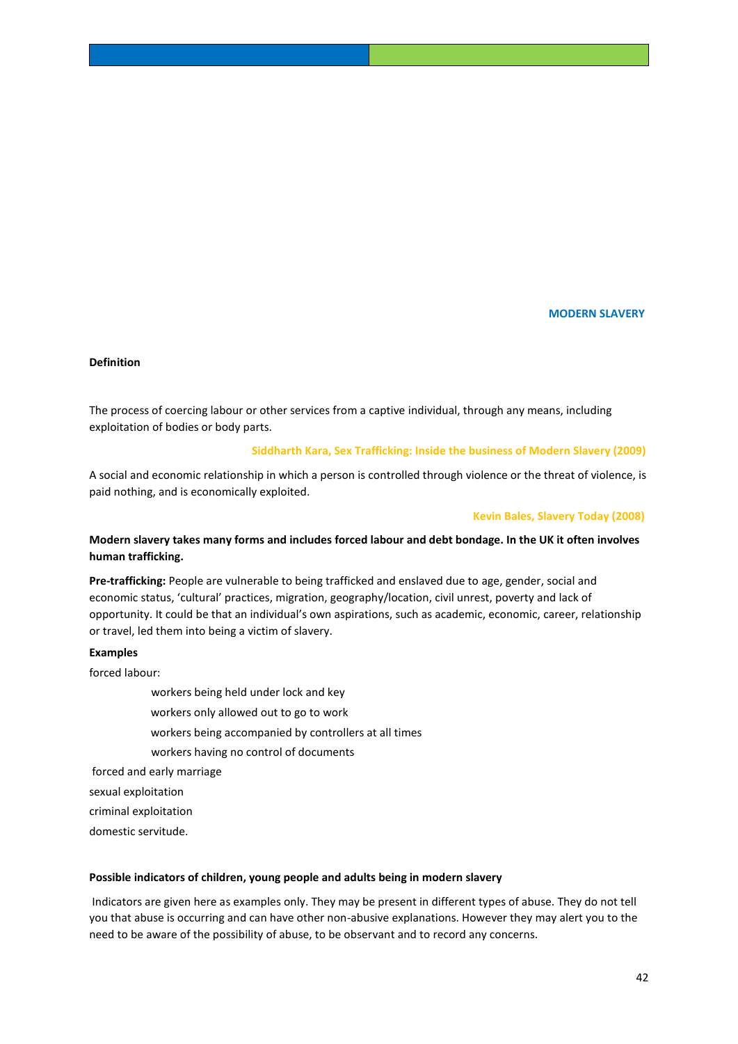## MODERN SLAVERY

**Definition**

The process of coercing labour or other services from a captive individual, through any means, including exploitation of bodies or body parts.

**Siddharth Kara, Sex Trafficking: Inside the business of Modern Slavery (2009)**

A social and economic relationship in which a person is controlled through violence or the threat of violence, is paid nothing, and is economically exploited.

**Kevin Bales, Slavery Today (2008)**

**Modern slavery takes many forms and includes forced labour and debt bondage. In the UK it often involves human trafficking.**

**Pre-trafficking:** People are vulnerable to being trafficked and enslaved due to age, gender, social and economic status, 'cultural' practices, migration, geography/location, civil unrest, poverty and lack of opportunity. It could be that an individual's own aspirations, such as academic, economic, career, relationship or travel, led them into being a victim of slavery.

**Examples**

forced labour:

- workers being held under lock and key
- workers only allowed out to go to work
- workers being accompanied by controllers at all times
- workers having no control of documents

forced and early marriage

sexual exploitation

criminal exploitation

domestic servitude.

**Possible indicators of children, young people and adults being in modern slavery**

Indicators are given here as examples only. They may be present in different types of abuse. They do not tell you that abuse is occurring and can have other non-abusive explanations. However they may alert you to the need to be aware of the possibility of abuse, to be observant and to record any concerns.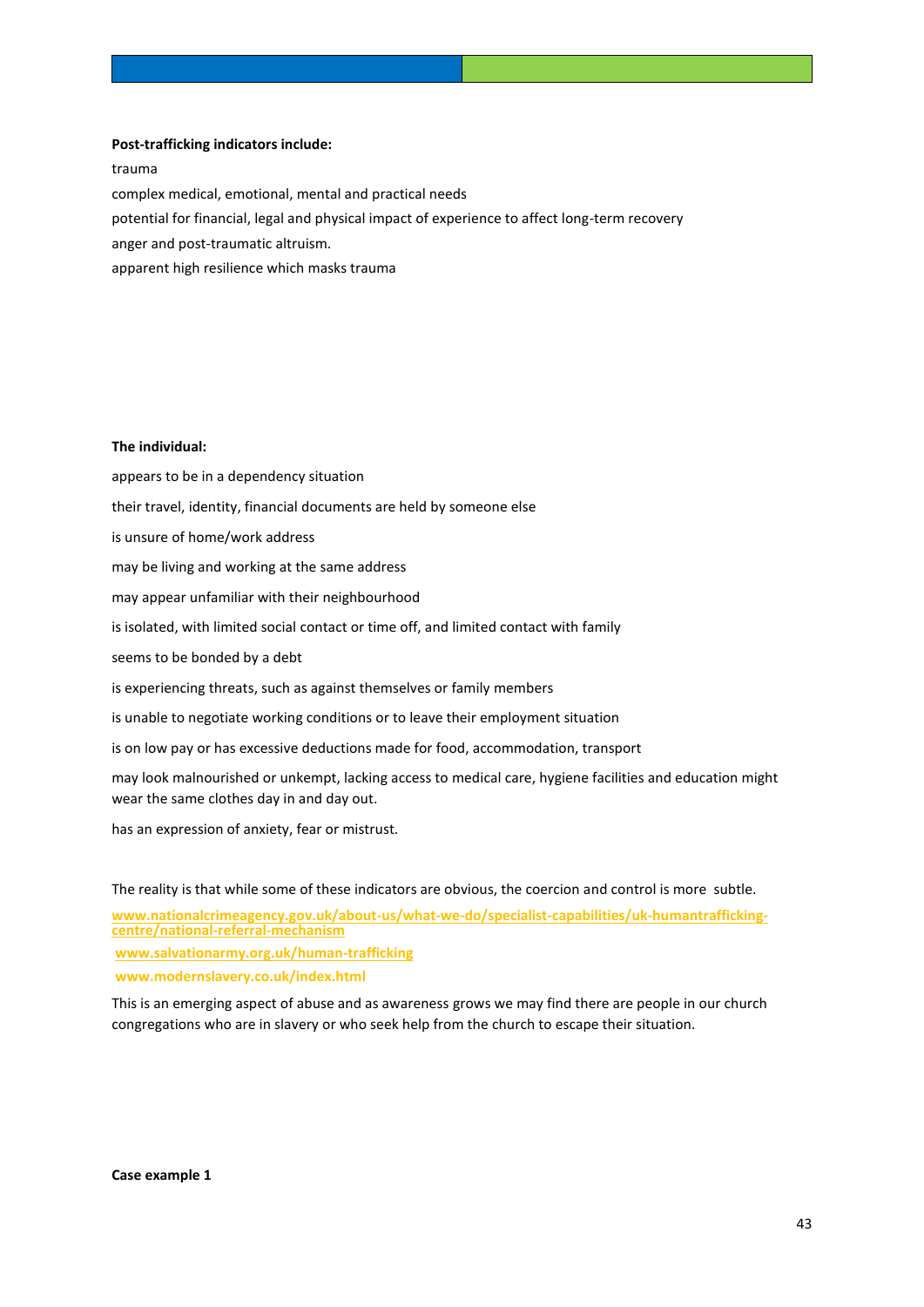**Post-trafficking indicators include:**

trauma

complex medical, emotional, mental and practical needs

potential for financial, legal and physical impact of experience to affect long-term recovery

anger and post-traumatic altruism.

apparent high resilience which masks trauma

**The individual:**

appears to be in a dependency situation

their travel, identity, financial documents are held by someone else

is unsure of home/work address

may be living and working at the same address

may appear unfamiliar with their neighbourhood

is isolated, with limited social contact or time off, and limited contact with family

seems to be bonded by a debt

is experiencing threats, such as against themselves or family members

is unable to negotiate working conditions or to leave their employment situation

is on low pay or has excessive deductions made for food, accommodation, transport

may look malnourished or unkempt, lacking access to medical care, hygiene facilities and education might wear the same clothes day in and day out.

has an expression of anxiety, fear or mistrust.

The reality is that while some of these indicators are obvious, the coercion and control is more subtle.

**www.nationalcrimeagency.gov.uk/about-us/what-we-do/specialist-capabilities/uk-humantrafficking-centre/national-referral-mechanism**

**www.salvationarmy.org.uk/human-trafficking**

**www.modernslavery.co.uk/index.html**

This is an emerging aspect of abuse and as awareness grows we may find there are people in our church congregations who are in slavery or who seek help from the church to escape their situation.

**Case example 1**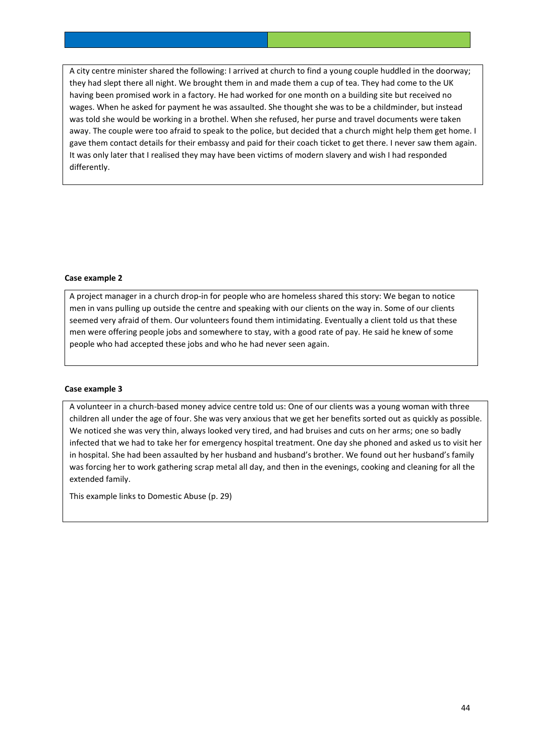A city centre minister shared the following: I arrived at church to find a young couple huddled in the doorway; they had slept there all night. We brought them in and made them a cup of tea. They had come to the UK having been promised work in a factory. He had worked for one month on a building site but received no wages. When he asked for payment he was assaulted. She thought she was to be a childminder, but instead was told she would be working in a brothel. When she refused, her purse and travel documents were taken away. The couple were too afraid to speak to the police, but decided that a church might help them get home. I gave them contact details for their embassy and paid for their coach ticket to get there. I never saw them again. It was only later that I realised they may have been victims of modern slavery and wish I had responded differently.

**Case example 2**

A project manager in a church drop-in for people who are homeless shared this story: We began to notice men in vans pulling up outside the centre and speaking with our clients on the way in. Some of our clients seemed very afraid of them. Our volunteers found them intimidating. Eventually a client told us that these men were offering people jobs and somewhere to stay, with a good rate of pay. He said he knew of some people who had accepted these jobs and who he had never seen again.

**Case example 3**

A volunteer in a church-based money advice centre told us: One of our clients was a young woman with three children all under the age of four. She was very anxious that we get her benefits sorted out as quickly as possible. We noticed she was very thin, always looked very tired, and had bruises and cuts on her arms; one so badly infected that we had to take her for emergency hospital treatment. One day she phoned and asked us to visit her in hospital. She had been assaulted by her husband and husband's brother. We found out her husband's family was forcing her to work gathering scrap metal all day, and then in the evenings, cooking and cleaning for all the extended family.

This example links to Domestic Abuse (p. 29)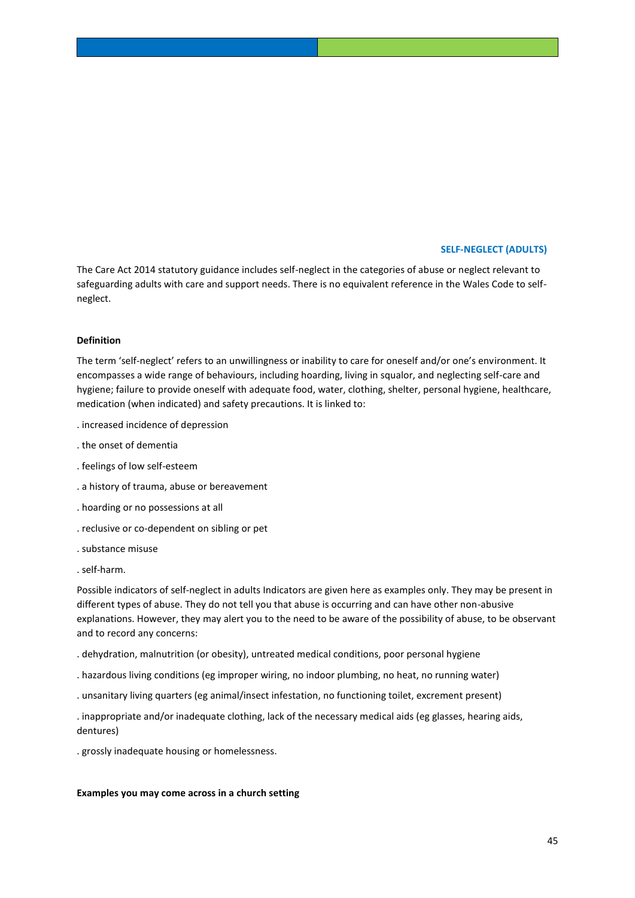## SELF-NEGLECT (ADULTS)

The Care Act 2014 statutory guidance includes self-neglect in the categories of abuse or neglect relevant to safeguarding adults with care and support needs. There is no equivalent reference in the Wales Code to self-neglect.

**Definition**

The term 'self-neglect' refers to an unwillingness or inability to care for oneself and/or one's environment. It encompasses a wide range of behaviours, including hoarding, living in squalor, and neglecting self-care and hygiene; failure to provide oneself with adequate food, water, clothing, shelter, personal hygiene, healthcare, medication (when indicated) and safety precautions. It is linked to:

- increased incidence of depression
- the onset of dementia
- feelings of low self-esteem
- a history of trauma, abuse or bereavement
- hoarding or no possessions at all
- reclusive or co-dependent on sibling or pet
- substance misuse
- self-harm.

Possible indicators of self-neglect in adults Indicators are given here as examples only. They may be present in different types of abuse. They do not tell you that abuse is occurring and can have other non-abusive explanations. However, they may alert you to the need to be aware of the possibility of abuse, to be observant and to record any concerns:

- dehydration, malnutrition (or obesity), untreated medical conditions, poor personal hygiene
- hazardous living conditions (eg improper wiring, no indoor plumbing, no heat, no running water)
- unsanitary living quarters (eg animal/insect infestation, no functioning toilet, excrement present)
- inappropriate and/or inadequate clothing, lack of the necessary medical aids (eg glasses, hearing aids, dentures)
- grossly inadequate housing or homelessness.

**Examples you may come across in a church setting**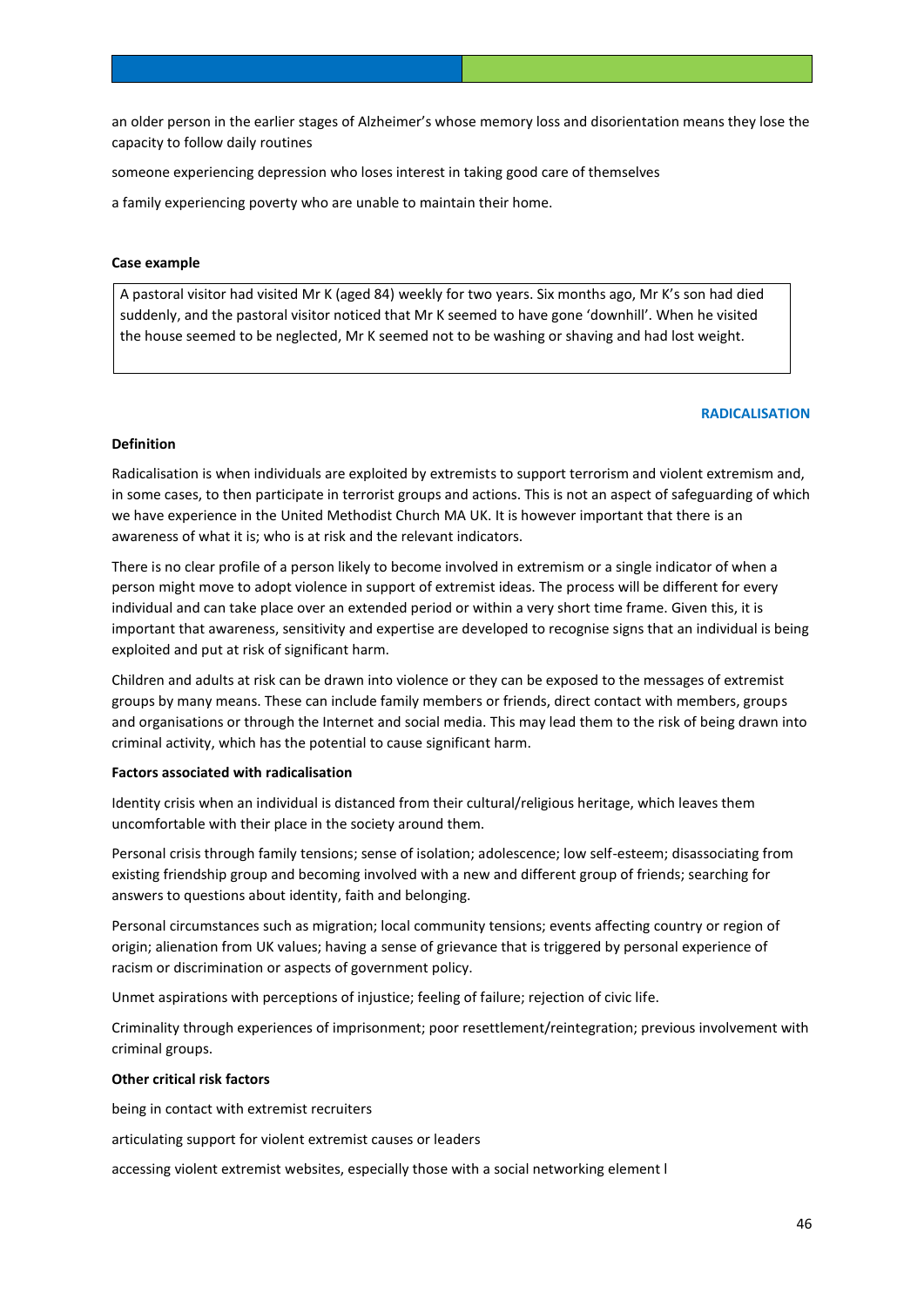an older person in the earlier stages of Alzheimer's whose memory loss and disorientation means they lose the capacity to follow daily routines

someone experiencing depression who loses interest in taking good care of themselves

a family experiencing poverty who are unable to maintain their home.

**Case example**

> A pastoral visitor had visited Mr K (aged 84) weekly for two years. Six months ago, Mr K's son had died suddenly, and the pastoral visitor noticed that Mr K seemed to have gone 'downhill'. When he visited the house seemed to be neglected, Mr K seemed not to be washing or shaving and had lost weight.

## RADICALISATION

**Definition**

Radicalisation is when individuals are exploited by extremists to support terrorism and violent extremism and, in some cases, to then participate in terrorist groups and actions. This is not an aspect of safeguarding of which we have experience in the United Methodist Church MA UK. It is however important that there is an awareness of what it is; who is at risk and the relevant indicators.

There is no clear profile of a person likely to become involved in extremism or a single indicator of when a person might move to adopt violence in support of extremist ideas. The process will be different for every individual and can take place over an extended period or within a very short time frame. Given this, it is important that awareness, sensitivity and expertise are developed to recognise signs that an individual is being exploited and put at risk of significant harm.

Children and adults at risk can be drawn into violence or they can be exposed to the messages of extremist groups by many means. These can include family members or friends, direct contact with members, groups and organisations or through the Internet and social media. This may lead them to the risk of being drawn into criminal activity, which has the potential to cause significant harm.

**Factors associated with radicalisation**

Identity crisis when an individual is distanced from their cultural/religious heritage, which leaves them uncomfortable with their place in the society around them.

Personal crisis through family tensions; sense of isolation; adolescence; low self-esteem; disassociating from existing friendship group and becoming involved with a new and different group of friends; searching for answers to questions about identity, faith and belonging.

Personal circumstances such as migration; local community tensions; events affecting country or region of origin; alienation from UK values; having a sense of grievance that is triggered by personal experience of racism or discrimination or aspects of government policy.

Unmet aspirations with perceptions of injustice; feeling of failure; rejection of civic life.

Criminality through experiences of imprisonment; poor resettlement/reintegration; previous involvement with criminal groups.

**Other critical risk factors**

being in contact with extremist recruiters

articulating support for violent extremist causes or leaders

accessing violent extremist websites, especially those with a social networking element l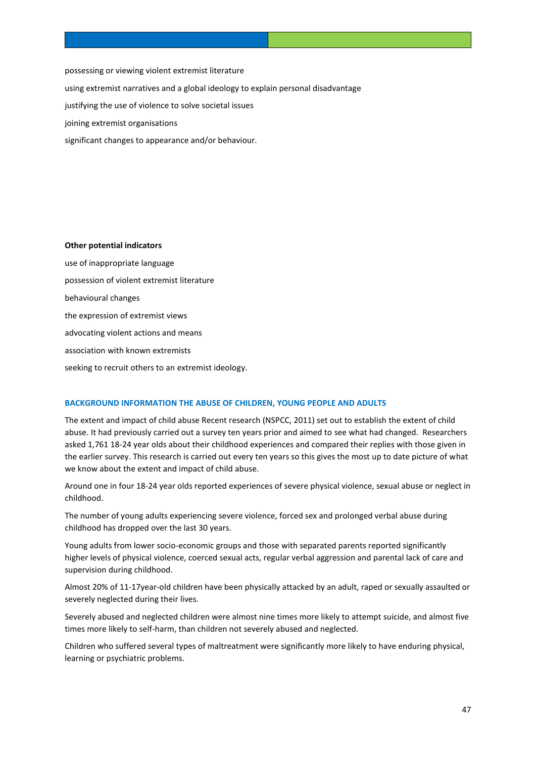possessing or viewing violent extremist literature

using extremist narratives and a global ideology to explain personal disadvantage

justifying the use of violence to solve societal issues

joining extremist organisations

significant changes to appearance and/or behaviour.

**Other potential indicators**

use of inappropriate language

possession of violent extremist literature

behavioural changes

the expression of extremist views

advocating violent actions and means

association with known extremists

seeking to recruit others to an extremist ideology.

## BACKGROUND INFORMATION THE ABUSE OF CHILDREN, YOUNG PEOPLE AND ADULTS

The extent and impact of child abuse Recent research (NSPCC, 2011) set out to establish the extent of child abuse. It had previously carried out a survey ten years prior and aimed to see what had changed. Researchers asked 1,761 18-24 year olds about their childhood experiences and compared their replies with those given in the earlier survey. This research is carried out every ten years so this gives the most up to date picture of what we know about the extent and impact of child abuse.

Around one in four 18-24 year olds reported experiences of severe physical violence, sexual abuse or neglect in childhood.

The number of young adults experiencing severe violence, forced sex and prolonged verbal abuse during childhood has dropped over the last 30 years.

Young adults from lower socio-economic groups and those with separated parents reported significantly higher levels of physical violence, coerced sexual acts, regular verbal aggression and parental lack of care and supervision during childhood.

Almost 20% of 11-17year-old children have been physically attacked by an adult, raped or sexually assaulted or severely neglected during their lives.

Severely abused and neglected children were almost nine times more likely to attempt suicide, and almost five times more likely to self-harm, than children not severely abused and neglected.

Children who suffered several types of maltreatment were significantly more likely to have enduring physical, learning or psychiatric problems.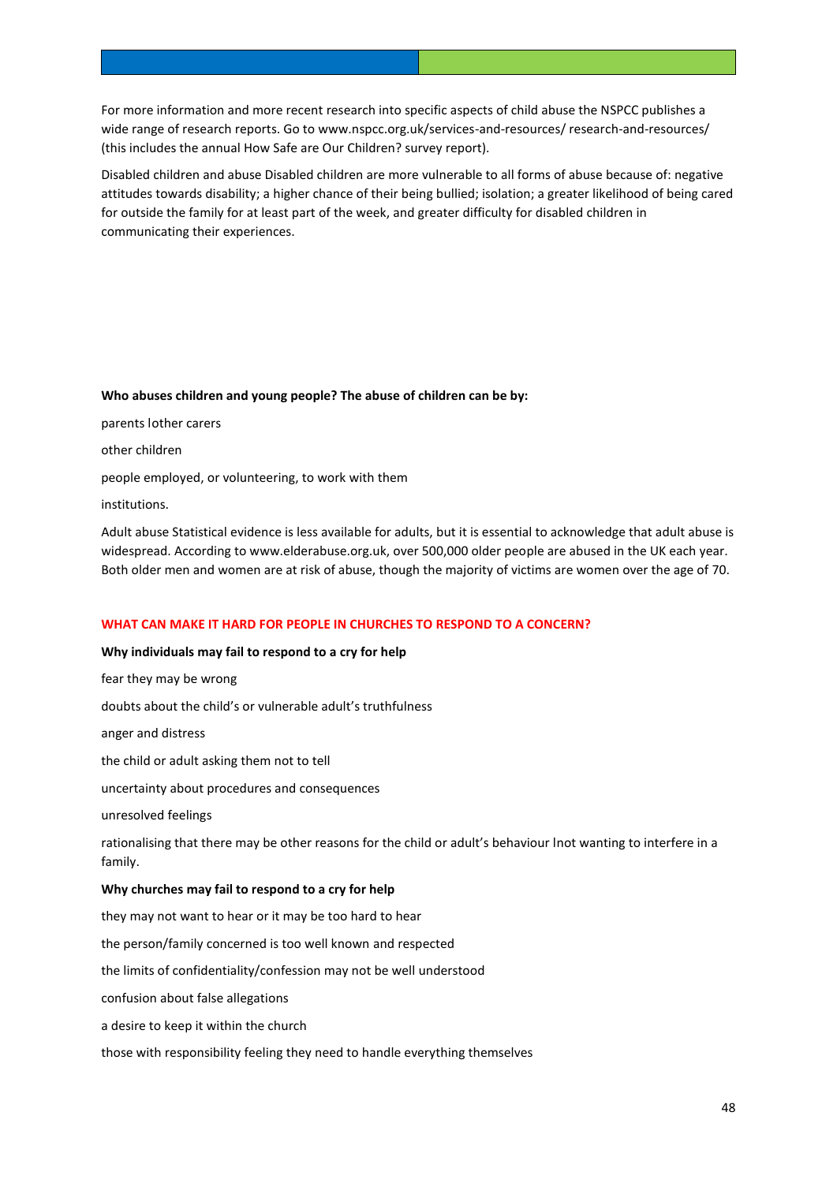For more information and more recent research into specific aspects of child abuse the NSPCC publishes a wide range of research reports. Go to www.nspcc.org.uk/services-and-resources/ research-and-resources/ (this includes the annual How Safe are Our Children? survey report).

Disabled children and abuse Disabled children are more vulnerable to all forms of abuse because of: negative attitudes towards disability; a higher chance of their being bullied; isolation; a greater likelihood of being cared for outside the family for at least part of the week, and greater difficulty for disabled children in communicating their experiences.

**Who abuses children and young people? The abuse of children can be by:**

parents lother carers

other children

people employed, or volunteering, to work with them

institutions.

Adult abuse Statistical evidence is less available for adults, but it is essential to acknowledge that adult abuse is widespread. According to www.elderabuse.org.uk, over 500,000 older people are abused in the UK each year. Both older men and women are at risk of abuse, though the majority of victims are women over the age of 70.

## WHAT CAN MAKE IT HARD FOR PEOPLE IN CHURCHES TO RESPOND TO A CONCERN?

**Why individuals may fail to respond to a cry for help**

fear they may be wrong

doubts about the child's or vulnerable adult's truthfulness

anger and distress

the child or adult asking them not to tell

uncertainty about procedures and consequences

unresolved feelings

rationalising that there may be other reasons for the child or adult's behaviour lnot wanting to interfere in a family.

**Why churches may fail to respond to a cry for help**

they may not want to hear or it may be too hard to hear

the person/family concerned is too well known and respected

the limits of confidentiality/confession may not be well understood

confusion about false allegations

a desire to keep it within the church

those with responsibility feeling they need to handle everything themselves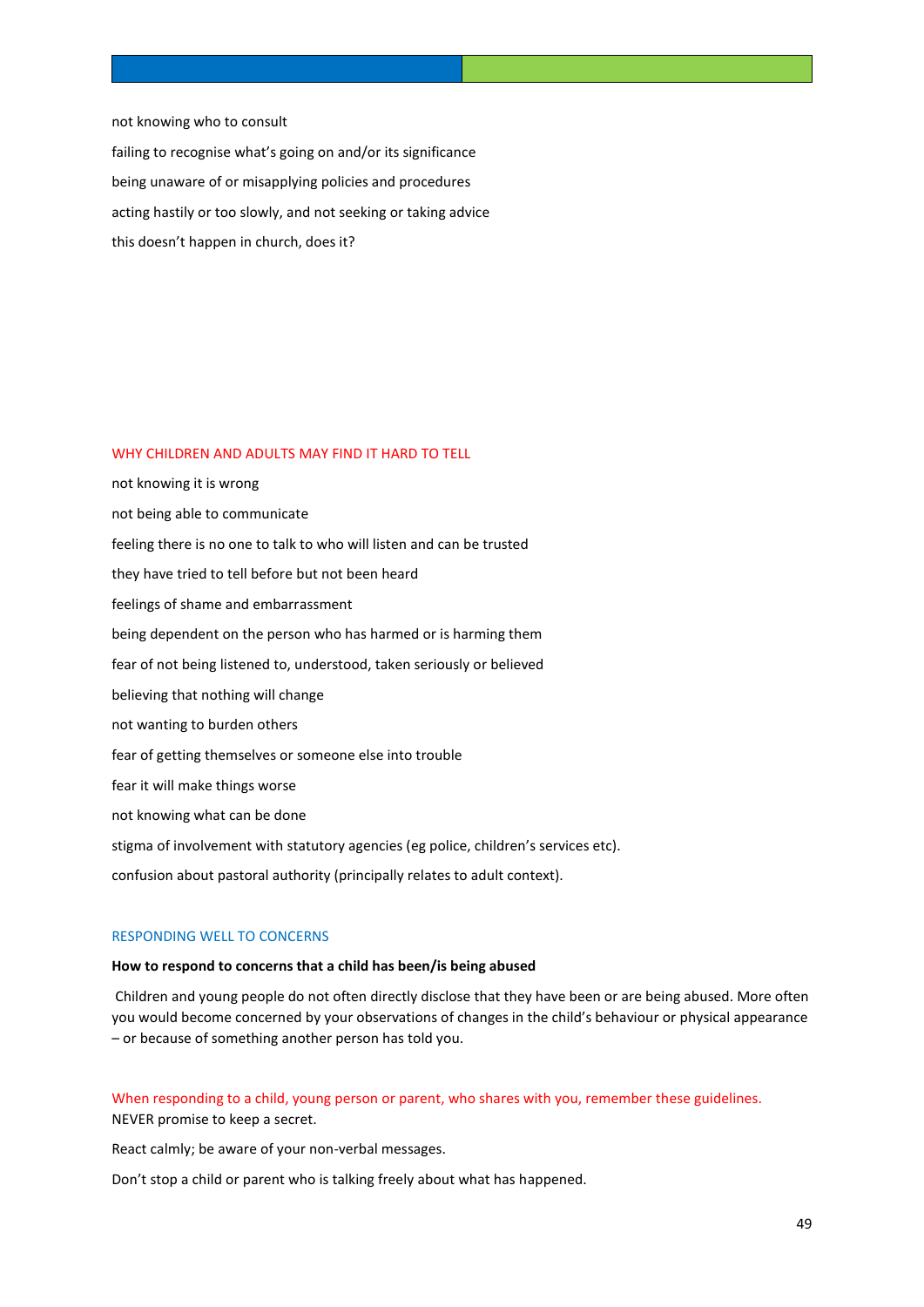not knowing who to consult

failing to recognise what's going on and/or its significance

being unaware of or misapplying policies and procedures

acting hastily or too slowly, and not seeking or taking advice

this doesn't happen in church, does it?

## WHY CHILDREN AND ADULTS MAY FIND IT HARD TO TELL

not knowing it is wrong

not being able to communicate

feeling there is no one to talk to who will listen and can be trusted

they have tried to tell before but not been heard

feelings of shame and embarrassment

being dependent on the person who has harmed or is harming them

fear of not being listened to, understood, taken seriously or believed

believing that nothing will change

not wanting to burden others

fear of getting themselves or someone else into trouble

fear it will make things worse

not knowing what can be done

stigma of involvement with statutory agencies (eg police, children's services etc).

confusion about pastoral authority (principally relates to adult context).

## RESPONDING WELL TO CONCERNS

**How to respond to concerns that a child has been/is being abused**

Children and young people do not often directly disclose that they have been or are being abused. More often you would become concerned by your observations of changes in the child's behaviour or physical appearance – or because of something another person has told you.

When responding to a child, young person or parent, who shares with you, remember these guidelines.

NEVER promise to keep a secret.

React calmly; be aware of your non-verbal messages.

Don't stop a child or parent who is talking freely about what has happened.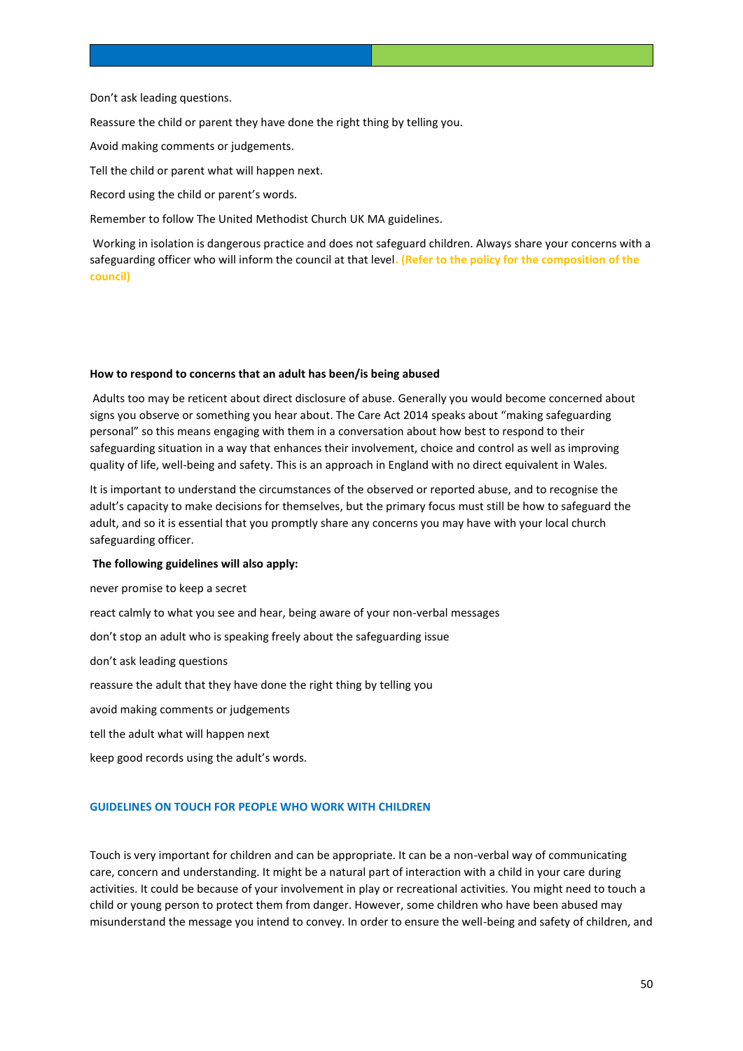Don’t ask leading questions.

Reassure the child or parent they have done the right thing by telling you.

Avoid making comments or judgements.

Tell the child or parent what will happen next.

Record using the child or parent’s words.

Remember to follow The United Methodist Church UK MA guidelines.

Working in isolation is dangerous practice and does not safeguard children. Always share your concerns with a safeguarding officer who will inform the council at that level. **(Refer to the policy for the composition of the council)**

**How to respond to concerns that an adult has been/is being abused**

Adults too may be reticent about direct disclosure of abuse. Generally you would become concerned about signs you observe or something you hear about. The Care Act 2014 speaks about “making safeguarding personal” so this means engaging with them in a conversation about how best to respond to their safeguarding situation in a way that enhances their involvement, choice and control as well as improving quality of life, well-being and safety. This is an approach in England with no direct equivalent in Wales.

It is important to understand the circumstances of the observed or reported abuse, and to recognise the adult’s capacity to make decisions for themselves, but the primary focus must still be how to safeguard the adult, and so it is essential that you promptly share any concerns you may have with your local church safeguarding officer.

**The following guidelines will also apply:**

never promise to keep a secret

react calmly to what you see and hear, being aware of your non-verbal messages

don’t stop an adult who is speaking freely about the safeguarding issue

don’t ask leading questions

reassure the adult that they have done the right thing by telling you

avoid making comments or judgements

tell the adult what will happen next

keep good records using the adult’s words.

## GUIDELINES ON TOUCH FOR PEOPLE WHO WORK WITH CHILDREN

Touch is very important for children and can be appropriate. It can be a non-verbal way of communicating care, concern and understanding. It might be a natural part of interaction with a child in your care during activities. It could be because of your involvement in play or recreational activities. You might need to touch a child or young person to protect them from danger. However, some children who have been abused may misunderstand the message you intend to convey. In order to ensure the well-being and safety of children, and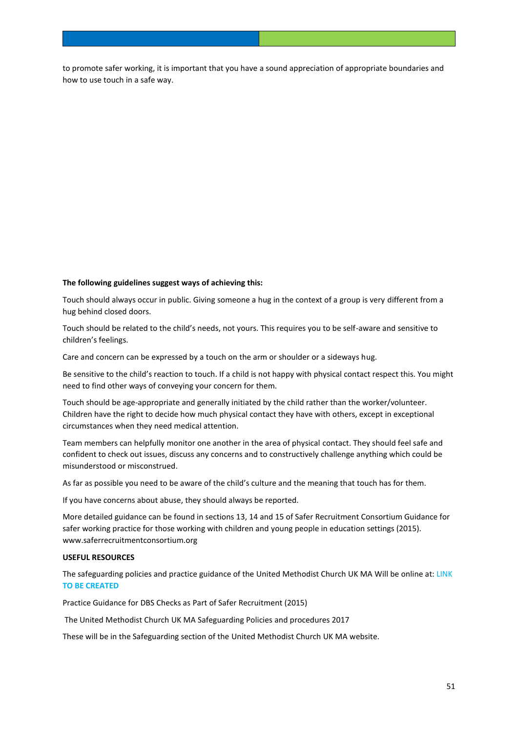to promote safer working, it is important that you have a sound appreciation of appropriate boundaries and how to use touch in a safe way.

**The following guidelines suggest ways of achieving this:**

Touch should always occur in public. Giving someone a hug in the context of a group is very different from a hug behind closed doors.

Touch should be related to the child's needs, not yours. This requires you to be self-aware and sensitive to children's feelings.

Care and concern can be expressed by a touch on the arm or shoulder or a sideways hug.

Be sensitive to the child's reaction to touch. If a child is not happy with physical contact respect this. You might need to find other ways of conveying your concern for them.

Touch should be age-appropriate and generally initiated by the child rather than the worker/volunteer. Children have the right to decide how much physical contact they have with others, except in exceptional circumstances when they need medical attention.

Team members can helpfully monitor one another in the area of physical contact. They should feel safe and confident to check out issues, discuss any concerns and to constructively challenge anything which could be misunderstood or misconstrued.

As far as possible you need to be aware of the child's culture and the meaning that touch has for them.

If you have concerns about abuse, they should always be reported.

More detailed guidance can be found in sections 13, 14 and 15 of Safer Recruitment Consortium Guidance for safer working practice for those working with children and young people in education settings (2015). www.saferrecruitmentconsortium.org

**USEFUL RESOURCES**

The safeguarding policies and practice guidance of the United Methodist Church UK MA Will be online at: **LINK TO BE CREATED**

Practice Guidance for DBS Checks as Part of Safer Recruitment (2015)

The United Methodist Church UK MA Safeguarding Policies and procedures 2017

These will be in the Safeguarding section of the United Methodist Church UK MA website.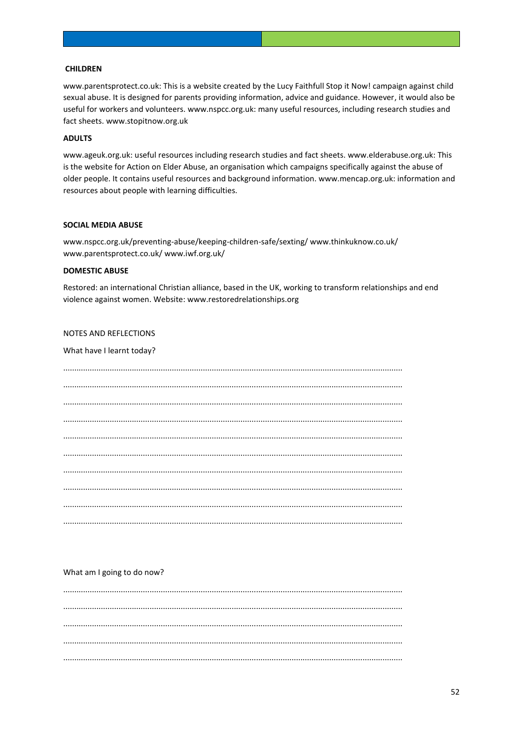**CHILDREN**

www.parentsprotect.co.uk: This is a website created by the Lucy Faithfull Stop it Now! campaign against child sexual abuse. It is designed for parents providing information, advice and guidance. However, it would also be useful for workers and volunteers. www.nspcc.org.uk: many useful resources, including research studies and fact sheets. www.stopitnow.org.uk

**ADULTS**

www.ageuk.org.uk: useful resources including research studies and fact sheets. www.elderabuse.org.uk: This is the website for Action on Elder Abuse, an organisation which campaigns specifically against the abuse of older people. It contains useful resources and background information. www.mencap.org.uk: information and resources about people with learning difficulties.

**SOCIAL MEDIA ABUSE**

www.nspcc.org.uk/preventing-abuse/keeping-children-safe/sexting/ www.thinkuknow.co.uk/ www.parentsprotect.co.uk/ www.iwf.org.uk/

**DOMESTIC ABUSE**

Restored: an international Christian alliance, based in the UK, working to transform relationships and end violence against women. Website: www.restoredrelationships.org

NOTES AND REFLECTIONS

What have I learnt today?

.......................................................................................................................................

.......................................................................................................................................

.......................................................................................................................................

.......................................................................................................................................

.......................................................................................................................................

.......................................................................................................................................

.......................................................................................................................................

.......................................................................................................................................

.......................................................................................................................................

.......................................................................................................................................

What am I going to do now?

.......................................................................................................................................

.......................................................................................................................................

.......................................................................................................................................

.......................................................................................................................................

.......................................................................................................................................